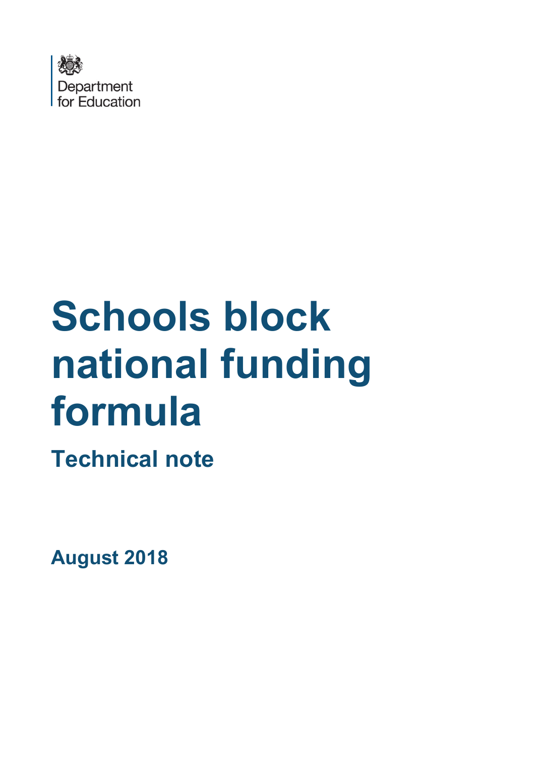Department for Education

# Schools block national funding formula

## Technical note

**August 2018**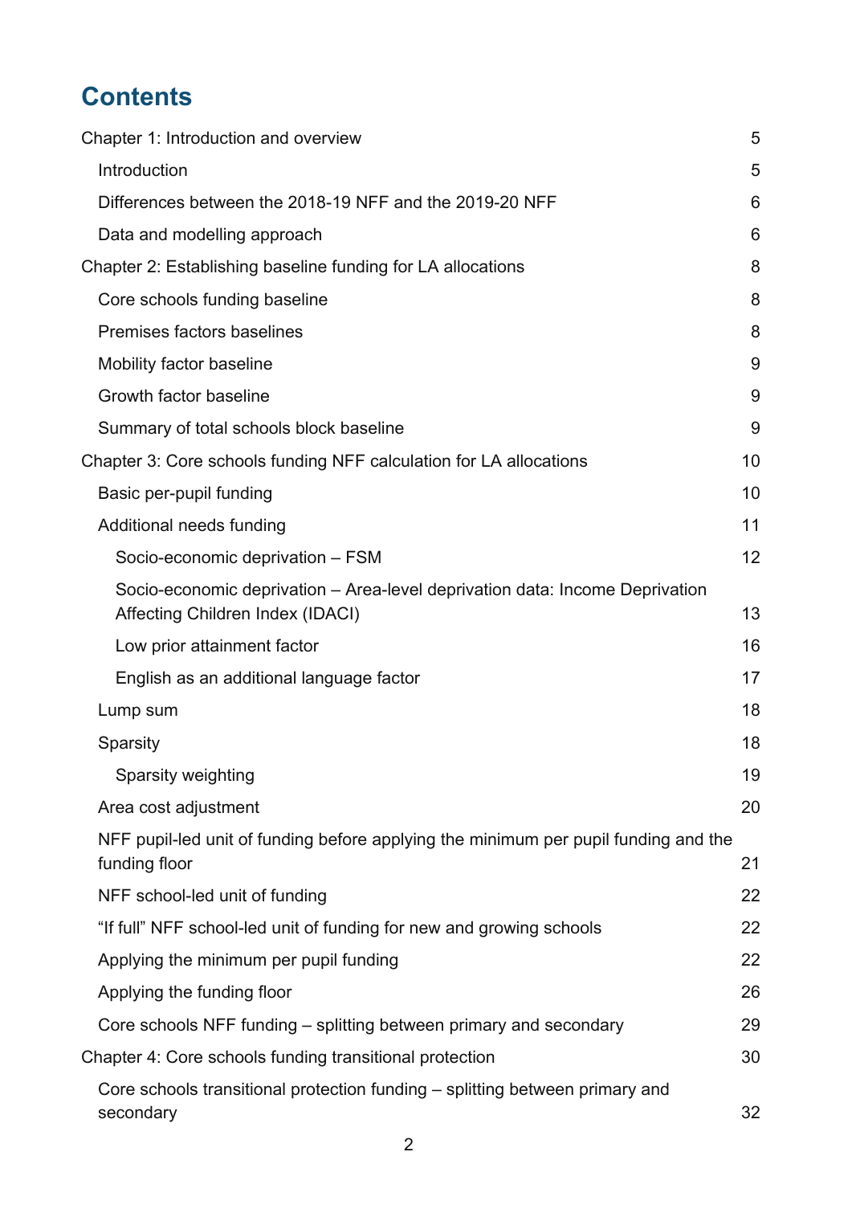# Contents

Chapter 1: Introduction and overview 5

- Introduction 5
- Differences between the 2018-19 NFF and the 2019-20 NFF 6
- Data and modelling approach 6

Chapter 2: Establishing baseline funding for LA allocations 8

- Core schools funding baseline 8
- Premises factors baselines 8
- Mobility factor baseline 9
- Growth factor baseline 9
- Summary of total schools block baseline 9

Chapter 3: Core schools funding NFF calculation for LA allocations 10

- Basic per-pupil funding 10
- Additional needs funding 11
  - Socio-economic deprivation – FSM 12
  - Socio-economic deprivation – Area-level deprivation data: Income Deprivation Affecting Children Index (IDACI) 13
  - Low prior attainment factor 16
  - English as an additional language factor 17
- Lump sum 18
- Sparsity 18
  - Sparsity weighting 19
- Area cost adjustment 20
- NFF pupil-led unit of funding before applying the minimum per pupil funding and the funding floor 21
- NFF school-led unit of funding 22
- "If full" NFF school-led unit of funding for new and growing schools 22
- Applying the minimum per pupil funding 22
- Applying the funding floor 26
- Core schools NFF funding – splitting between primary and secondary 29

Chapter 4: Core schools funding transitional protection 30

- Core schools transitional protection funding – splitting between primary and secondary 32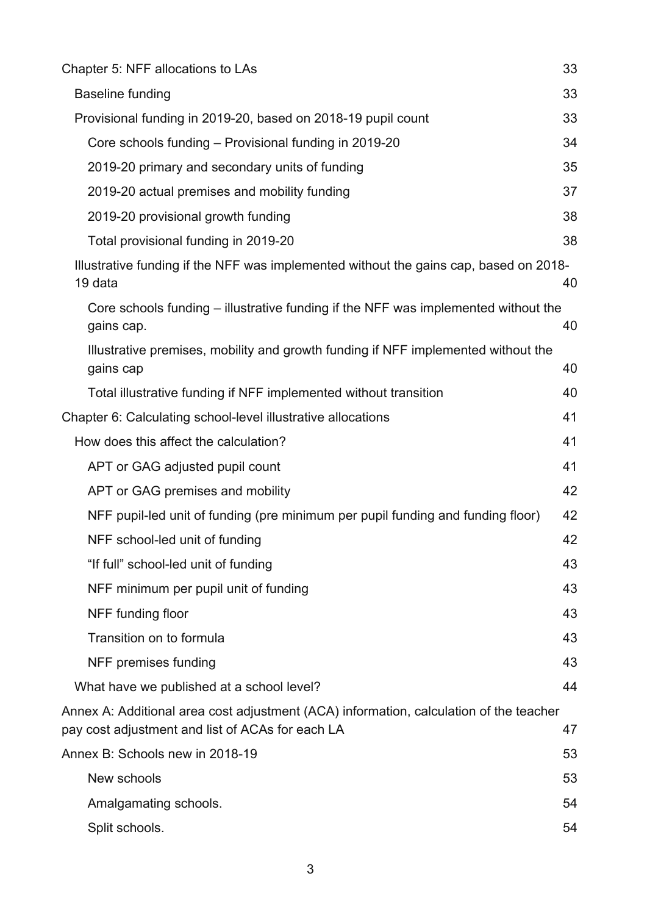Chapter 5: NFF allocations to LAs 33

- Baseline funding 33
- Provisional funding in 2019-20, based on 2018-19 pupil count 33
  - Core schools funding – Provisional funding in 2019-20 34
  - 2019-20 primary and secondary units of funding 35
  - 2019-20 actual premises and mobility funding 37
  - 2019-20 provisional growth funding 38
  - Total provisional funding in 2019-20 38
- Illustrative funding if the NFF was implemented without the gains cap, based on 2018-19 data 40
  - Core schools funding – illustrative funding if the NFF was implemented without the gains cap. 40
  - Illustrative premises, mobility and growth funding if NFF implemented without the gains cap 40
  - Total illustrative funding if NFF implemented without transition 40

Chapter 6: Calculating school-level illustrative allocations 41

- How does this affect the calculation? 41
  - APT or GAG adjusted pupil count 41
  - APT or GAG premises and mobility 42
  - NFF pupil-led unit of funding (pre minimum per pupil funding and funding floor) 42
  - NFF school-led unit of funding 42
  - "If full" school-led unit of funding 43
  - NFF minimum per pupil unit of funding 43
  - NFF funding floor 43
  - Transition on to formula 43
  - NFF premises funding 43
- What have we published at a school level? 44

Annex A: Additional area cost adjustment (ACA) information, calculation of the teacher pay cost adjustment and list of ACAs for each LA 47

Annex B: Schools new in 2018-19 53

- New schools 53
- Amalgamating schools. 54
- Split schools. 54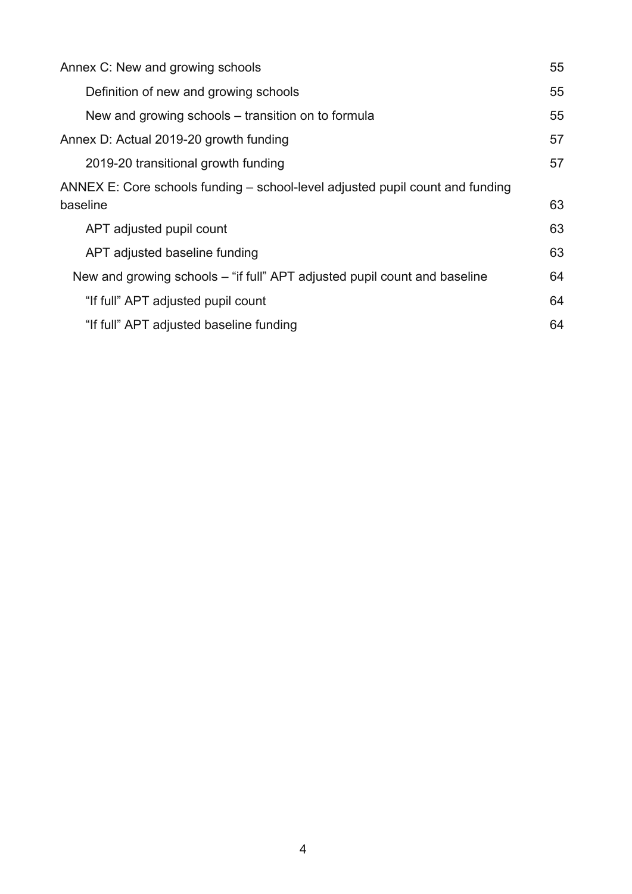Annex C: New and growing schools 55

- Definition of new and growing schools 55
- New and growing schools – transition on to formula 55

Annex D: Actual 2019-20 growth funding 57

- 2019-20 transitional growth funding 57

ANNEX E: Core schools funding – school-level adjusted pupil count and funding baseline 63

- APT adjusted pupil count 63
- APT adjusted baseline funding 63

New and growing schools – "if full" APT adjusted pupil count and baseline 64

- "If full" APT adjusted pupil count 64
- "If full" APT adjusted baseline funding 64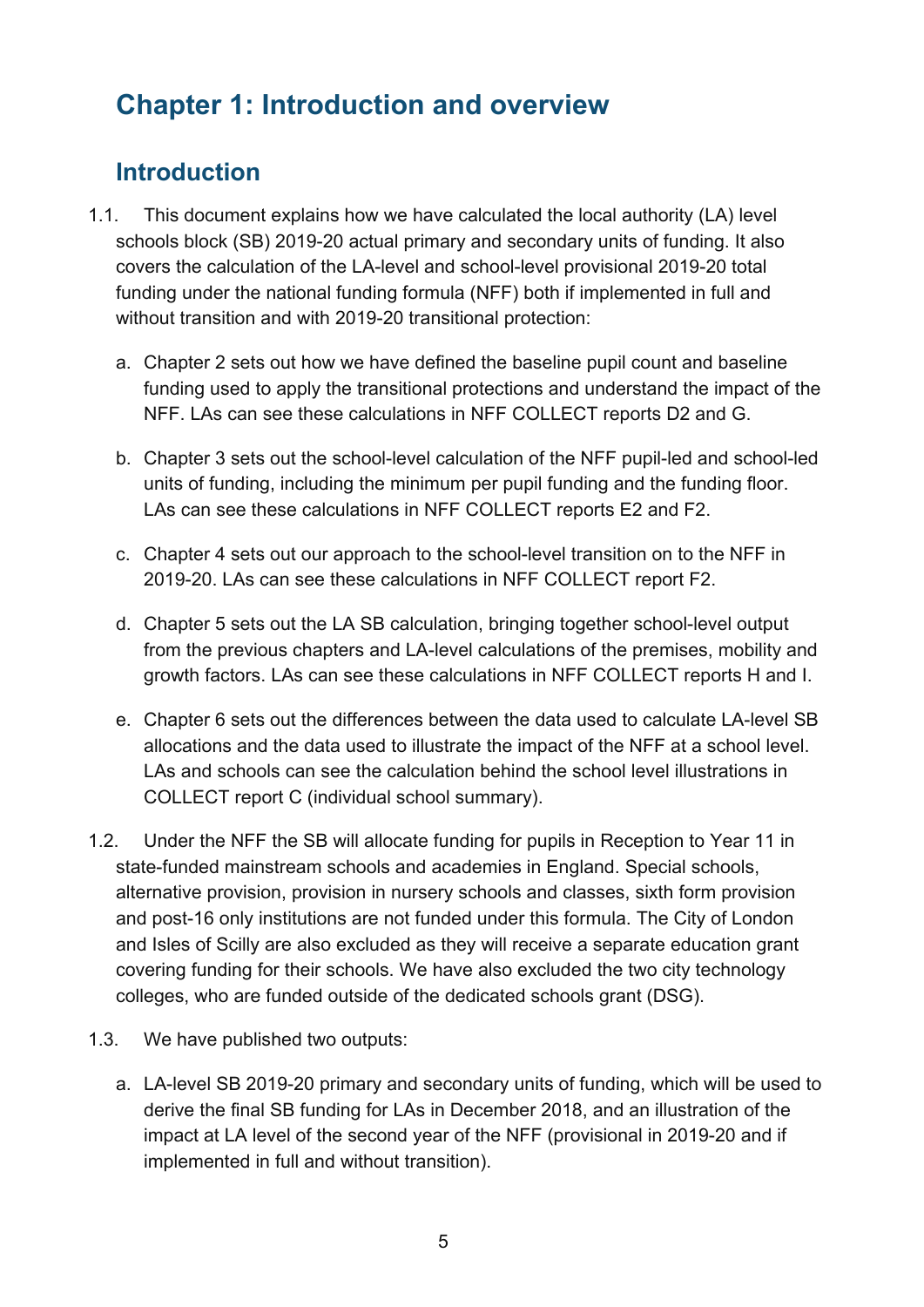# Chapter 1: Introduction and overview

## Introduction

1.1. This document explains how we have calculated the local authority (LA) level schools block (SB) 2019-20 actual primary and secondary units of funding. It also covers the calculation of the LA-level and school-level provisional 2019-20 total funding under the national funding formula (NFF) both if implemented in full and without transition and with 2019-20 transitional protection:

   a. Chapter 2 sets out how we have defined the baseline pupil count and baseline funding used to apply the transitional protections and understand the impact of the NFF. LAs can see these calculations in NFF COLLECT reports D2 and G.

   b. Chapter 3 sets out the school-level calculation of the NFF pupil-led and school-led units of funding, including the minimum per pupil funding and the funding floor. LAs can see these calculations in NFF COLLECT reports E2 and F2.

   c. Chapter 4 sets out our approach to the school-level transition on to the NFF in 2019-20. LAs can see these calculations in NFF COLLECT report F2.

   d. Chapter 5 sets out the LA SB calculation, bringing together school-level output from the previous chapters and LA-level calculations of the premises, mobility and growth factors. LAs can see these calculations in NFF COLLECT reports H and I.

   e. Chapter 6 sets out the differences between the data used to calculate LA-level SB allocations and the data used to illustrate the impact of the NFF at a school level. LAs and schools can see the calculation behind the school level illustrations in COLLECT report C (individual school summary).

1.2. Under the NFF the SB will allocate funding for pupils in Reception to Year 11 in state-funded mainstream schools and academies in England. Special schools, alternative provision, provision in nursery schools and classes, sixth form provision and post-16 only institutions are not funded under this formula. The City of London and Isles of Scilly are also excluded as they will receive a separate education grant covering funding for their schools. We have also excluded the two city technology colleges, who are funded outside of the dedicated schools grant (DSG).

1.3. We have published two outputs:

   a. LA-level SB 2019-20 primary and secondary units of funding, which will be used to derive the final SB funding for LAs in December 2018, and an illustration of the impact at LA level of the second year of the NFF (provisional in 2019-20 and if implemented in full and without transition).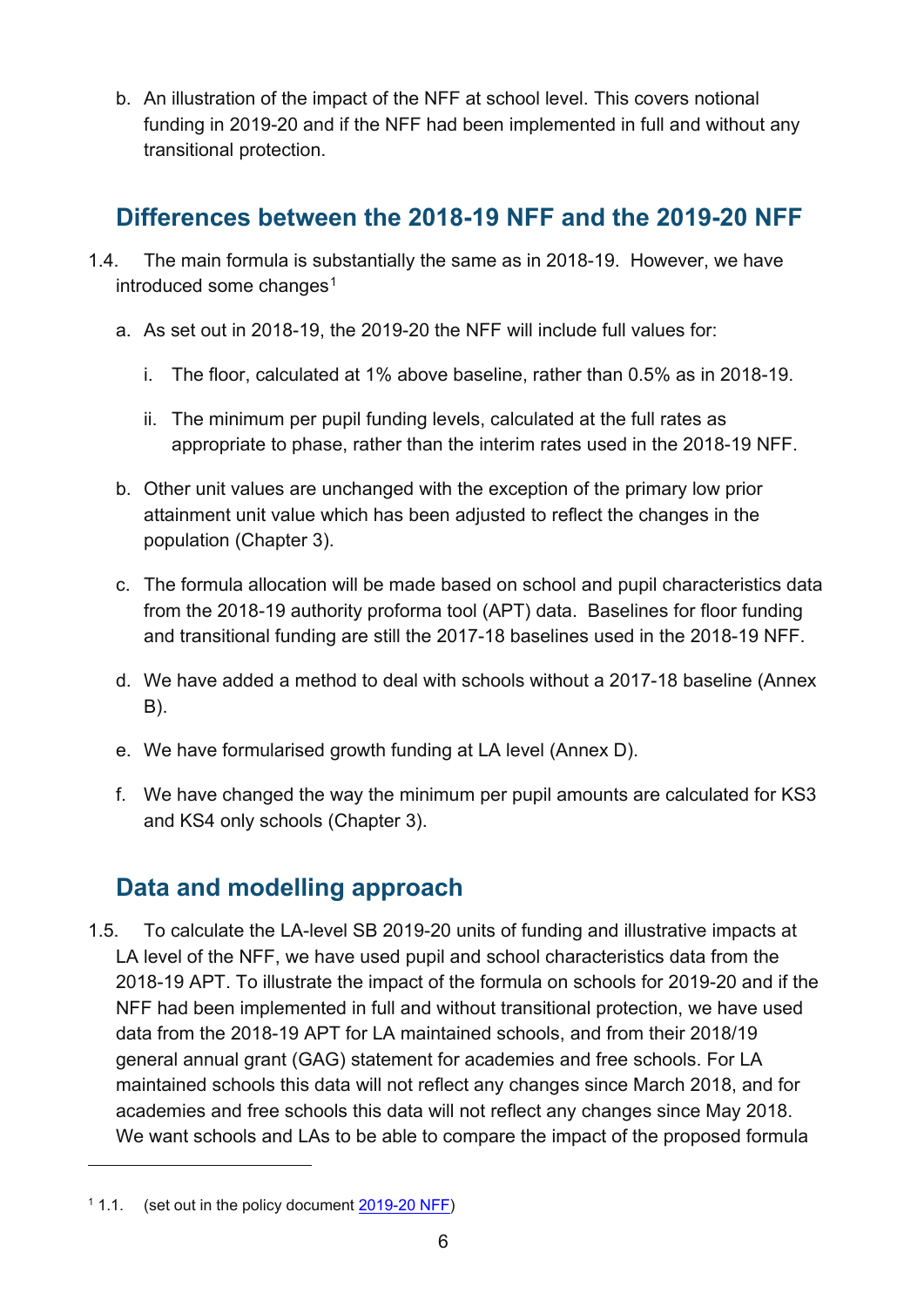b. An illustration of the impact of the NFF at school level. This covers notional funding in 2019-20 and if the NFF had been implemented in full and without any transitional protection.

## Differences between the 2018-19 NFF and the 2019-20 NFF

1.4. The main formula is substantially the same as in 2018-19. However, we have introduced some changes[1]

a. As set out in 2018-19, the 2019-20 the NFF will include full values for:

   i. The floor, calculated at 1% above baseline, rather than 0.5% as in 2018-19.

   ii. The minimum per pupil funding levels, calculated at the full rates as appropriate to phase, rather than the interim rates used in the 2018-19 NFF.

b. Other unit values are unchanged with the exception of the primary low prior attainment unit value which has been adjusted to reflect the changes in the population (Chapter 3).

c. The formula allocation will be made based on school and pupil characteristics data from the 2018-19 authority proforma tool (APT) data. Baselines for floor funding and transitional funding are still the 2017-18 baselines used in the 2018-19 NFF.

d. We have added a method to deal with schools without a 2017-18 baseline (Annex B).

e. We have formularised growth funding at LA level (Annex D).

f. We have changed the way the minimum per pupil amounts are calculated for KS3 and KS4 only schools (Chapter 3).

## Data and modelling approach

1.5. To calculate the LA-level SB 2019-20 units of funding and illustrative impacts at LA level of the NFF, we have used pupil and school characteristics data from the 2018-19 APT. To illustrate the impact of the formula on schools for 2019-20 and if the NFF had been implemented in full and without transitional protection, we have used data from the 2018-19 APT for LA maintained schools, and from their 2018/19 general annual grant (GAG) statement for academies and free schools. For LA maintained schools this data will not reflect any changes since March 2018, and for academies and free schools this data will not reflect any changes since May 2018. We want schools and LAs to be able to compare the impact of the proposed formula

[1] 1.1. (set out in the policy document 2019-20 NFF)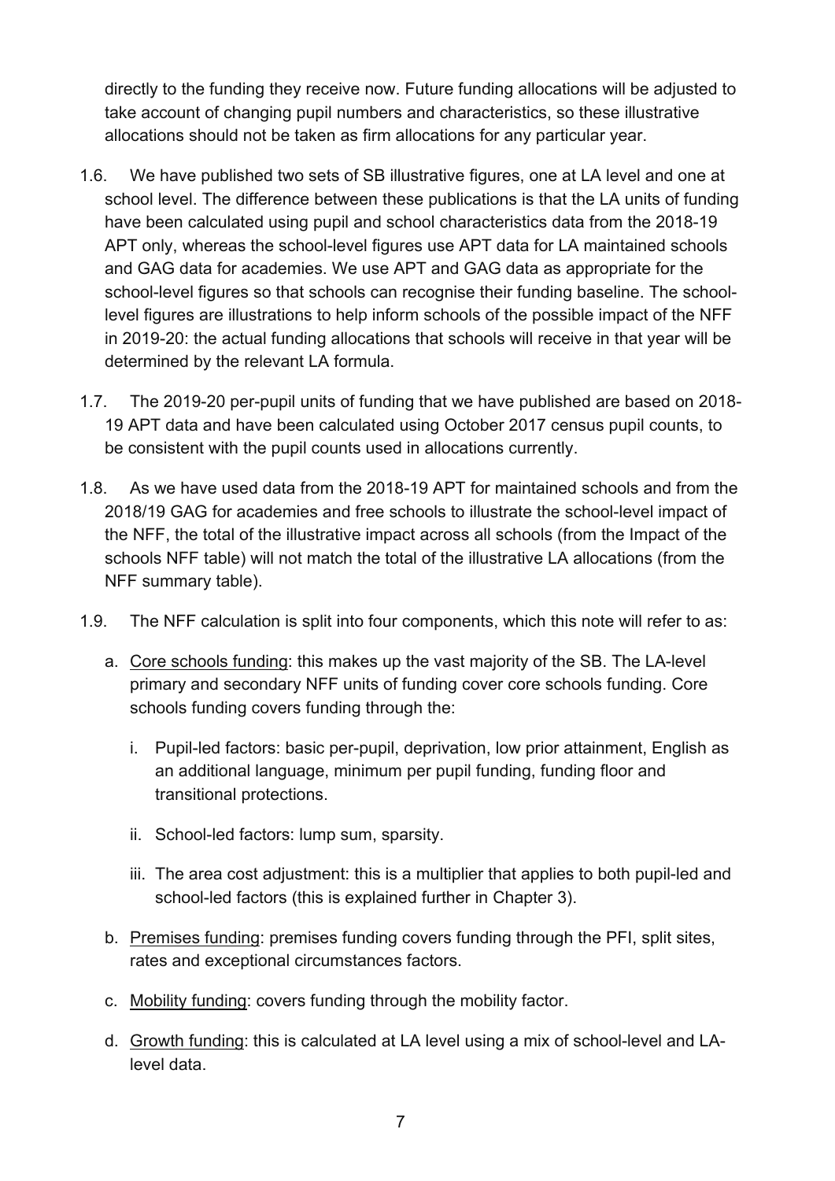directly to the funding they receive now. Future funding allocations will be adjusted to take account of changing pupil numbers and characteristics, so these illustrative allocations should not be taken as firm allocations for any particular year.

1.6. We have published two sets of SB illustrative figures, one at LA level and one at school level. The difference between these publications is that the LA units of funding have been calculated using pupil and school characteristics data from the 2018-19 APT only, whereas the school-level figures use APT data for LA maintained schools and GAG data for academies. We use APT and GAG data as appropriate for the school-level figures so that schools can recognise their funding baseline. The school-level figures are illustrations to help inform schools of the possible impact of the NFF in 2019-20: the actual funding allocations that schools will receive in that year will be determined by the relevant LA formula.

1.7. The 2019-20 per-pupil units of funding that we have published are based on 2018-19 APT data and have been calculated using October 2017 census pupil counts, to be consistent with the pupil counts used in allocations currently.

1.8. As we have used data from the 2018-19 APT for maintained schools and from the 2018/19 GAG for academies and free schools to illustrate the school-level impact of the NFF, the total of the illustrative impact across all schools (from the Impact of the schools NFF table) will not match the total of the illustrative LA allocations (from the NFF summary table).

1.9. The NFF calculation is split into four components, which this note will refer to as:

a. Core schools funding: this makes up the vast majority of the SB. The LA-level primary and secondary NFF units of funding cover core schools funding. Core schools funding covers funding through the:

   i. Pupil-led factors: basic per-pupil, deprivation, low prior attainment, English as an additional language, minimum per pupil funding, funding floor and transitional protections.

   ii. School-led factors: lump sum, sparsity.

   iii. The area cost adjustment: this is a multiplier that applies to both pupil-led and school-led factors (this is explained further in Chapter 3).

b. Premises funding: premises funding covers funding through the PFI, split sites, rates and exceptional circumstances factors.

c. Mobility funding: covers funding through the mobility factor.

d. Growth funding: this is calculated at LA level using a mix of school-level and LA-level data.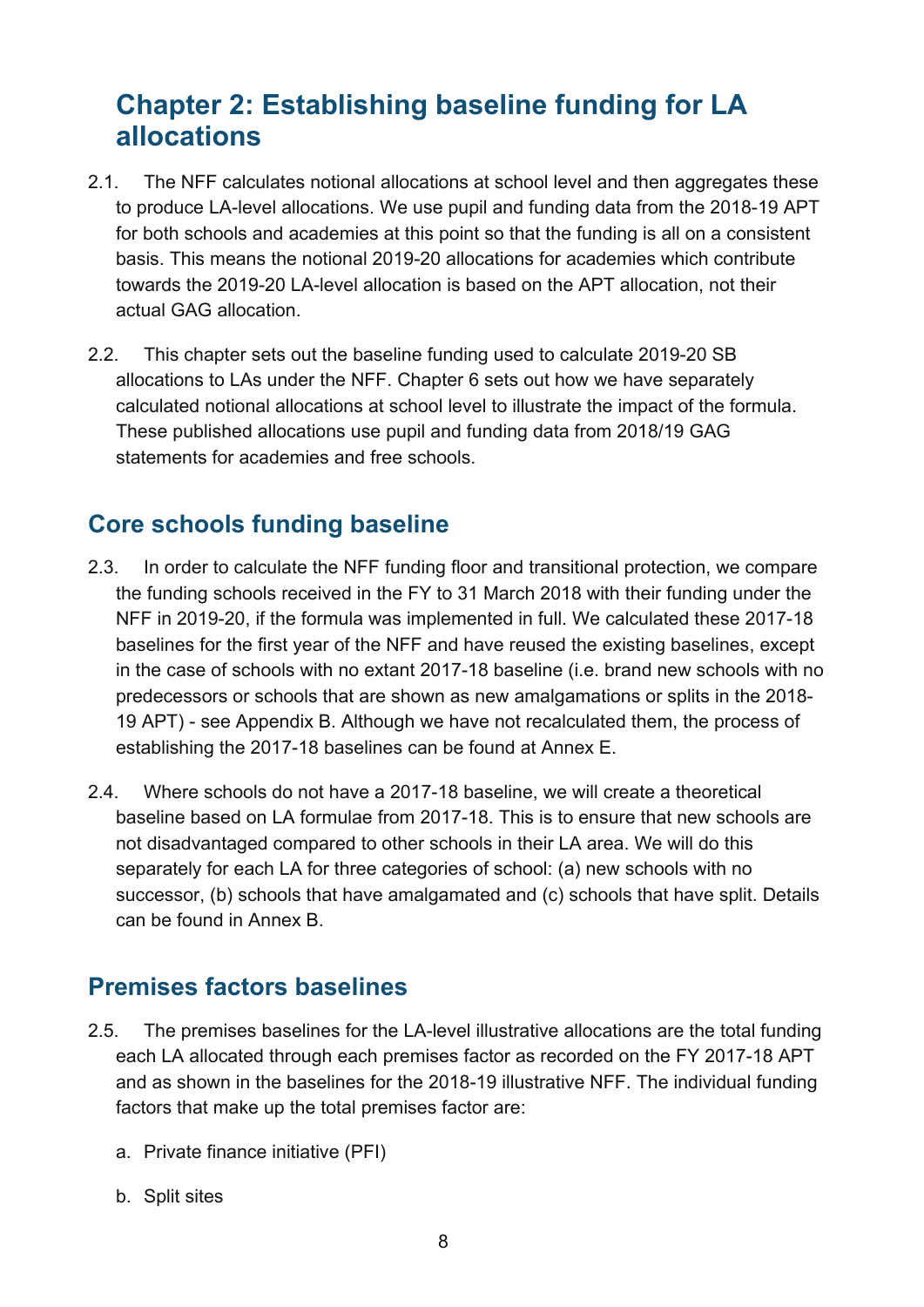# Chapter 2: Establishing baseline funding for LA allocations

2.1. The NFF calculates notional allocations at school level and then aggregates these to produce LA-level allocations. We use pupil and funding data from the 2018-19 APT for both schools and academies at this point so that the funding is all on a consistent basis. This means the notional 2019-20 allocations for academies which contribute towards the 2019-20 LA-level allocation is based on the APT allocation, not their actual GAG allocation.

2.2. This chapter sets out the baseline funding used to calculate 2019-20 SB allocations to LAs under the NFF. Chapter 6 sets out how we have separately calculated notional allocations at school level to illustrate the impact of the formula. These published allocations use pupil and funding data from 2018/19 GAG statements for academies and free schools.

## Core schools funding baseline

2.3. In order to calculate the NFF funding floor and transitional protection, we compare the funding schools received in the FY to 31 March 2018 with their funding under the NFF in 2019-20, if the formula was implemented in full. We calculated these 2017-18 baselines for the first year of the NFF and have reused the existing baselines, except in the case of schools with no extant 2017-18 baseline (i.e. brand new schools with no predecessors or schools that are shown as new amalgamations or splits in the 2018-19 APT) - see Appendix B. Although we have not recalculated them, the process of establishing the 2017-18 baselines can be found at Annex E.

2.4. Where schools do not have a 2017-18 baseline, we will create a theoretical baseline based on LA formulae from 2017-18. This is to ensure that new schools are not disadvantaged compared to other schools in their LA area. We will do this separately for each LA for three categories of school: (a) new schools with no successor, (b) schools that have amalgamated and (c) schools that have split. Details can be found in Annex B.

## Premises factors baselines

2.5. The premises baselines for the LA-level illustrative allocations are the total funding each LA allocated through each premises factor as recorded on the FY 2017-18 APT and as shown in the baselines for the 2018-19 illustrative NFF. The individual funding factors that make up the total premises factor are:

a. Private finance initiative (PFI)

b. Split sites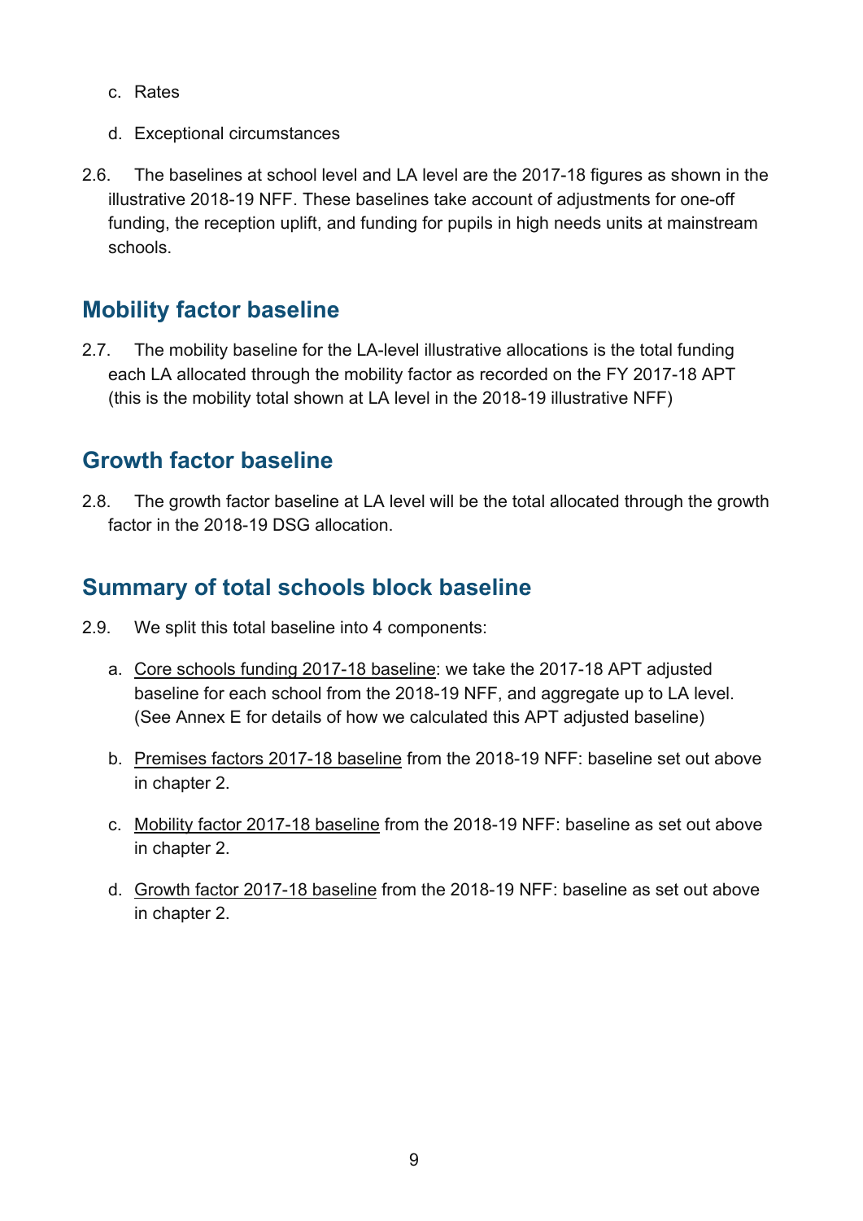c. Rates

d. Exceptional circumstances

2.6. The baselines at school level and LA level are the 2017-18 figures as shown in the illustrative 2018-19 NFF. These baselines take account of adjustments for one-off funding, the reception uplift, and funding for pupils in high needs units at mainstream schools.

## Mobility factor baseline

2.7. The mobility baseline for the LA-level illustrative allocations is the total funding each LA allocated through the mobility factor as recorded on the FY 2017-18 APT (this is the mobility total shown at LA level in the 2018-19 illustrative NFF)

## Growth factor baseline

2.8. The growth factor baseline at LA level will be the total allocated through the growth factor in the 2018-19 DSG allocation.

## Summary of total schools block baseline

2.9. We split this total baseline into 4 components:

a. Core schools funding 2017-18 baseline: we take the 2017-18 APT adjusted baseline for each school from the 2018-19 NFF, and aggregate up to LA level. (See Annex E for details of how we calculated this APT adjusted baseline)

b. Premises factors 2017-18 baseline from the 2018-19 NFF: baseline set out above in chapter 2.

c. Mobility factor 2017-18 baseline from the 2018-19 NFF: baseline as set out above in chapter 2.

d. Growth factor 2017-18 baseline from the 2018-19 NFF: baseline as set out above in chapter 2.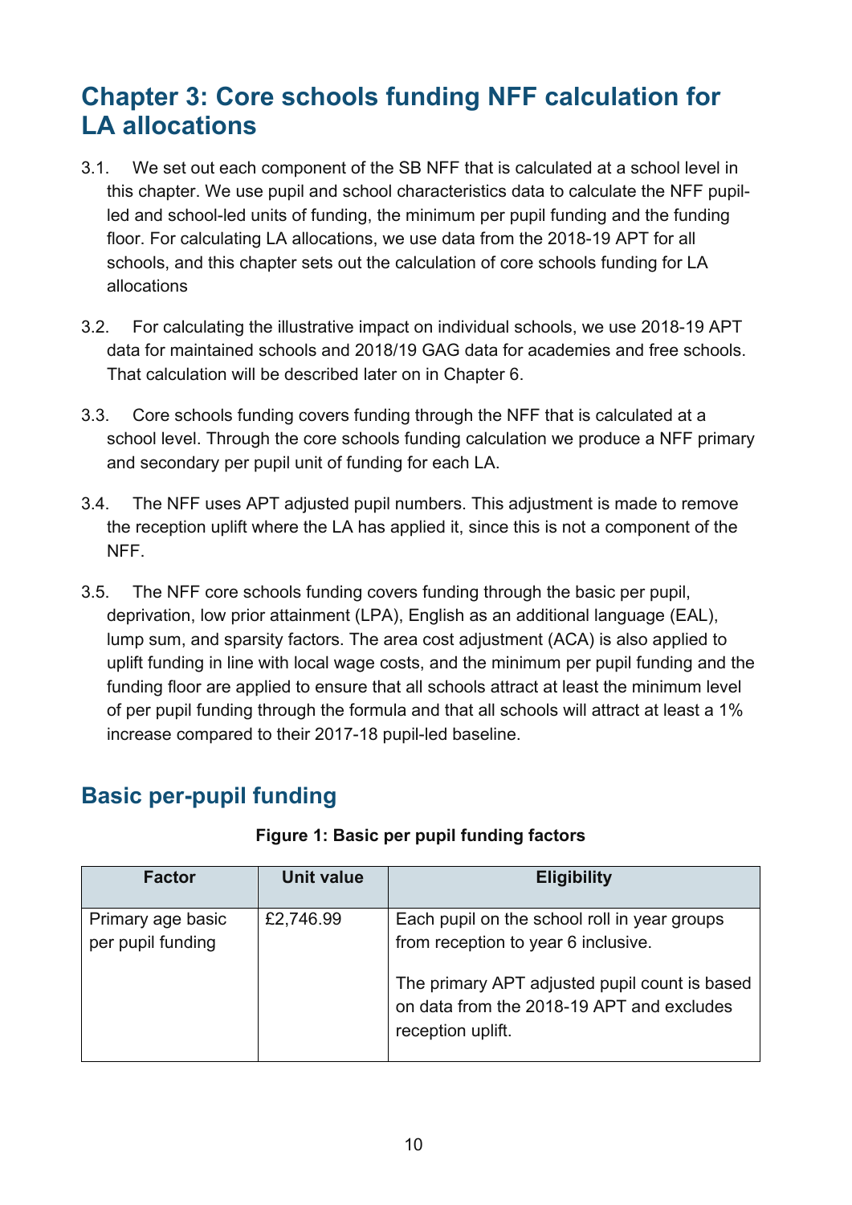## Chapter 3: Core schools funding NFF calculation for LA allocations

3.1. We set out each component of the SB NFF that is calculated at a school level in this chapter. We use pupil and school characteristics data to calculate the NFF pupil-led and school-led units of funding, the minimum per pupil funding and the funding floor. For calculating LA allocations, we use data from the 2018-19 APT for all schools, and this chapter sets out the calculation of core schools funding for LA allocations

3.2. For calculating the illustrative impact on individual schools, we use 2018-19 APT data for maintained schools and 2018/19 GAG data for academies and free schools. That calculation will be described later on in Chapter 6.

3.3. Core schools funding covers funding through the NFF that is calculated at a school level. Through the core schools funding calculation we produce a NFF primary and secondary per pupil unit of funding for each LA.

3.4. The NFF uses APT adjusted pupil numbers. This adjustment is made to remove the reception uplift where the LA has applied it, since this is not a component of the NFF.

3.5. The NFF core schools funding covers funding through the basic per pupil, deprivation, low prior attainment (LPA), English as an additional language (EAL), lump sum, and sparsity factors. The area cost adjustment (ACA) is also applied to uplift funding in line with local wage costs, and the minimum per pupil funding and the funding floor are applied to ensure that all schools attract at least the minimum level of per pupil funding through the formula and that all schools will attract at least a 1% increase compared to their 2017-18 pupil-led baseline.

### Basic per-pupil funding

**Figure 1: Basic per pupil funding factors**

| Factor | Unit value | Eligibility |
|---|---|---|
| Primary age basic per pupil funding | £2,746.99 | Each pupil on the school roll in year groups from reception to year 6 inclusive.<br><br>The primary APT adjusted pupil count is based on data from the 2018-19 APT and excludes reception uplift. |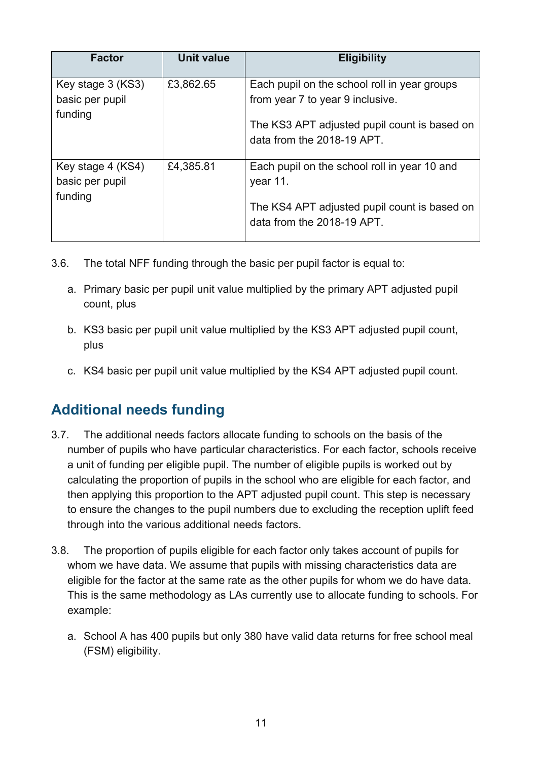| Factor | Unit value | Eligibility |
|---|---|---|
| Key stage 3 (KS3) basic per pupil funding | £3,862.65 | Each pupil on the school roll in year groups from year 7 to year 9 inclusive.<br><br>The KS3 APT adjusted pupil count is based on data from the 2018-19 APT. |
| Key stage 4 (KS4) basic per pupil funding | £4,385.81 | Each pupil on the school roll in year 10 and year 11.<br><br>The KS4 APT adjusted pupil count is based on data from the 2018-19 APT. |

3.6. The total NFF funding through the basic per pupil factor is equal to:

a. Primary basic per pupil unit value multiplied by the primary APT adjusted pupil count, plus

b. KS3 basic per pupil unit value multiplied by the KS3 APT adjusted pupil count, plus

c. KS4 basic per pupil unit value multiplied by the KS4 APT adjusted pupil count.

## Additional needs funding

3.7. The additional needs factors allocate funding to schools on the basis of the number of pupils who have particular characteristics. For each factor, schools receive a unit of funding per eligible pupil. The number of eligible pupils is worked out by calculating the proportion of pupils in the school who are eligible for each factor, and then applying this proportion to the APT adjusted pupil count. This step is necessary to ensure the changes to the pupil numbers due to excluding the reception uplift feed through into the various additional needs factors.

3.8. The proportion of pupils eligible for each factor only takes account of pupils for whom we have data. We assume that pupils with missing characteristics data are eligible for the factor at the same rate as the other pupils for whom we do have data. This is the same methodology as LAs currently use to allocate funding to schools. For example:

a. School A has 400 pupils but only 380 have valid data returns for free school meal (FSM) eligibility.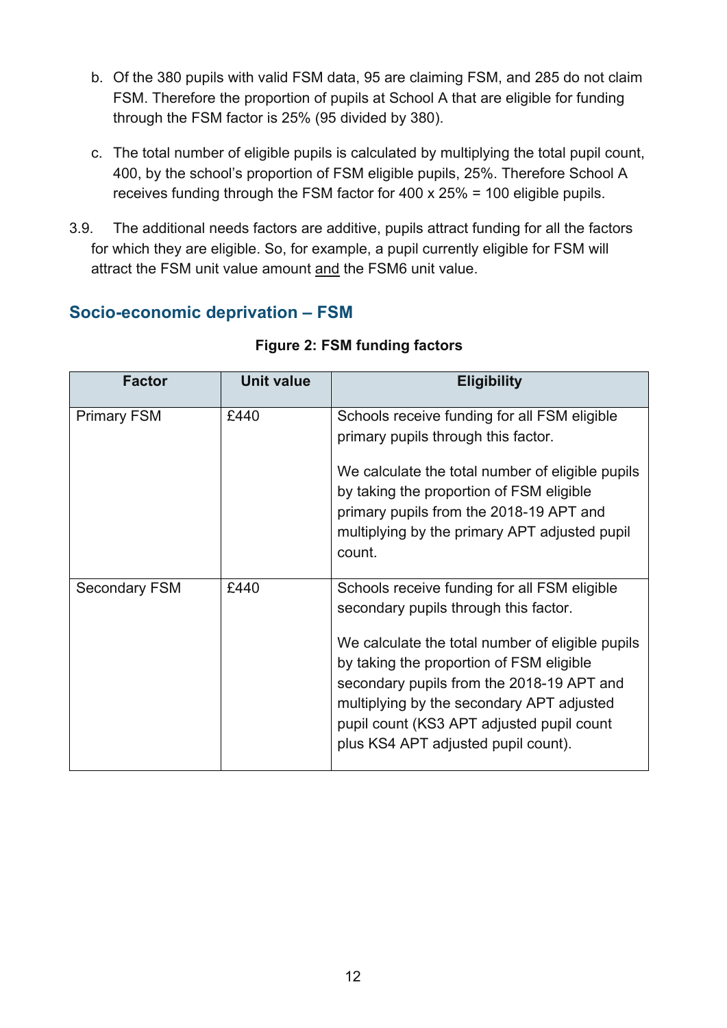b. Of the 380 pupils with valid FSM data, 95 are claiming FSM, and 285 do not claim FSM. Therefore the proportion of pupils at School A that are eligible for funding through the FSM factor is 25% (95 divided by 380).

c. The total number of eligible pupils is calculated by multiplying the total pupil count, 400, by the school's proportion of FSM eligible pupils, 25%. Therefore School A receives funding through the FSM factor for 400 x 25% = 100 eligible pupils.

3.9. The additional needs factors are additive, pupils attract funding for all the factors for which they are eligible. So, for example, a pupil currently eligible for FSM will attract the FSM unit value amount and the FSM6 unit value.

## Socio-economic deprivation – FSM

**Figure 2: FSM funding factors**

| Factor | Unit value | Eligibility |
| --- | --- | --- |
| Primary FSM | £440 | Schools receive funding for all FSM eligible primary pupils through this factor.<br><br>We calculate the total number of eligible pupils by taking the proportion of FSM eligible primary pupils from the 2018-19 APT and multiplying by the primary APT adjusted pupil count. |
| Secondary FSM | £440 | Schools receive funding for all FSM eligible secondary pupils through this factor.<br><br>We calculate the total number of eligible pupils by taking the proportion of FSM eligible secondary pupils from the 2018-19 APT and multiplying by the secondary APT adjusted pupil count (KS3 APT adjusted pupil count plus KS4 APT adjusted pupil count). |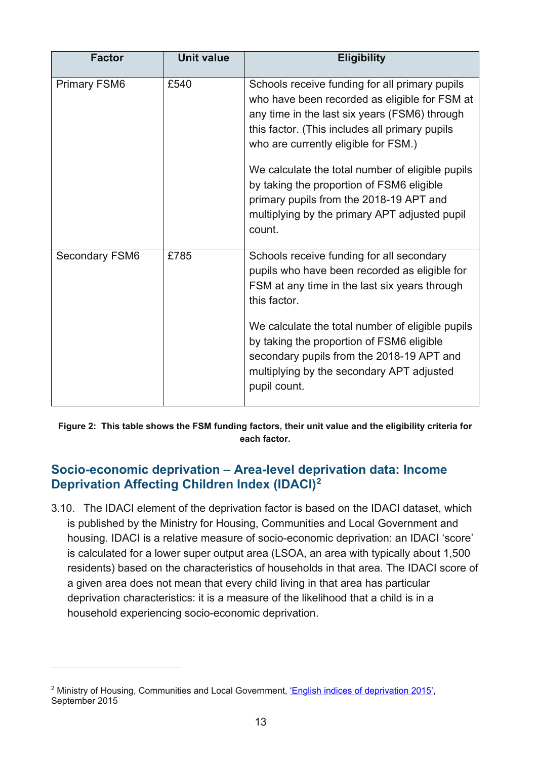| Factor | Unit value | Eligibility |
| --- | --- | --- |
| Primary FSM6 | £540 | Schools receive funding for all primary pupils who have been recorded as eligible for FSM at any time in the last six years (FSM6) through this factor. (This includes all primary pupils who are currently eligible for FSM.)<br><br>We calculate the total number of eligible pupils by taking the proportion of FSM6 eligible primary pupils from the 2018-19 APT and multiplying by the primary APT adjusted pupil count. |
| Secondary FSM6 | £785 | Schools receive funding for all secondary pupils who have been recorded as eligible for FSM at any time in the last six years through this factor.<br><br>We calculate the total number of eligible pupils by taking the proportion of FSM6 eligible secondary pupils from the 2018-19 APT and multiplying by the secondary APT adjusted pupil count. |

**Figure 2: This table shows the FSM funding factors, their unit value and the eligibility criteria for each factor.**

## Socio-economic deprivation – Area-level deprivation data: Income Deprivation Affecting Children Index (IDACI)[2]

3.10. The IDACI element of the deprivation factor is based on the IDACI dataset, which is published by the Ministry for Housing, Communities and Local Government and housing. IDACI is a relative measure of socio-economic deprivation: an IDACI 'score' is calculated for a lower super output area (LSOA, an area with typically about 1,500 residents) based on the characteristics of households in that area. The IDACI score of a given area does not mean that every child living in that area has particular deprivation characteristics: it is a measure of the likelihood that a child is in a household experiencing socio-economic deprivation.

---

[2] Ministry of Housing, Communities and Local Government, 'English indices of deprivation 2015', September 2015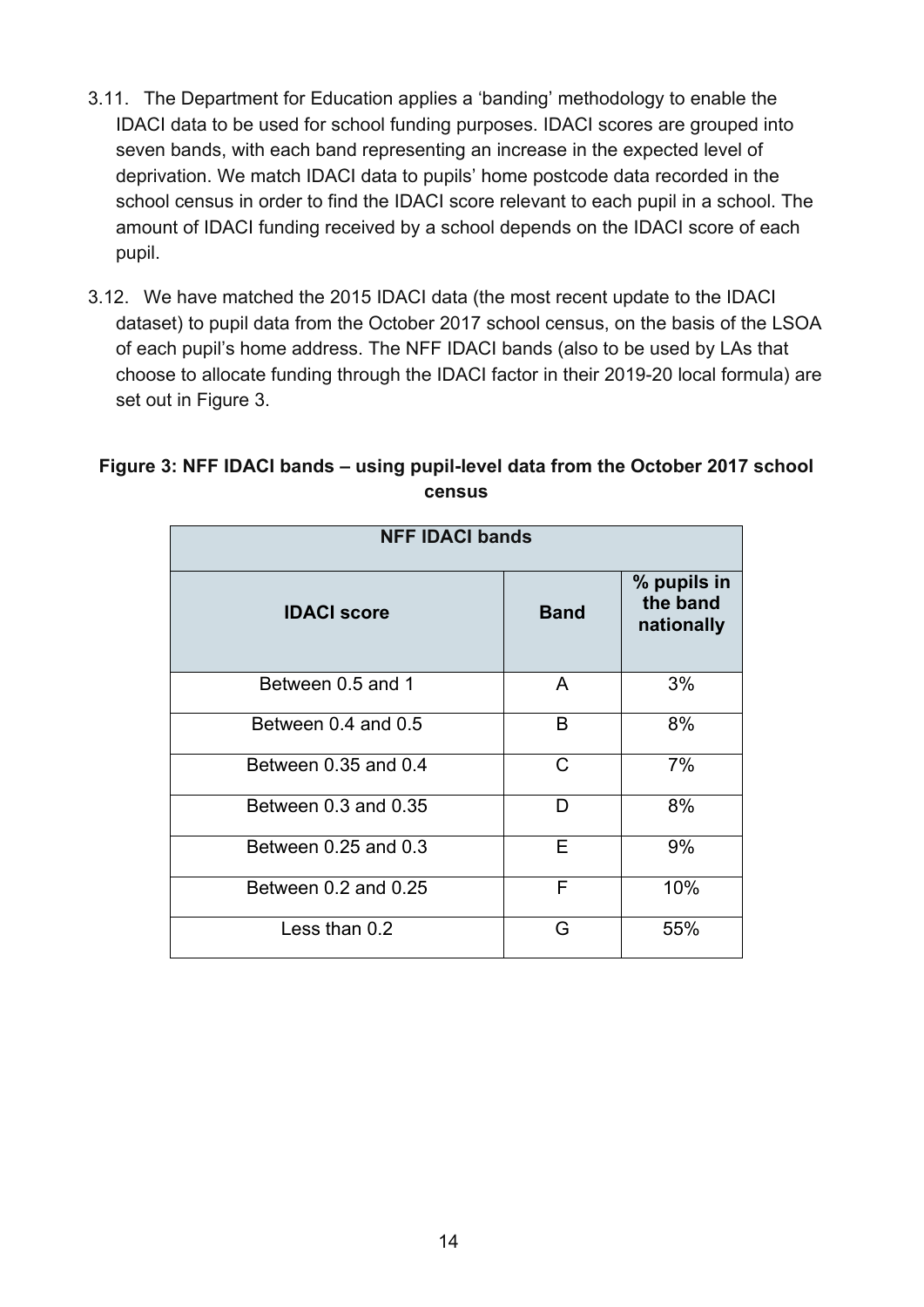3.11. The Department for Education applies a 'banding' methodology to enable the IDACI data to be used for school funding purposes. IDACI scores are grouped into seven bands, with each band representing an increase in the expected level of deprivation. We match IDACI data to pupils' home postcode data recorded in the school census in order to find the IDACI score relevant to each pupil in a school. The amount of IDACI funding received by a school depends on the IDACI score of each pupil.

3.12. We have matched the 2015 IDACI data (the most recent update to the IDACI dataset) to pupil data from the October 2017 school census, on the basis of the LSOA of each pupil's home address. The NFF IDACI bands (also to be used by LAs that choose to allocate funding through the IDACI factor in their 2019-20 local formula) are set out in Figure 3.

**Figure 3: NFF IDACI bands – using pupil-level data from the October 2017 school census**

| **NFF IDACI bands** | | |
|---|---|---|
| **IDACI score** | **Band** | **% pupils in the band nationally** |
| Between 0.5 and 1 | A | 3% |
| Between 0.4 and 0.5 | B | 8% |
| Between 0.35 and 0.4 | C | 7% |
| Between 0.3 and 0.35 | D | 8% |
| Between 0.25 and 0.3 | E | 9% |
| Between 0.2 and 0.25 | F | 10% |
| Less than 0.2 | G | 55% |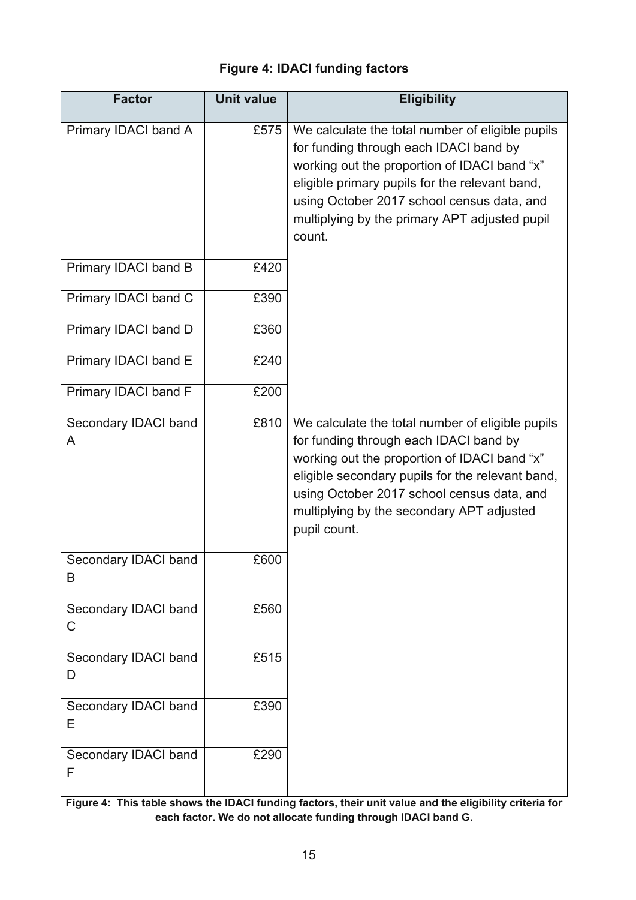**Figure 4: IDACI funding factors**

| Factor | Unit value | Eligibility |
|---|---|---|
| Primary IDACI band A | £575 | We calculate the total number of eligible pupils for funding through each IDACI band by working out the proportion of IDACI band "x" eligible primary pupils for the relevant band, using October 2017 school census data, and multiplying by the primary APT adjusted pupil count. |
| Primary IDACI band B | £420 | |
| Primary IDACI band C | £390 | |
| Primary IDACI band D | £360 | |
| Primary IDACI band E | £240 | |
| Primary IDACI band F | £200 | |
| Secondary IDACI band A | £810 | We calculate the total number of eligible pupils for funding through each IDACI band by working out the proportion of IDACI band "x" eligible secondary pupils for the relevant band, using October 2017 school census data, and multiplying by the secondary APT adjusted pupil count. |
| Secondary IDACI band B | £600 | |
| Secondary IDACI band C | £560 | |
| Secondary IDACI band D | £515 | |
| Secondary IDACI band E | £390 | |
| Secondary IDACI band F | £290 | |

**Figure 4: This table shows the IDACI funding factors, their unit value and the eligibility criteria for each factor. We do not allocate funding through IDACI band G.**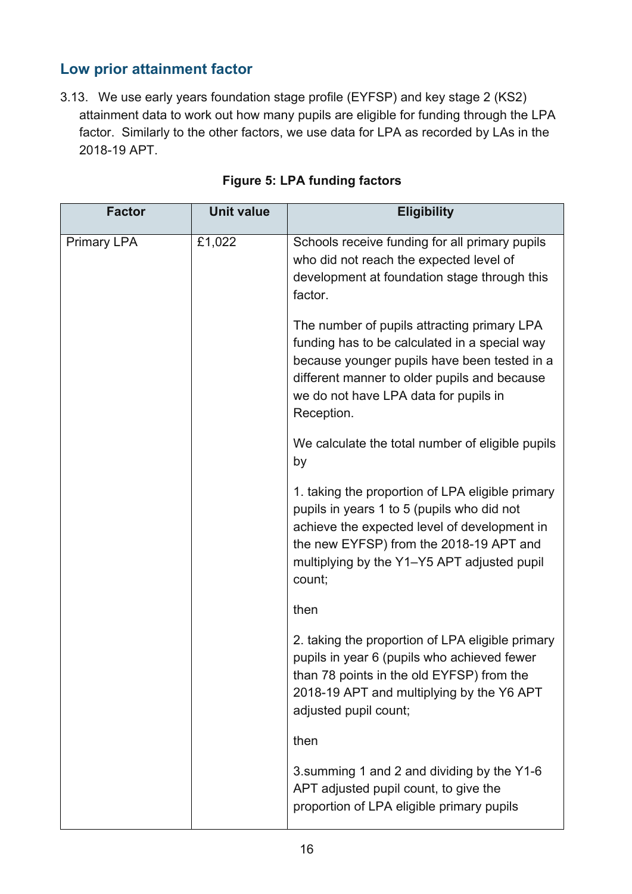## Low prior attainment factor

3.13. We use early years foundation stage profile (EYFSP) and key stage 2 (KS2) attainment data to work out how many pupils are eligible for funding through the LPA factor. Similarly to the other factors, we use data for LPA as recorded by LAs in the 2018-19 APT.

**Figure 5: LPA funding factors**

| Factor | Unit value | Eligibility |
|---|---|---|
| Primary LPA | £1,022 | Schools receive funding for all primary pupils who did not reach the expected level of development at foundation stage through this factor.<br><br>The number of pupils attracting primary LPA funding has to be calculated in a special way because younger pupils have been tested in a different manner to older pupils and because we do not have LPA data for pupils in Reception.<br><br>We calculate the total number of eligible pupils by<br><br>1. taking the proportion of LPA eligible primary pupils in years 1 to 5 (pupils who did not achieve the expected level of development in the new EYFSP) from the 2018-19 APT and multiplying by the Y1–Y5 APT adjusted pupil count;<br><br>then<br><br>2. taking the proportion of LPA eligible primary pupils in year 6 (pupils who achieved fewer than 78 points in the old EYFSP) from the 2018-19 APT and multiplying by the Y6 APT adjusted pupil count;<br><br>then<br><br>3.summing 1 and 2 and dividing by the Y1-6 APT adjusted pupil count, to give the proportion of LPA eligible primary pupils |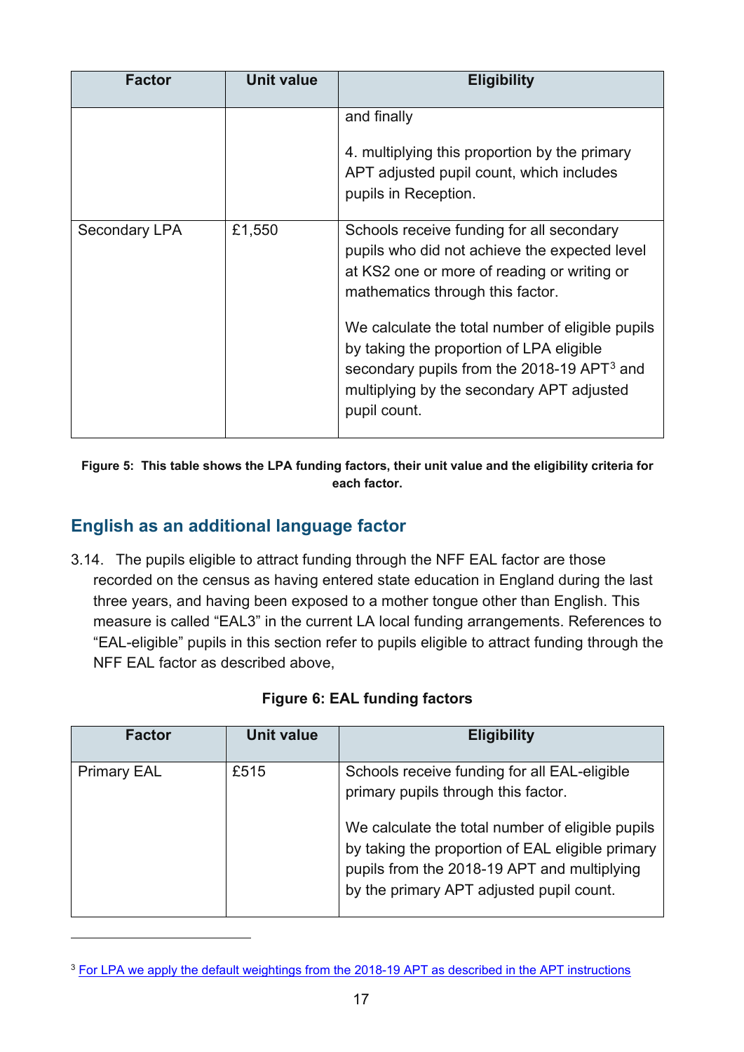| Factor | Unit value | Eligibility |
|---|---|---|
| | | and finally<br><br>4. multiplying this proportion by the primary APT adjusted pupil count, which includes pupils in Reception. |
| Secondary LPA | £1,550 | Schools receive funding for all secondary pupils who did not achieve the expected level at KS2 one or more of reading or writing or mathematics through this factor.<br><br>We calculate the total number of eligible pupils by taking the proportion of LPA eligible secondary pupils from the 2018-19 APT[3] and multiplying by the secondary APT adjusted pupil count. |

**Figure 5: This table shows the LPA funding factors, their unit value and the eligibility criteria for each factor.**

## English as an additional language factor

3.14. The pupils eligible to attract funding through the NFF EAL factor are those recorded on the census as having entered state education in England during the last three years, and having been exposed to a mother tongue other than English. This measure is called "EAL3" in the current LA local funding arrangements. References to "EAL-eligible" pupils in this section refer to pupils eligible to attract funding through the NFF EAL factor as described above,

**Figure 6: EAL funding factors**

| Factor | Unit value | Eligibility |
|---|---|---|
| Primary EAL | £515 | Schools receive funding for all EAL-eligible primary pupils through this factor.<br><br>We calculate the total number of eligible pupils by taking the proportion of EAL eligible primary pupils from the 2018-19 APT and multiplying by the primary APT adjusted pupil count. |

[3] For LPA we apply the default weightings from the 2018-19 APT as described in the APT instructions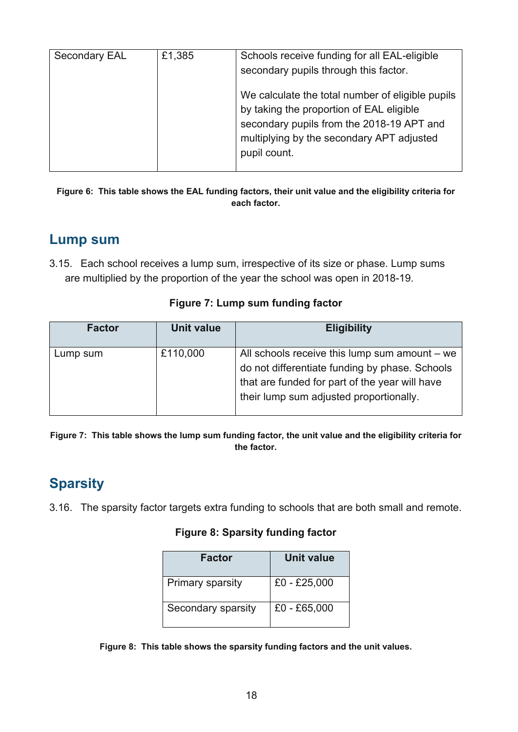| Secondary EAL | £1,385 | Schools receive funding for all EAL-eligible secondary pupils through this factor.<br><br>We calculate the total number of eligible pupils by taking the proportion of EAL eligible secondary pupils from the 2018-19 APT and multiplying by the secondary APT adjusted pupil count. |
|---|---|---|

**Figure 6: This table shows the EAL funding factors, their unit value and the eligibility criteria for each factor.**

## Lump sum

3.15. Each school receives a lump sum, irrespective of its size or phase. Lump sums are multiplied by the proportion of the year the school was open in 2018-19.

**Figure 7: Lump sum funding factor**

| Factor | Unit value | Eligibility |
|---|---|---|
| Lump sum | £110,000 | All schools receive this lump sum amount – we do not differentiate funding by phase. Schools that are funded for part of the year will have their lump sum adjusted proportionally. |

**Figure 7: This table shows the lump sum funding factor, the unit value and the eligibility criteria for the factor.**

## Sparsity

3.16. The sparsity factor targets extra funding to schools that are both small and remote.

**Figure 8: Sparsity funding factor**

| Factor | Unit value |
|---|---|
| Primary sparsity | £0 - £25,000 |
| Secondary sparsity | £0 - £65,000 |

**Figure 8: This table shows the sparsity funding factors and the unit values.**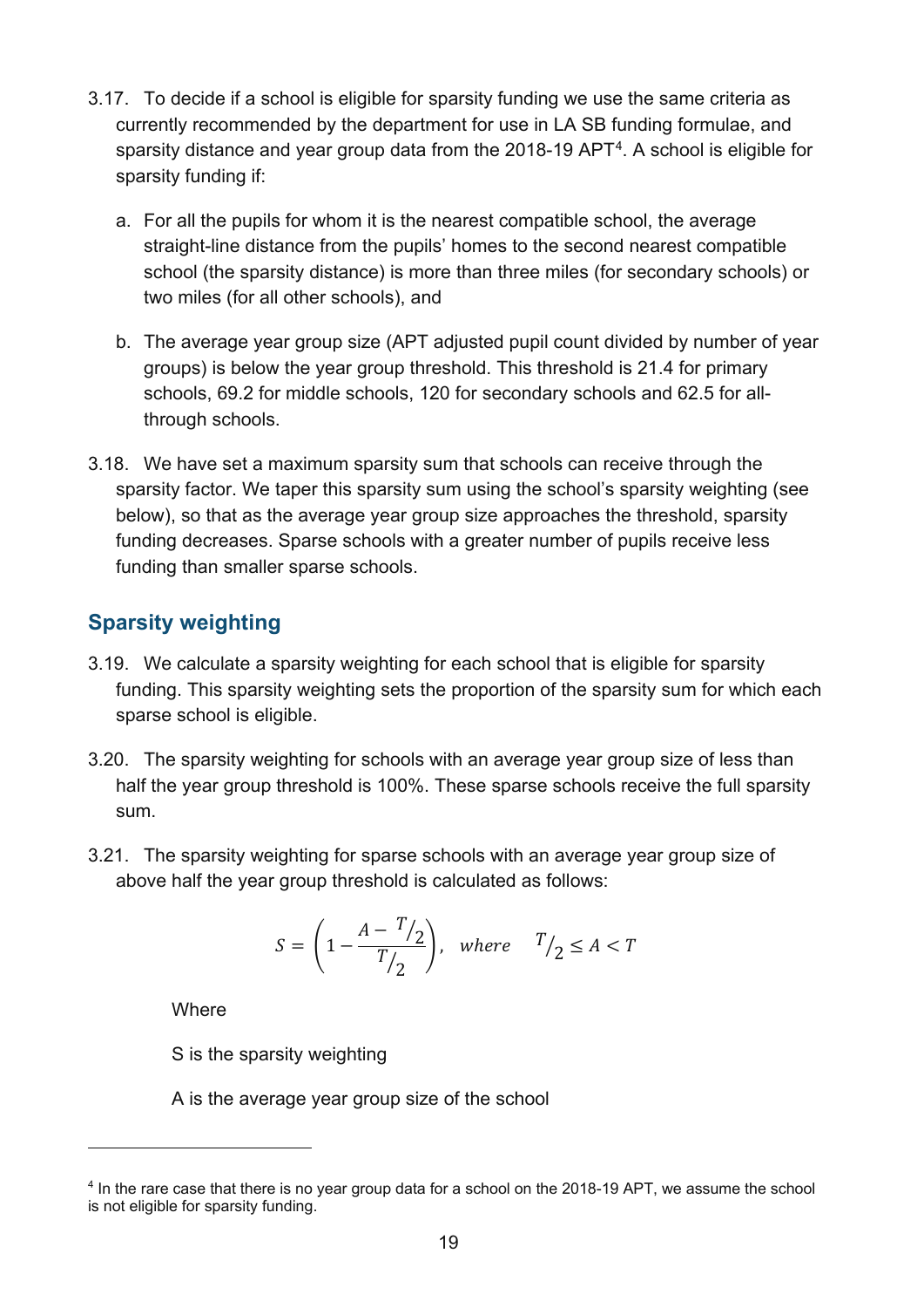3.17. To decide if a school is eligible for sparsity funding we use the same criteria as currently recommended by the department for use in LA SB funding formulae, and sparsity distance and year group data from the 2018-19 APT[4]. A school is eligible for sparsity funding if:

a. For all the pupils for whom it is the nearest compatible school, the average straight-line distance from the pupils' homes to the second nearest compatible school (the sparsity distance) is more than three miles (for secondary schools) or two miles (for all other schools), and

b. The average year group size (APT adjusted pupil count divided by number of year groups) is below the year group threshold. This threshold is 21.4 for primary schools, 69.2 for middle schools, 120 for secondary schools and 62.5 for all-through schools.

3.18. We have set a maximum sparsity sum that schools can receive through the sparsity factor. We taper this sparsity sum using the school's sparsity weighting (see below), so that as the average year group size approaches the threshold, sparsity funding decreases. Sparse schools with a greater number of pupils receive less funding than smaller sparse schools.

## Sparsity weighting

3.19. We calculate a sparsity weighting for each school that is eligible for sparsity funding. This sparsity weighting sets the proportion of the sparsity sum for which each sparse school is eligible.

3.20. The sparsity weighting for schools with an average year group size of less than half the year group threshold is 100%. These sparse schools receive the full sparsity sum.

3.21. The sparsity weighting for sparse schools with an average year group size of above half the year group threshold is calculated as follows:

$$S = \left(1 - \frac{A - {}^{T}/_{2}}{{}^{T}/_{2}}\right), \quad where \quad {}^{T}/_{2} \leq A < T$$

Where

S is the sparsity weighting

A is the average year group size of the school

---

[4] In the rare case that there is no year group data for a school on the 2018-19 APT, we assume the school is not eligible for sparsity funding.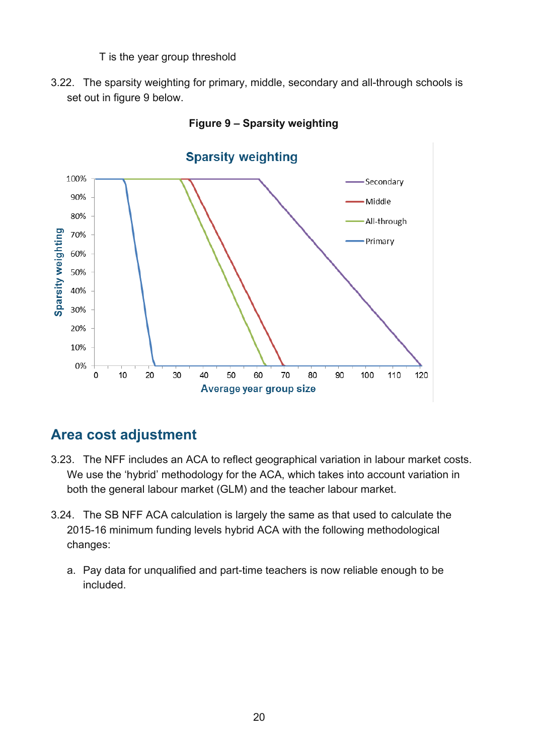T is the year group threshold

3.22. The sparsity weighting for primary, middle, secondary and all-through schools is set out in figure 9 below.

**Figure 9 – Sparsity weighting**

## Area cost adjustment

3.23. The NFF includes an ACA to reflect geographical variation in labour market costs. We use the ‘hybrid’ methodology for the ACA, which takes into account variation in both the general labour market (GLM) and the teacher labour market.

3.24. The SB NFF ACA calculation is largely the same as that used to calculate the 2015-16 minimum funding levels hybrid ACA with the following methodological changes:

a. Pay data for unqualified and part-time teachers is now reliable enough to be included.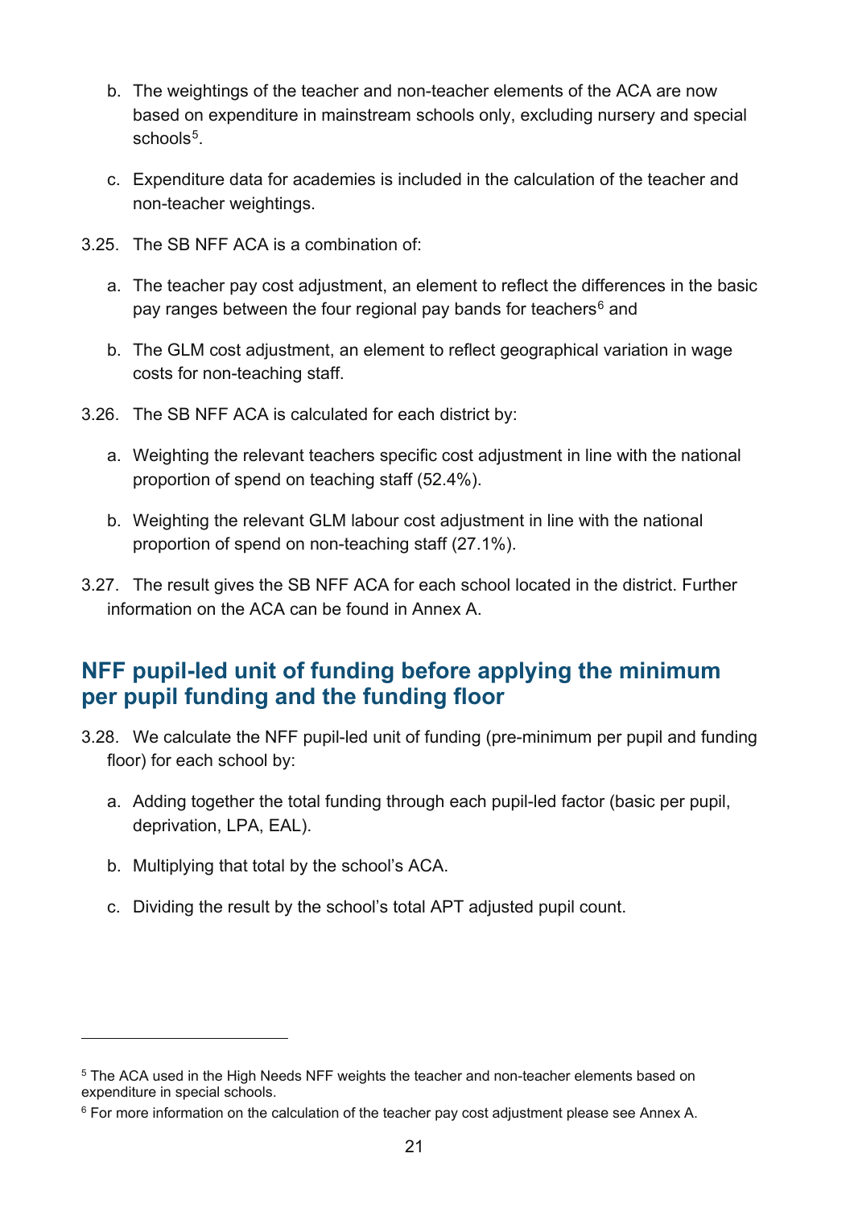b. The weightings of the teacher and non-teacher elements of the ACA are now based on expenditure in mainstream schools only, excluding nursery and special schools[5].

c. Expenditure data for academies is included in the calculation of the teacher and non-teacher weightings.

3.25. The SB NFF ACA is a combination of:

a. The teacher pay cost adjustment, an element to reflect the differences in the basic pay ranges between the four regional pay bands for teachers[6] and

b. The GLM cost adjustment, an element to reflect geographical variation in wage costs for non-teaching staff.

3.26. The SB NFF ACA is calculated for each district by:

a. Weighting the relevant teachers specific cost adjustment in line with the national proportion of spend on teaching staff (52.4%).

b. Weighting the relevant GLM labour cost adjustment in line with the national proportion of spend on non-teaching staff (27.1%).

3.27. The result gives the SB NFF ACA for each school located in the district. Further information on the ACA can be found in Annex A.

## NFF pupil-led unit of funding before applying the minimum per pupil funding and the funding floor

3.28. We calculate the NFF pupil-led unit of funding (pre-minimum per pupil and funding floor) for each school by:

a. Adding together the total funding through each pupil-led factor (basic per pupil, deprivation, LPA, EAL).

b. Multiplying that total by the school's ACA.

c. Dividing the result by the school's total APT adjusted pupil count.

---

[5] The ACA used in the High Needs NFF weights the teacher and non-teacher elements based on expenditure in special schools.

[6] For more information on the calculation of the teacher pay cost adjustment please see Annex A.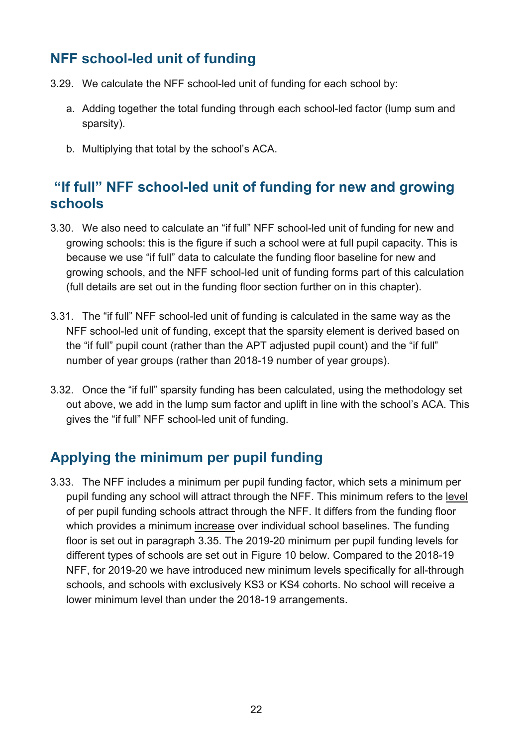## NFF school-led unit of funding

3.29. We calculate the NFF school-led unit of funding for each school by:

a. Adding together the total funding through each school-led factor (lump sum and sparsity).

b. Multiplying that total by the school's ACA.

## "If full" NFF school-led unit of funding for new and growing schools

3.30. We also need to calculate an "if full" NFF school-led unit of funding for new and growing schools: this is the figure if such a school were at full pupil capacity. This is because we use "if full" data to calculate the funding floor baseline for new and growing schools, and the NFF school-led unit of funding forms part of this calculation (full details are set out in the funding floor section further on in this chapter).

3.31. The "if full" NFF school-led unit of funding is calculated in the same way as the NFF school-led unit of funding, except that the sparsity element is derived based on the "if full" pupil count (rather than the APT adjusted pupil count) and the "if full" number of year groups (rather than 2018-19 number of year groups).

3.32. Once the "if full" sparsity funding has been calculated, using the methodology set out above, we add in the lump sum factor and uplift in line with the school's ACA. This gives the "if full" NFF school-led unit of funding.

## Applying the minimum per pupil funding

3.33. The NFF includes a minimum per pupil funding factor, which sets a minimum per pupil funding any school will attract through the NFF. This minimum refers to the level of per pupil funding schools attract through the NFF. It differs from the funding floor which provides a minimum increase over individual school baselines. The funding floor is set out in paragraph 3.35. The 2019-20 minimum per pupil funding levels for different types of schools are set out in Figure 10 below. Compared to the 2018-19 NFF, for 2019-20 we have introduced new minimum levels specifically for all-through schools, and schools with exclusively KS3 or KS4 cohorts. No school will receive a lower minimum level than under the 2018-19 arrangements.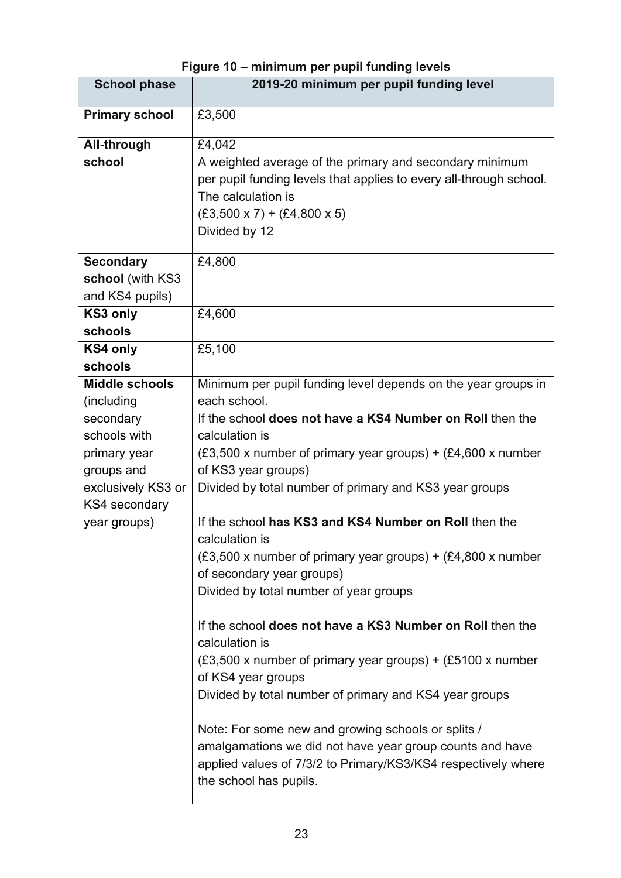**Figure 10 – minimum per pupil funding levels**

| School phase | 2019-20 minimum per pupil funding level |
|---|---|
| **Primary school** | £3,500 |
| **All-through school** | £4,042<br>A weighted average of the primary and secondary minimum per pupil funding levels that applies to every all-through school. The calculation is<br>(£3,500 x 7) + (£4,800 x 5)<br>Divided by 12 |
| **Secondary school** (with KS3 and KS4 pupils) | £4,800 |
| **KS3 only schools** | £4,600 |
| **KS4 only schools** | £5,100 |
| **Middle schools** (including secondary schools with primary year groups and exclusively KS3 or KS4 secondary year groups) | Minimum per pupil funding level depends on the year groups in each school.<br>If the school **does not have a KS4 Number on Roll** then the calculation is<br>(£3,500 x number of primary year groups) + (£4,600 x number of KS3 year groups)<br>Divided by total number of primary and KS3 year groups<br><br>If the school **has KS3 and KS4 Number on Roll** then the calculation is<br>(£3,500 x number of primary year groups) + (£4,800 x number of secondary year groups)<br>Divided by total number of year groups<br><br>If the school **does not have a KS3 Number on Roll** then the calculation is<br>(£3,500 x number of primary year groups) + (£5100 x number of KS4 year groups<br>Divided by total number of primary and KS4 year groups<br><br>Note: For some new and growing schools or splits / amalgamations we did not have year group counts and have applied values of 7/3/2 to Primary/KS3/KS4 respectively where the school has pupils. |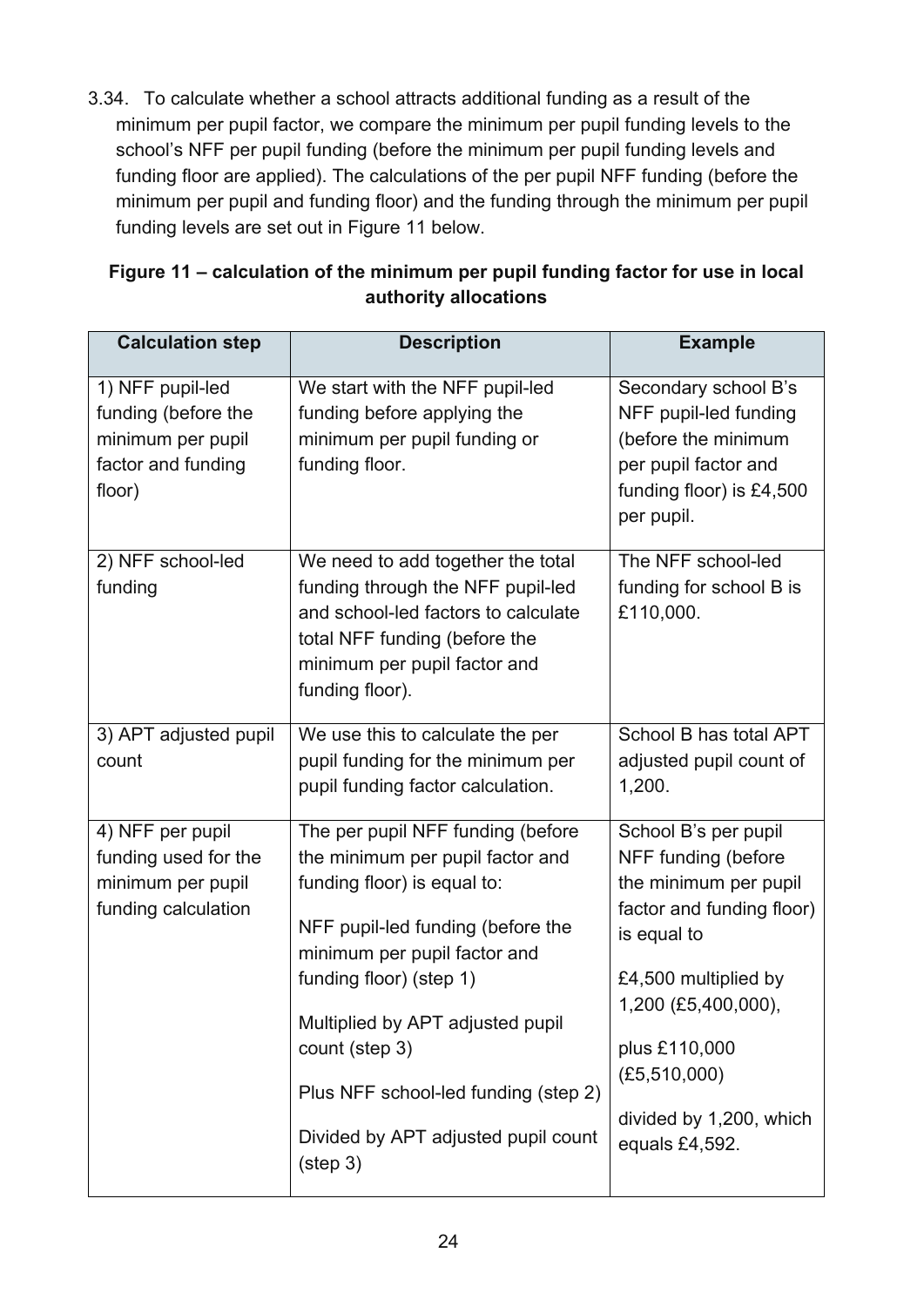3.34. To calculate whether a school attracts additional funding as a result of the minimum per pupil factor, we compare the minimum per pupil funding levels to the school's NFF per pupil funding (before the minimum per pupil funding levels and funding floor are applied). The calculations of the per pupil NFF funding (before the minimum per pupil and funding floor) and the funding through the minimum per pupil funding levels are set out in Figure 11 below.

**Figure 11 – calculation of the minimum per pupil funding factor for use in local authority allocations**

| Calculation step | Description | Example |
|---|---|---|
| 1) NFF pupil-led funding (before the minimum per pupil factor and funding floor) | We start with the NFF pupil-led funding before applying the minimum per pupil funding or funding floor. | Secondary school B's NFF pupil-led funding (before the minimum per pupil factor and funding floor) is £4,500 per pupil. |
| 2) NFF school-led funding | We need to add together the total funding through the NFF pupil-led and school-led factors to calculate total NFF funding (before the minimum per pupil factor and funding floor). | The NFF school-led funding for school B is £110,000. |
| 3) APT adjusted pupil count | We use this to calculate the per pupil funding for the minimum per pupil funding factor calculation. | School B has total APT adjusted pupil count of 1,200. |
| 4) NFF per pupil funding used for the minimum per pupil funding calculation | The per pupil NFF funding (before the minimum per pupil factor and funding floor) is equal to:<br><br>NFF pupil-led funding (before the minimum per pupil factor and funding floor) (step 1)<br><br>Multiplied by APT adjusted pupil count (step 3)<br><br>Plus NFF school-led funding (step 2)<br><br>Divided by APT adjusted pupil count (step 3) | School B's per pupil NFF funding (before the minimum per pupil factor and funding floor) is equal to<br><br>£4,500 multiplied by 1,200 (£5,400,000),<br><br>plus £110,000 (£5,510,000)<br><br>divided by 1,200, which equals £4,592. |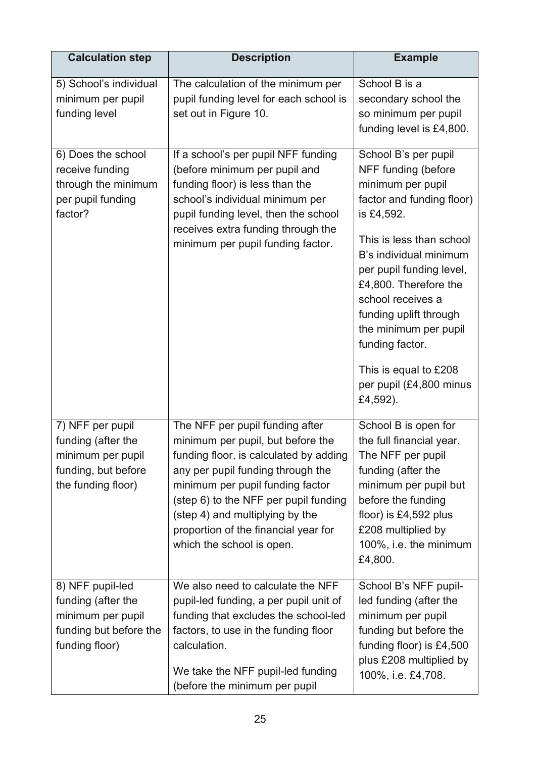| Calculation step | Description | Example |
|---|---|---|
| 5) School's individual minimum per pupil funding level | The calculation of the minimum per pupil funding level for each school is set out in Figure 10. | School B is a secondary school the so minimum per pupil funding level is £4,800. |
| 6) Does the school receive funding through the minimum per pupil funding factor? | If a school's per pupil NFF funding (before minimum per pupil and funding floor) is less than the school's individual minimum per pupil funding level, then the school receives extra funding through the minimum per pupil funding factor. | School B's per pupil NFF funding (before minimum per pupil factor and funding floor) is £4,592.<br><br>This is less than school B's individual minimum per pupil funding level, £4,800. Therefore the school receives a funding uplift through the minimum per pupil funding factor.<br><br>This is equal to £208 per pupil (£4,800 minus £4,592). |
| 7) NFF per pupil funding (after the minimum per pupil funding, but before the funding floor) | The NFF per pupil funding after minimum per pupil, but before the funding floor, is calculated by adding any per pupil funding through the minimum per pupil funding factor (step 6) to the NFF per pupil funding (step 4) and multiplying by the proportion of the financial year for which the school is open. | School B is open for the full financial year. The NFF per pupil funding (after the minimum per pupil but before the funding floor) is £4,592 plus £208 multiplied by 100%, i.e. the minimum £4,800. |
| 8) NFF pupil-led funding (after the minimum per pupil funding but before the funding floor) | We also need to calculate the NFF pupil-led funding, a per pupil unit of funding that excludes the school-led factors, to use in the funding floor calculation.<br><br>We take the NFF pupil-led funding (before the minimum per pupil | School B's NFF pupil-led funding (after the minimum per pupil funding but before the funding floor) is £4,500 plus £208 multiplied by 100%, i.e. £4,708. |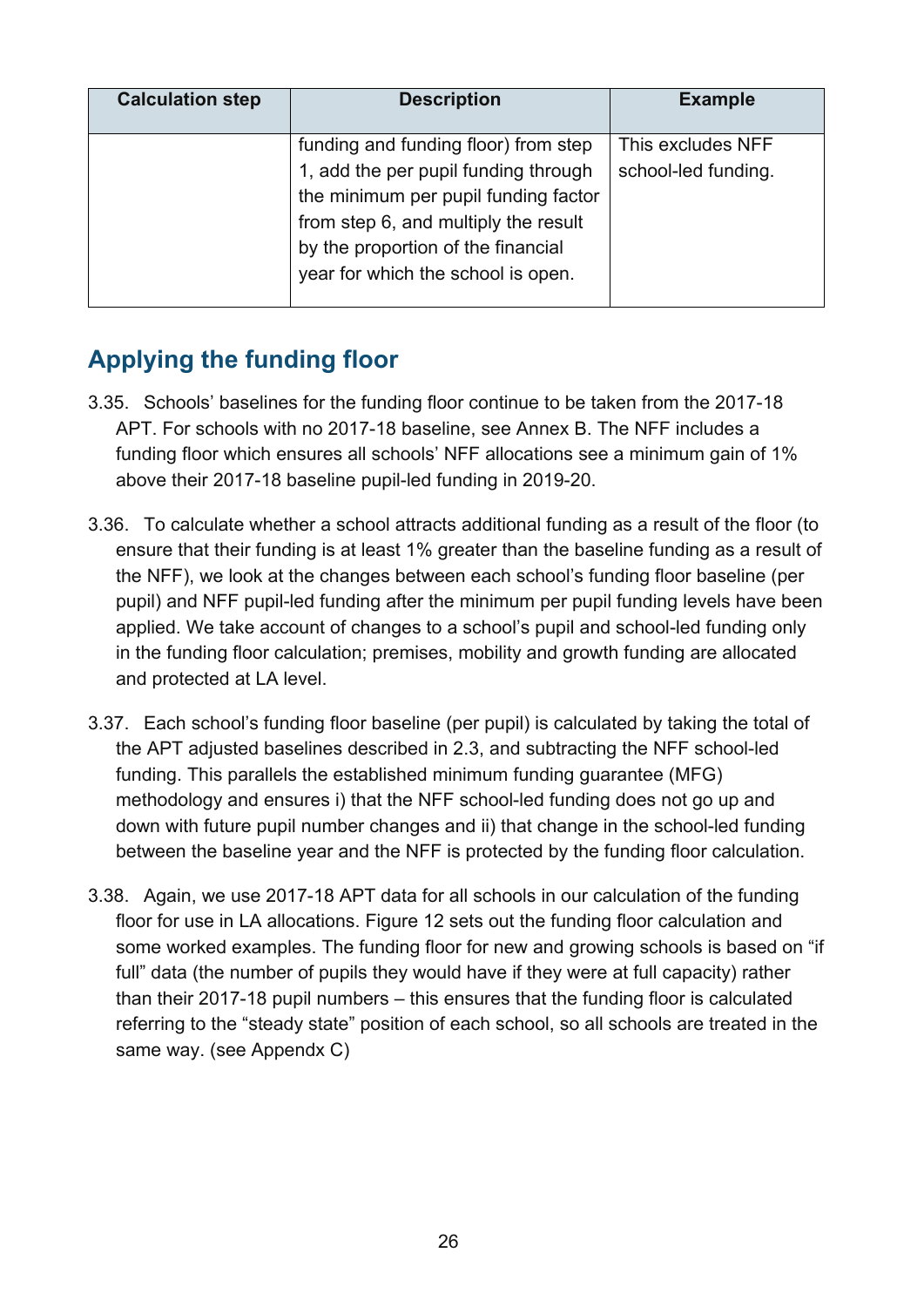| Calculation step | Description | Example |
|---|---|---|
| | funding and funding floor) from step 1, add the per pupil funding through the minimum per pupil funding factor from step 6, and multiply the result by the proportion of the financial year for which the school is open. | This excludes NFF school-led funding. |

## Applying the funding floor

3.35. Schools' baselines for the funding floor continue to be taken from the 2017-18 APT. For schools with no 2017-18 baseline, see Annex B. The NFF includes a funding floor which ensures all schools' NFF allocations see a minimum gain of 1% above their 2017-18 baseline pupil-led funding in 2019-20.

3.36. To calculate whether a school attracts additional funding as a result of the floor (to ensure that their funding is at least 1% greater than the baseline funding as a result of the NFF), we look at the changes between each school's funding floor baseline (per pupil) and NFF pupil-led funding after the minimum per pupil funding levels have been applied. We take account of changes to a school's pupil and school-led funding only in the funding floor calculation; premises, mobility and growth funding are allocated and protected at LA level.

3.37. Each school's funding floor baseline (per pupil) is calculated by taking the total of the APT adjusted baselines described in 2.3, and subtracting the NFF school-led funding. This parallels the established minimum funding guarantee (MFG) methodology and ensures i) that the NFF school-led funding does not go up and down with future pupil number changes and ii) that change in the school-led funding between the baseline year and the NFF is protected by the funding floor calculation.

3.38. Again, we use 2017-18 APT data for all schools in our calculation of the funding floor for use in LA allocations. Figure 12 sets out the funding floor calculation and some worked examples. The funding floor for new and growing schools is based on "if full" data (the number of pupils they would have if they were at full capacity) rather than their 2017-18 pupil numbers – this ensures that the funding floor is calculated referring to the "steady state" position of each school, so all schools are treated in the same way. (see Appendx C)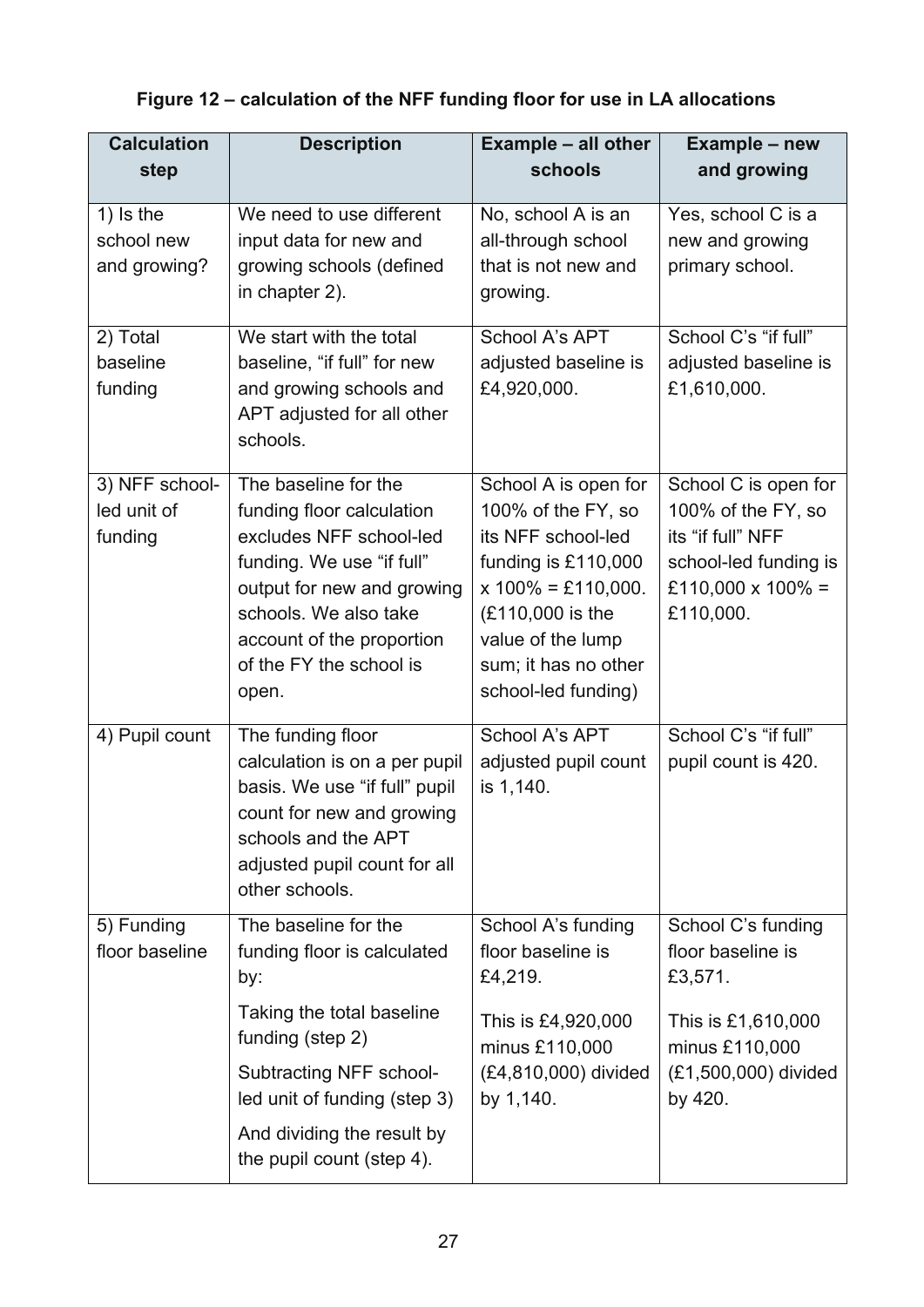**Figure 12 – calculation of the NFF funding floor for use in LA allocations**

| Calculation step | Description | Example – all other schools | Example – new and growing |
|---|---|---|---|
| 1) Is the school new and growing? | We need to use different input data for new and growing schools (defined in chapter 2). | No, school A is an all-through school that is not new and growing. | Yes, school C is a new and growing primary school. |
| 2) Total baseline funding | We start with the total baseline, "if full" for new and growing schools and APT adjusted for all other schools. | School A's APT adjusted baseline is £4,920,000. | School C's "if full" adjusted baseline is £1,610,000. |
| 3) NFF school-led unit of funding | The baseline for the funding floor calculation excludes NFF school-led funding. We use "if full" output for new and growing schools. We also take account of the proportion of the FY the school is open. | School A is open for 100% of the FY, so its NFF school-led funding is £110,000 x 100% = £110,000. (£110,000 is the value of the lump sum; it has no other school-led funding) | School C is open for 100% of the FY, so its "if full" NFF school-led funding is £110,000 x 100% = £110,000. |
| 4) Pupil count | The funding floor calculation is on a per pupil basis. We use "if full" pupil count for new and growing schools and the APT adjusted pupil count for all other schools. | School A's APT adjusted pupil count is 1,140. | School C's "if full" pupil count is 420. |
| 5) Funding floor baseline | The baseline for the funding floor is calculated by:<br><br>Taking the total baseline funding (step 2)<br><br>Subtracting NFF school-led unit of funding (step 3)<br><br>And dividing the result by the pupil count (step 4). | School A's funding floor baseline is £4,219.<br><br>This is £4,920,000 minus £110,000 (£4,810,000) divided by 1,140. | School C's funding floor baseline is £3,571.<br><br>This is £1,610,000 minus £110,000 (£1,500,000) divided by 420. |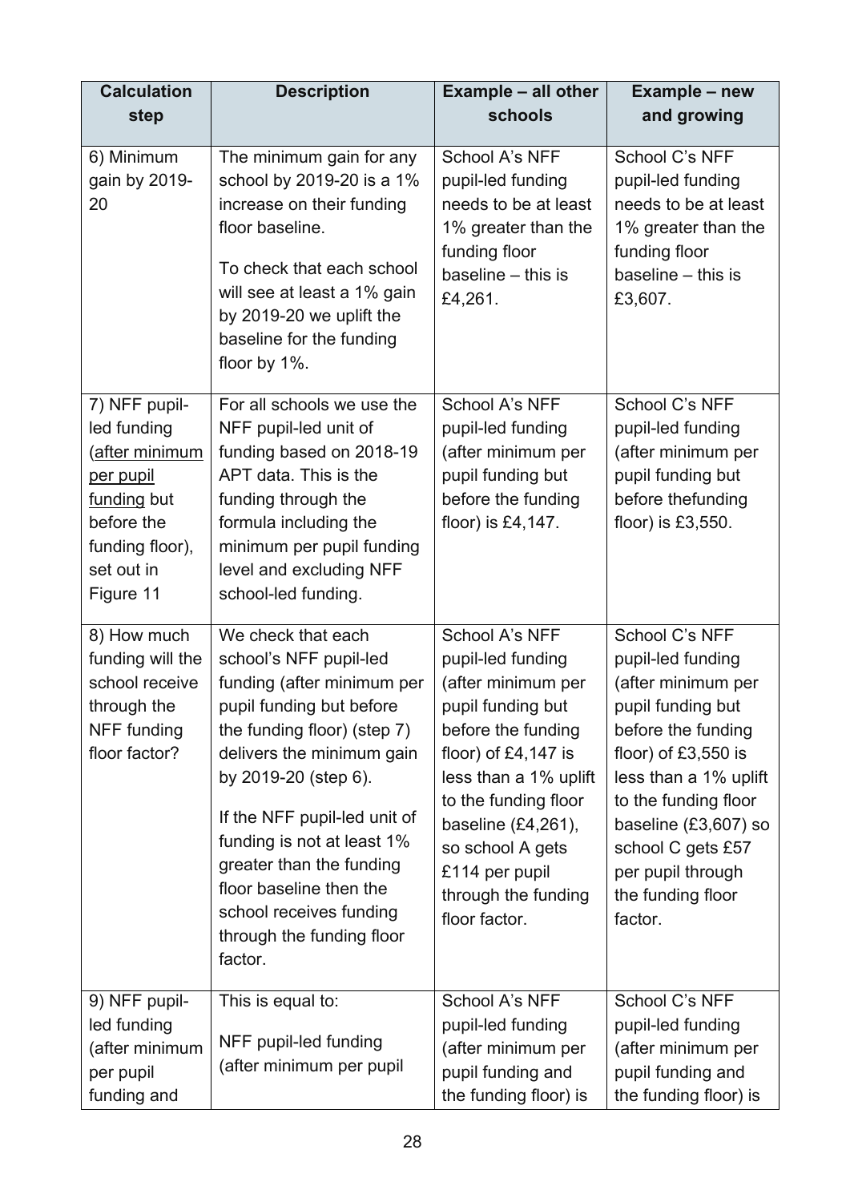| Calculation step | Description | Example – all other schools | Example – new and growing |
| --- | --- | --- | --- |
| 6) Minimum gain by 2019-20 | The minimum gain for any school by 2019-20 is a 1% increase on their funding floor baseline. To check that each school will see at least a 1% gain by 2019-20 we uplift the baseline for the funding floor by 1%. | School A's NFF pupil-led funding needs to be at least 1% greater than the funding floor baseline – this is £4,261. | School C's NFF pupil-led funding needs to be at least 1% greater than the funding floor baseline – this is £3,607. |
| 7) NFF pupil-led funding (after minimum per pupil funding but before the funding floor), set out in Figure 11 | For all schools we use the NFF pupil-led unit of funding based on 2018-19 APT data. This is the funding through the formula including the minimum per pupil funding level and excluding NFF school-led funding. | School A's NFF pupil-led funding (after minimum per pupil funding but before the funding floor) is £4,147. | School C's NFF pupil-led funding (after minimum per pupil funding but before thefunding floor) is £3,550. |
| 8) How much funding will the school receive through the NFF funding floor factor? | We check that each school's NFF pupil-led funding (after minimum per pupil funding but before the funding floor) (step 7) delivers the minimum gain by 2019-20 (step 6). If the NFF pupil-led unit of funding is not at least 1% greater than the funding floor baseline then the school receives funding through the funding floor factor. | School A's NFF pupil-led funding (after minimum per pupil funding but before the funding floor) of £4,147 is less than a 1% uplift to the funding floor baseline (£4,261), so school A gets £114 per pupil through the funding floor factor. | School C's NFF pupil-led funding (after minimum per pupil funding but before the funding floor) of £3,550 is less than a 1% uplift to the funding floor baseline (£3,607) so school C gets £57 per pupil through the funding floor factor. |
| 9) NFF pupil-led funding (after minimum per pupil funding and | This is equal to: NFF pupil-led funding (after minimum per pupil | School A's NFF pupil-led funding (after minimum per pupil funding and the funding floor) is | School C's NFF pupil-led funding (after minimum per pupil funding and the funding floor) is |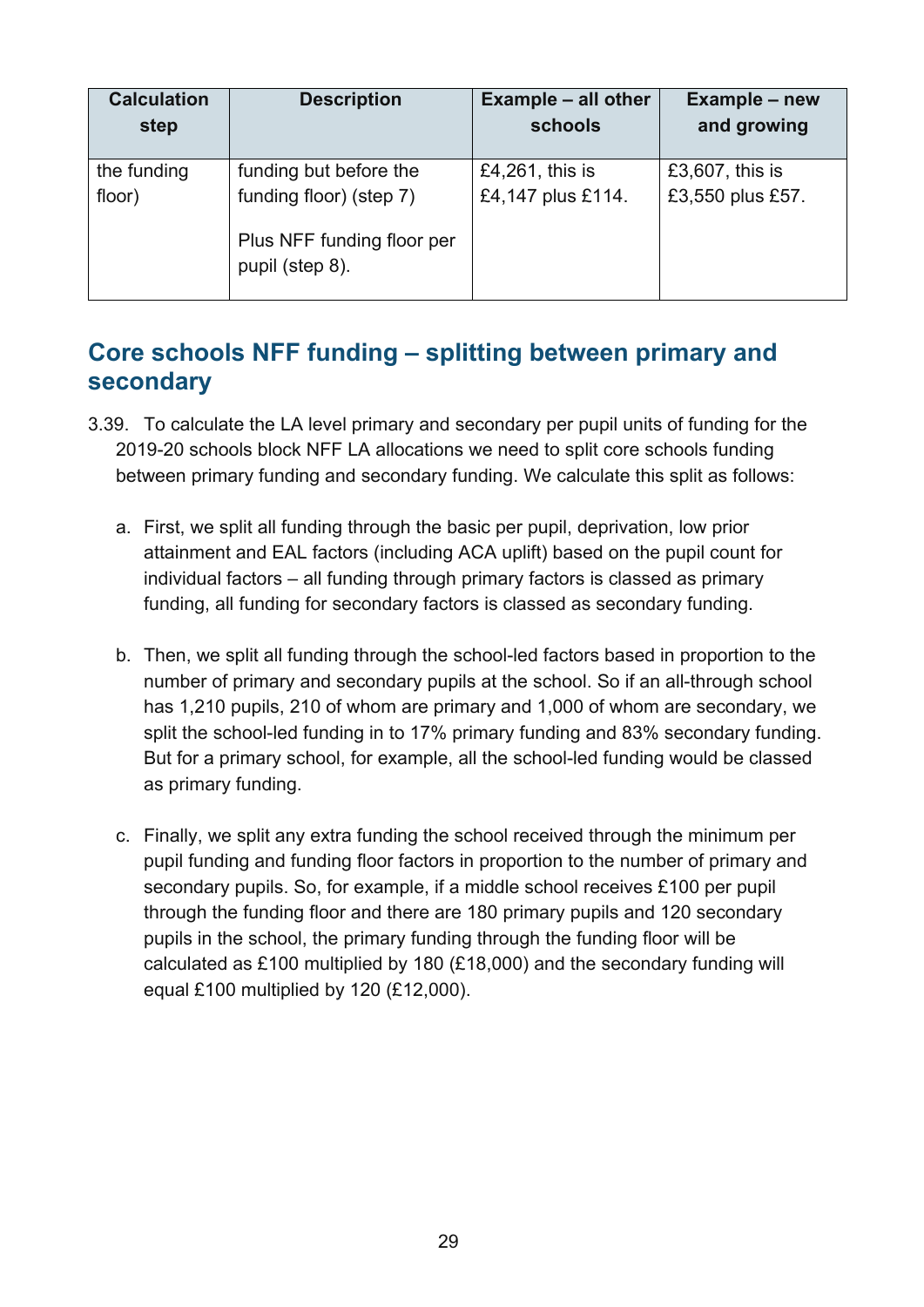| Calculation step | Description | Example – all other schools | Example – new and growing |
| --- | --- | --- | --- |
| the funding floor) | funding but before the funding floor) (step 7)<br><br>Plus NFF funding floor per pupil (step 8). | £4,261, this is £4,147 plus £114. | £3,607, this is £3,550 plus £57. |

## Core schools NFF funding – splitting between primary and secondary

3.39. To calculate the LA level primary and secondary per pupil units of funding for the 2019-20 schools block NFF LA allocations we need to split core schools funding between primary funding and secondary funding. We calculate this split as follows:

a. First, we split all funding through the basic per pupil, deprivation, low prior attainment and EAL factors (including ACA uplift) based on the pupil count for individual factors – all funding through primary factors is classed as primary funding, all funding for secondary factors is classed as secondary funding.

b. Then, we split all funding through the school-led factors based in proportion to the number of primary and secondary pupils at the school. So if an all-through school has 1,210 pupils, 210 of whom are primary and 1,000 of whom are secondary, we split the school-led funding in to 17% primary funding and 83% secondary funding. But for a primary school, for example, all the school-led funding would be classed as primary funding.

c. Finally, we split any extra funding the school received through the minimum per pupil funding and funding floor factors in proportion to the number of primary and secondary pupils. So, for example, if a middle school receives £100 per pupil through the funding floor and there are 180 primary pupils and 120 secondary pupils in the school, the primary funding through the funding floor will be calculated as £100 multiplied by 180 (£18,000) and the secondary funding will equal £100 multiplied by 120 (£12,000).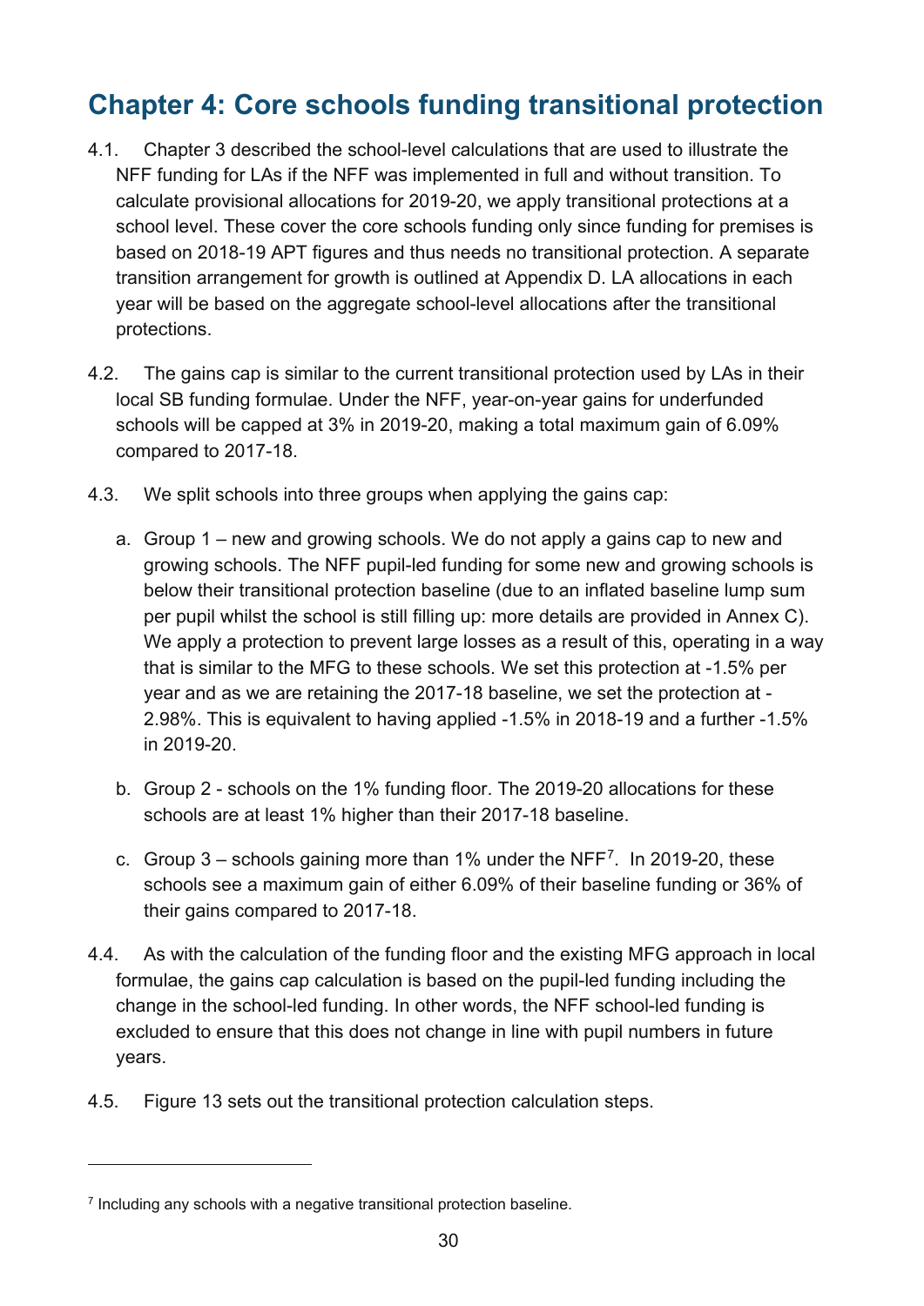## Chapter 4: Core schools funding transitional protection

4.1. Chapter 3 described the school-level calculations that are used to illustrate the NFF funding for LAs if the NFF was implemented in full and without transition. To calculate provisional allocations for 2019-20, we apply transitional protections at a school level. These cover the core schools funding only since funding for premises is based on 2018-19 APT figures and thus needs no transitional protection. A separate transition arrangement for growth is outlined at Appendix D. LA allocations in each year will be based on the aggregate school-level allocations after the transitional protections.

4.2. The gains cap is similar to the current transitional protection used by LAs in their local SB funding formulae. Under the NFF, year-on-year gains for underfunded schools will be capped at 3% in 2019-20, making a total maximum gain of 6.09% compared to 2017-18.

4.3. We split schools into three groups when applying the gains cap:

a. Group 1 – new and growing schools. We do not apply a gains cap to new and growing schools. The NFF pupil-led funding for some new and growing schools is below their transitional protection baseline (due to an inflated baseline lump sum per pupil whilst the school is still filling up: more details are provided in Annex C). We apply a protection to prevent large losses as a result of this, operating in a way that is similar to the MFG to these schools. We set this protection at -1.5% per year and as we are retaining the 2017-18 baseline, we set the protection at -2.98%. This is equivalent to having applied -1.5% in 2018-19 and a further -1.5% in 2019-20.

b. Group 2 - schools on the 1% funding floor. The 2019-20 allocations for these schools are at least 1% higher than their 2017-18 baseline.

c. Group 3 – schools gaining more than 1% under the NFF[7]. In 2019-20, these schools see a maximum gain of either 6.09% of their baseline funding or 36% of their gains compared to 2017-18.

4.4. As with the calculation of the funding floor and the existing MFG approach in local formulae, the gains cap calculation is based on the pupil-led funding including the change in the school-led funding. In other words, the NFF school-led funding is excluded to ensure that this does not change in line with pupil numbers in future years.

4.5. Figure 13 sets out the transitional protection calculation steps.

[7] Including any schools with a negative transitional protection baseline.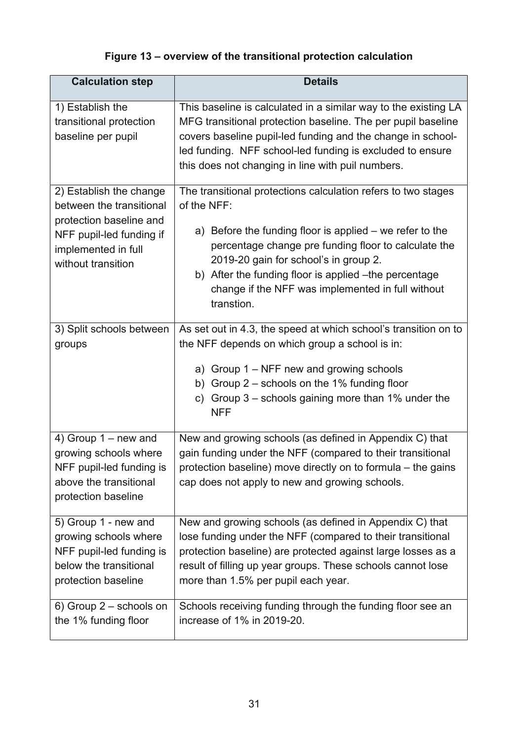**Figure 13 – overview of the transitional protection calculation**

| Calculation step | Details |
| --- | --- |
| 1) Establish the transitional protection baseline per pupil | This baseline is calculated in a similar way to the existing LA MFG transitional protection baseline. The per pupil baseline covers baseline pupil-led funding and the change in school-led funding. NFF school-led funding is excluded to ensure this does not changing in line with puil numbers. |
| 2) Establish the change between the transitional protection baseline and NFF pupil-led funding if implemented in full without transition | The transitional protections calculation refers to two stages of the NFF: <br> a) Before the funding floor is applied – we refer to the percentage change pre funding floor to calculate the 2019-20 gain for school's in group 2. <br> b) After the funding floor is applied –the percentage change if the NFF was implemented in full without transtion. |
| 3) Split schools between groups | As set out in 4.3, the speed at which school's transition on to the NFF depends on which group a school is in: <br> a) Group 1 – NFF new and growing schools <br> b) Group 2 – schools on the 1% funding floor <br> c) Group 3 – schools gaining more than 1% under the NFF |
| 4) Group 1 – new and growing schools where NFF pupil-led funding is above the transitional protection baseline | New and growing schools (as defined in Appendix C) that gain funding under the NFF (compared to their transitional protection baseline) move directly on to formula – the gains cap does not apply to new and growing schools. |
| 5) Group 1 - new and growing schools where NFF pupil-led funding is below the transitional protection baseline | New and growing schools (as defined in Appendix C) that lose funding under the NFF (compared to their transitional protection baseline) are protected against large losses as a result of filling up year groups. These schools cannot lose more than 1.5% per pupil each year. |
| 6) Group 2 – schools on the 1% funding floor | Schools receiving funding through the funding floor see an increase of 1% in 2019-20. |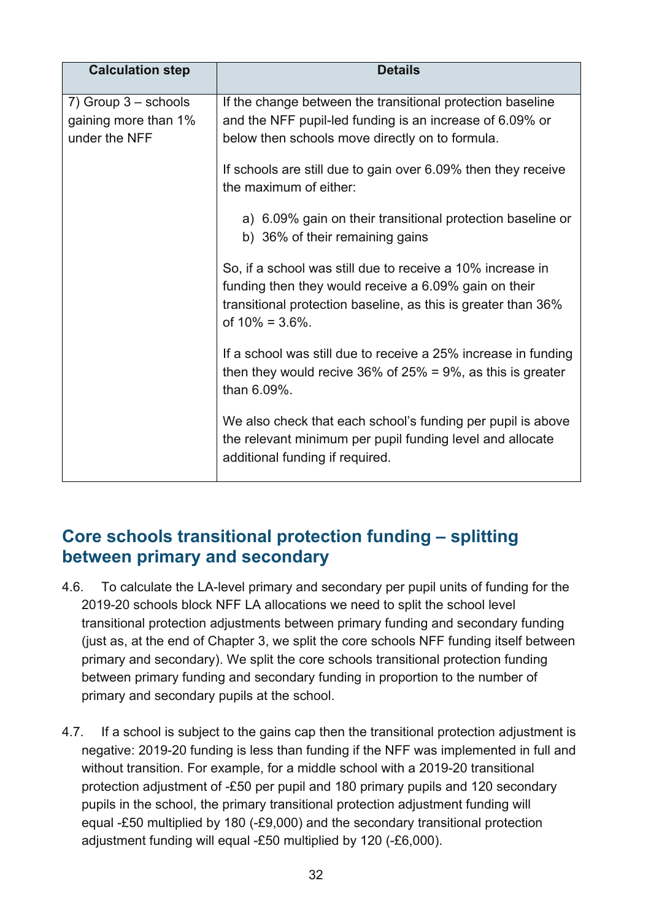| Calculation step | Details |
|---|---|
| 7) Group 3 – schools gaining more than 1% under the NFF | If the change between the transitional protection baseline and the NFF pupil-led funding is an increase of 6.09% or below then schools move directly on to formula.<br><br>If schools are still due to gain over 6.09% then they receive the maximum of either:<br><br>a) 6.09% gain on their transitional protection baseline or<br>b) 36% of their remaining gains<br><br>So, if a school was still due to receive a 10% increase in funding then they would receive a 6.09% gain on their transitional protection baseline, as this is greater than 36% of 10% = 3.6%.<br><br>If a school was still due to receive a 25% increase in funding then they would recive 36% of 25% = 9%, as this is greater than 6.09%.<br><br>We also check that each school's funding per pupil is above the relevant minimum per pupil funding level and allocate additional funding if required. |

## Core schools transitional protection funding – splitting between primary and secondary

4.6. To calculate the LA-level primary and secondary per pupil units of funding for the 2019-20 schools block NFF LA allocations we need to split the school level transitional protection adjustments between primary funding and secondary funding (just as, at the end of Chapter 3, we split the core schools NFF funding itself between primary and secondary). We split the core schools transitional protection funding between primary funding and secondary funding in proportion to the number of primary and secondary pupils at the school.

4.7. If a school is subject to the gains cap then the transitional protection adjustment is negative: 2019-20 funding is less than funding if the NFF was implemented in full and without transition. For example, for a middle school with a 2019-20 transitional protection adjustment of -£50 per pupil and 180 primary pupils and 120 secondary pupils in the school, the primary transitional protection adjustment funding will equal -£50 multiplied by 180 (-£9,000) and the secondary transitional protection adjustment funding will equal -£50 multiplied by 120 (-£6,000).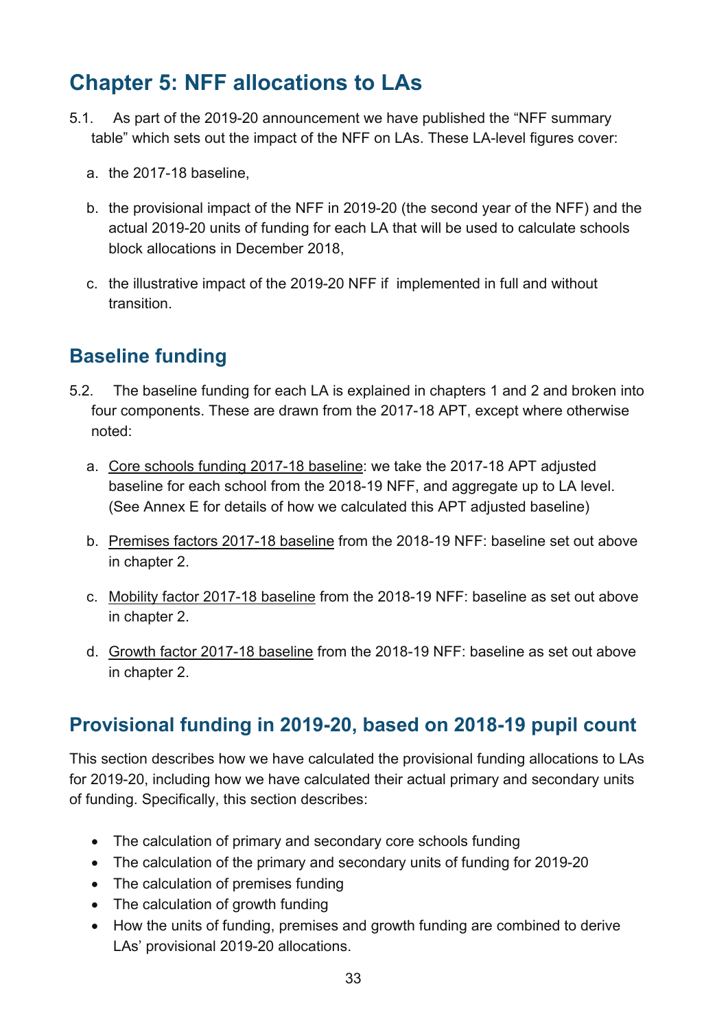# Chapter 5: NFF allocations to LAs

5.1. As part of the 2019-20 announcement we have published the "NFF summary table" which sets out the impact of the NFF on LAs. These LA-level figures cover:

a. the 2017-18 baseline,

b. the provisional impact of the NFF in 2019-20 (the second year of the NFF) and the actual 2019-20 units of funding for each LA that will be used to calculate schools block allocations in December 2018,

c. the illustrative impact of the 2019-20 NFF if implemented in full and without transition.

## Baseline funding

5.2. The baseline funding for each LA is explained in chapters 1 and 2 and broken into four components. These are drawn from the 2017-18 APT, except where otherwise noted:

a. Core schools funding 2017-18 baseline: we take the 2017-18 APT adjusted baseline for each school from the 2018-19 NFF, and aggregate up to LA level. (See Annex E for details of how we calculated this APT adjusted baseline)

b. Premises factors 2017-18 baseline from the 2018-19 NFF: baseline set out above in chapter 2.

c. Mobility factor 2017-18 baseline from the 2018-19 NFF: baseline as set out above in chapter 2.

d. Growth factor 2017-18 baseline from the 2018-19 NFF: baseline as set out above in chapter 2.

## Provisional funding in 2019-20, based on 2018-19 pupil count

This section describes how we have calculated the provisional funding allocations to LAs for 2019-20, including how we have calculated their actual primary and secondary units of funding. Specifically, this section describes:

- The calculation of primary and secondary core schools funding
- The calculation of the primary and secondary units of funding for 2019-20
- The calculation of premises funding
- The calculation of growth funding
- How the units of funding, premises and growth funding are combined to derive LAs' provisional 2019-20 allocations.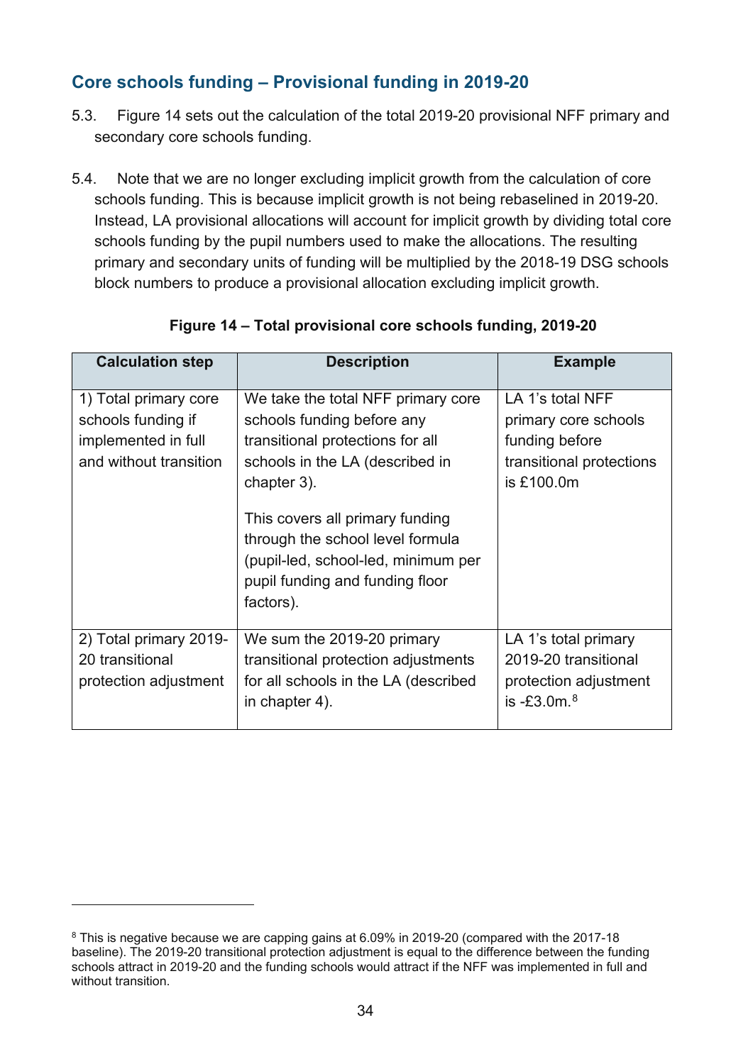## Core schools funding – Provisional funding in 2019-20

5.3. Figure 14 sets out the calculation of the total 2019-20 provisional NFF primary and secondary core schools funding.

5.4. Note that we are no longer excluding implicit growth from the calculation of core schools funding. This is because implicit growth is not being rebaselined in 2019-20. Instead, LA provisional allocations will account for implicit growth by dividing total core schools funding by the pupil numbers used to make the allocations. The resulting primary and secondary units of funding will be multiplied by the 2018-19 DSG schools block numbers to produce a provisional allocation excluding implicit growth.

**Figure 14 – Total provisional core schools funding, 2019-20**

| Calculation step | Description | Example |
|---|---|---|
| 1) Total primary core schools funding if implemented in full and without transition | We take the total NFF primary core schools funding before any transitional protections for all schools in the LA (described in chapter 3).<br><br>This covers all primary funding through the school level formula (pupil-led, school-led, minimum per pupil funding and funding floor factors). | LA 1's total NFF primary core schools funding before transitional protections is £100.0m |
| 2) Total primary 2019-20 transitional protection adjustment | We sum the 2019-20 primary transitional protection adjustments for all schools in the LA (described in chapter 4). | LA 1's total primary 2019-20 transitional protection adjustment is -£3.0m.[8] |

[8] This is negative because we are capping gains at 6.09% in 2019-20 (compared with the 2017-18 baseline). The 2019-20 transitional protection adjustment is equal to the difference between the funding schools attract in 2019-20 and the funding schools would attract if the NFF was implemented in full and without transition.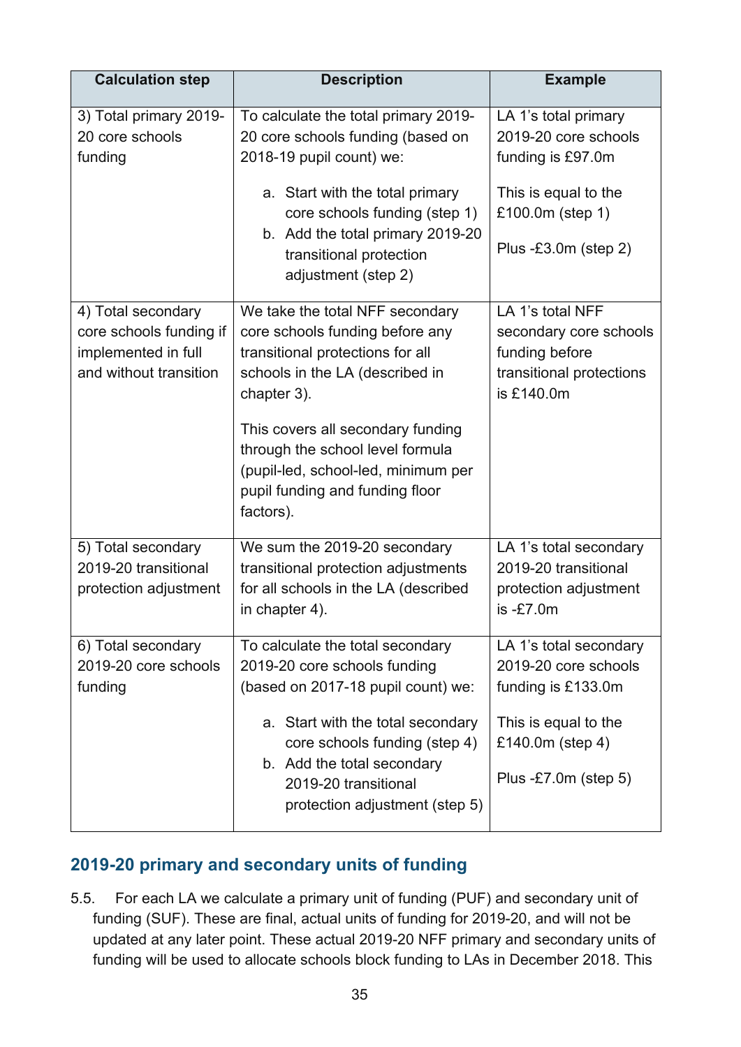| Calculation step | Description | Example |
|---|---|---|
| 3) Total primary 2019-20 core schools funding | To calculate the total primary 2019-20 core schools funding (based on 2018-19 pupil count) we:<br><br>a. Start with the total primary core schools funding (step 1)<br>b. Add the total primary 2019-20 transitional protection adjustment (step 2) | LA 1's total primary 2019-20 core schools funding is £97.0m<br><br>This is equal to the £100.0m (step 1)<br><br>Plus -£3.0m (step 2) |
| 4) Total secondary core schools funding if implemented in full and without transition | We take the total NFF secondary core schools funding before any transitional protections for all schools in the LA (described in chapter 3).<br><br>This covers all secondary funding through the school level formula (pupil-led, school-led, minimum per pupil funding and funding floor factors). | LA 1's total NFF secondary core schools funding before transitional protections is £140.0m |
| 5) Total secondary 2019-20 transitional protection adjustment | We sum the 2019-20 secondary transitional protection adjustments for all schools in the LA (described in chapter 4). | LA 1's total secondary 2019-20 transitional protection adjustment is -£7.0m |
| 6) Total secondary 2019-20 core schools funding | To calculate the total secondary 2019-20 core schools funding (based on 2017-18 pupil count) we:<br><br>a. Start with the total secondary core schools funding (step 4)<br>b. Add the total secondary 2019-20 transitional protection adjustment (step 5) | LA 1's total secondary 2019-20 core schools funding is £133.0m<br><br>This is equal to the £140.0m (step 4)<br><br>Plus -£7.0m (step 5) |

## 2019-20 primary and secondary units of funding

5.5. For each LA we calculate a primary unit of funding (PUF) and secondary unit of funding (SUF). These are final, actual units of funding for 2019-20, and will not be updated at any later point. These actual 2019-20 NFF primary and secondary units of funding will be used to allocate schools block funding to LAs in December 2018. This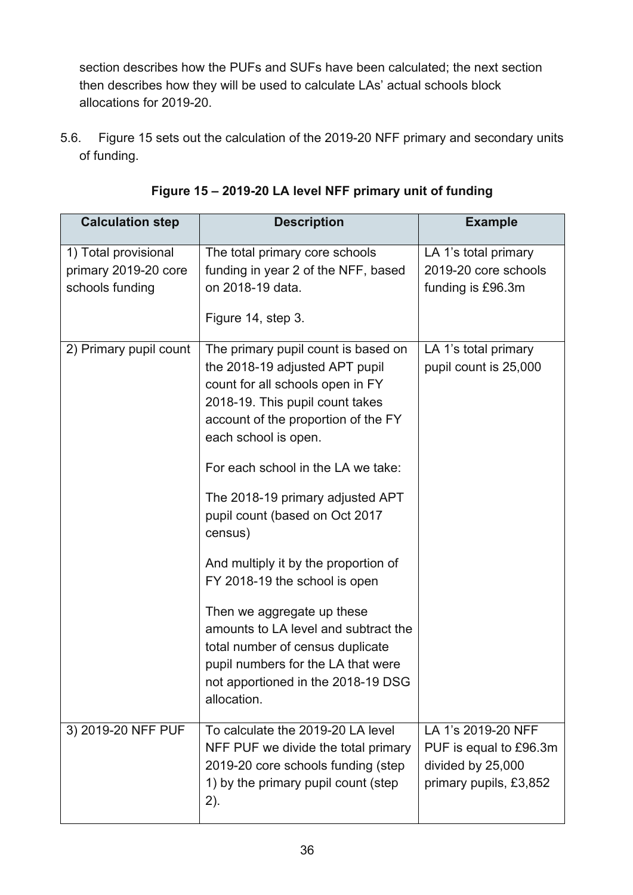section describes how the PUFs and SUFs have been calculated; the next section then describes how they will be used to calculate LAs' actual schools block allocations for 2019-20.

5.6. Figure 15 sets out the calculation of the 2019-20 NFF primary and secondary units of funding.

**Figure 15 – 2019-20 LA level NFF primary unit of funding**

| Calculation step | Description | Example |
|---|---|---|
| 1) Total provisional primary 2019-20 core schools funding | The total primary core schools funding in year 2 of the NFF, based on 2018-19 data.<br><br>Figure 14, step 3. | LA 1's total primary 2019-20 core schools funding is £96.3m |
| 2) Primary pupil count | The primary pupil count is based on the 2018-19 adjusted APT pupil count for all schools open in FY 2018-19. This pupil count takes account of the proportion of the FY each school is open.<br><br>For each school in the LA we take:<br><br>The 2018-19 primary adjusted APT pupil count (based on Oct 2017 census)<br><br>And multiply it by the proportion of FY 2018-19 the school is open<br><br>Then we aggregate up these amounts to LA level and subtract the total number of census duplicate pupil numbers for the LA that were not apportioned in the 2018-19 DSG allocation. | LA 1's total primary pupil count is 25,000 |
| 3) 2019-20 NFF PUF | To calculate the 2019-20 LA level NFF PUF we divide the total primary 2019-20 core schools funding (step 1) by the primary pupil count (step 2). | LA 1's 2019-20 NFF PUF is equal to £96.3m divided by 25,000 primary pupils, £3,852 |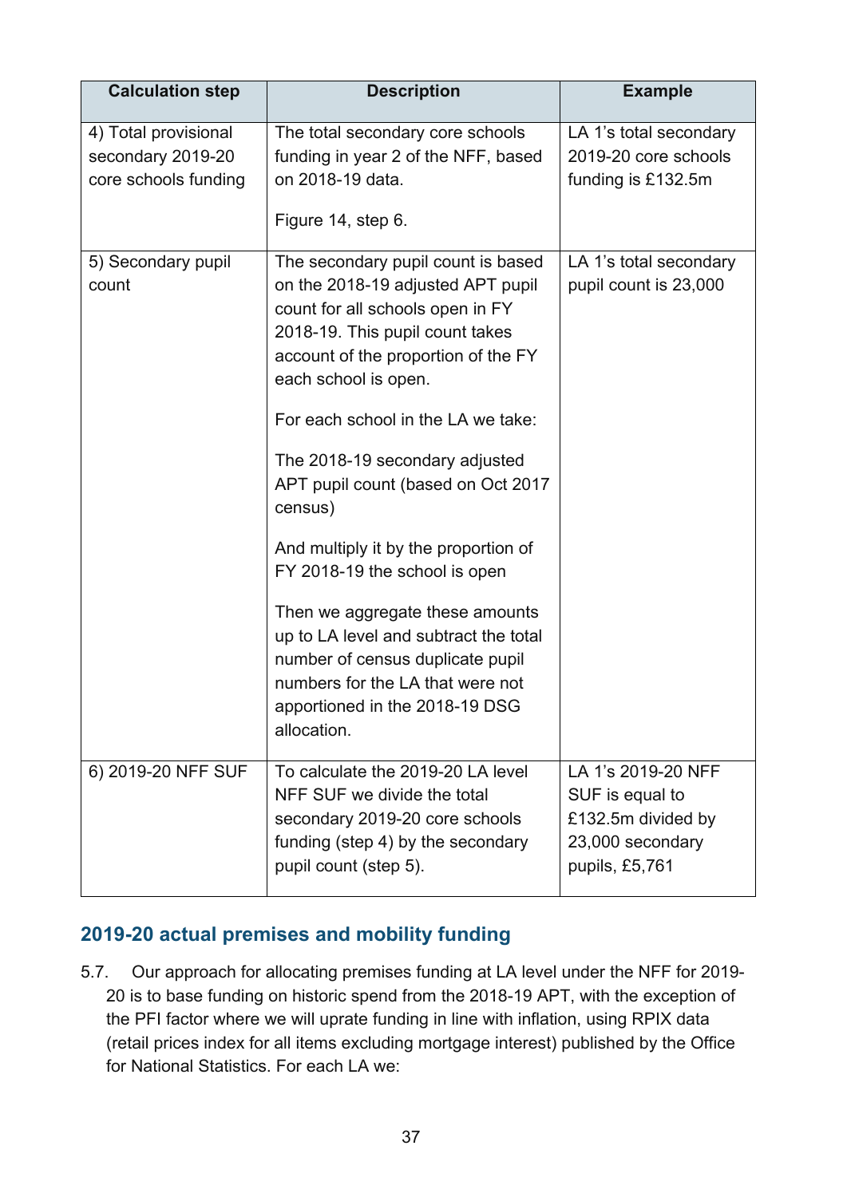| Calculation step | Description | Example |
|---|---|---|
| 4) Total provisional secondary 2019-20 core schools funding | The total secondary core schools funding in year 2 of the NFF, based on 2018-19 data.<br><br>Figure 14, step 6. | LA 1's total secondary 2019-20 core schools funding is £132.5m |
| 5) Secondary pupil count | The secondary pupil count is based on the 2018-19 adjusted APT pupil count for all schools open in FY 2018-19. This pupil count takes account of the proportion of the FY each school is open.<br><br>For each school in the LA we take:<br><br>The 2018-19 secondary adjusted APT pupil count (based on Oct 2017 census)<br><br>And multiply it by the proportion of FY 2018-19 the school is open<br><br>Then we aggregate these amounts up to LA level and subtract the total number of census duplicate pupil numbers for the LA that were not apportioned in the 2018-19 DSG allocation. | LA 1's total secondary pupil count is 23,000 |
| 6) 2019-20 NFF SUF | To calculate the 2019-20 LA level NFF SUF we divide the total secondary 2019-20 core schools funding (step 4) by the secondary pupil count (step 5). | LA 1's 2019-20 NFF SUF is equal to £132.5m divided by 23,000 secondary pupils, £5,761 |

## 2019-20 actual premises and mobility funding

5.7. Our approach for allocating premises funding at LA level under the NFF for 2019-20 is to base funding on historic spend from the 2018-19 APT, with the exception of the PFI factor where we will uprate funding in line with inflation, using RPIX data (retail prices index for all items excluding mortgage interest) published by the Office for National Statistics. For each LA we: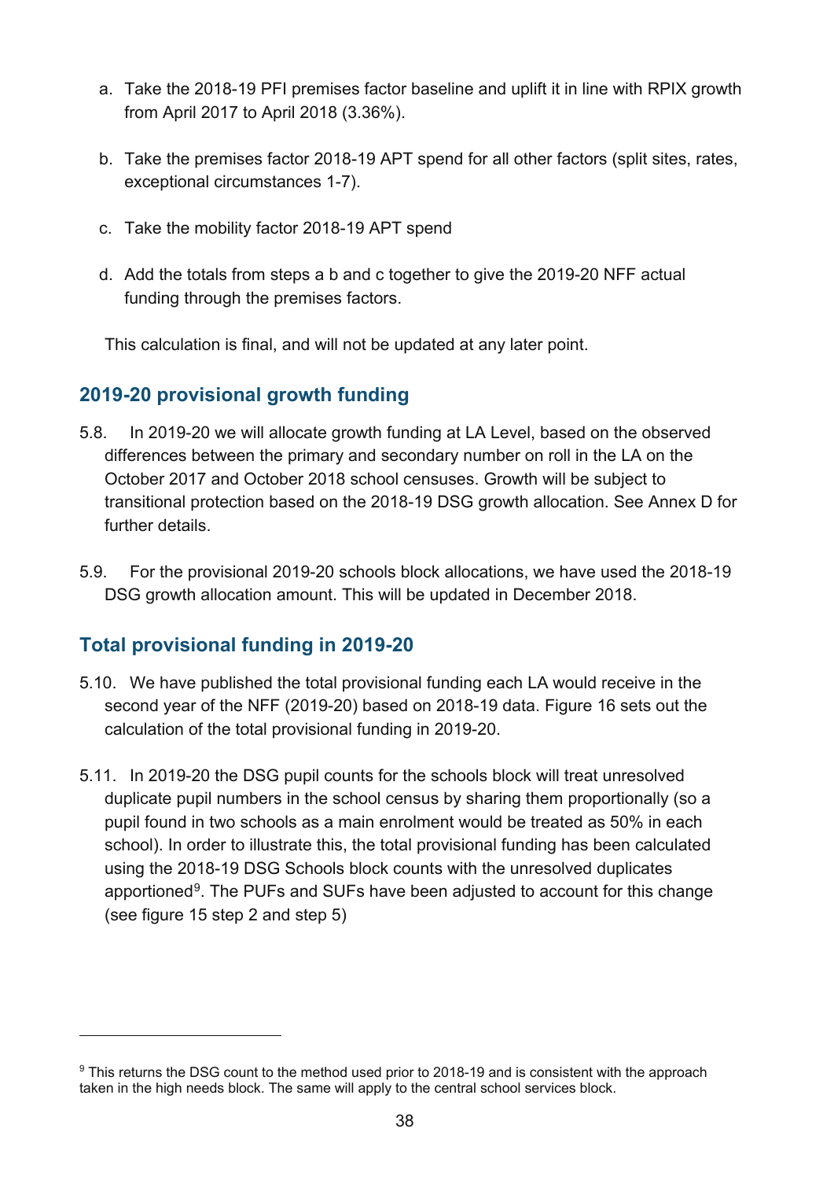a. Take the 2018-19 PFI premises factor baseline and uplift it in line with RPIX growth from April 2017 to April 2018 (3.36%).

b. Take the premises factor 2018-19 APT spend for all other factors (split sites, rates, exceptional circumstances 1-7).

c. Take the mobility factor 2018-19 APT spend

d. Add the totals from steps a b and c together to give the 2019-20 NFF actual funding through the premises factors.

This calculation is final, and will not be updated at any later point.

## 2019-20 provisional growth funding

5.8. In 2019-20 we will allocate growth funding at LA Level, based on the observed differences between the primary and secondary number on roll in the LA on the October 2017 and October 2018 school censuses. Growth will be subject to transitional protection based on the 2018-19 DSG growth allocation. See Annex D for further details.

5.9. For the provisional 2019-20 schools block allocations, we have used the 2018-19 DSG growth allocation amount. This will be updated in December 2018.

## Total provisional funding in 2019-20

5.10. We have published the total provisional funding each LA would receive in the second year of the NFF (2019-20) based on 2018-19 data. Figure 16 sets out the calculation of the total provisional funding in 2019-20.

5.11. In 2019-20 the DSG pupil counts for the schools block will treat unresolved duplicate pupil numbers in the school census by sharing them proportionally (so a pupil found in two schools as a main enrolment would be treated as 50% in each school). In order to illustrate this, the total provisional funding has been calculated using the 2018-19 DSG Schools block counts with the unresolved duplicates apportioned[9]. The PUFs and SUFs have been adjusted to account for this change (see figure 15 step 2 and step 5)

[9] This returns the DSG count to the method used prior to 2018-19 and is consistent with the approach taken in the high needs block. The same will apply to the central school services block.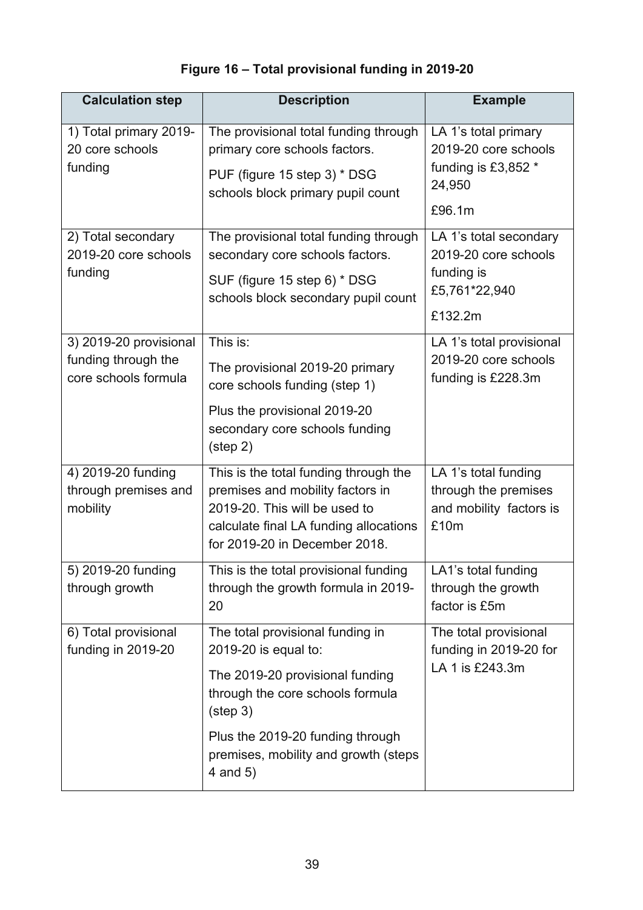**Figure 16 – Total provisional funding in 2019-20**

| Calculation step | Description | Example |
|---|---|---|
| 1) Total primary 2019-20 core schools funding | The provisional total funding through primary core schools factors.<br><br>PUF (figure 15 step 3) * DSG schools block primary pupil count | LA 1's total primary 2019-20 core schools funding is £3,852 * 24,950<br><br>£96.1m |
| 2) Total secondary 2019-20 core schools funding | The provisional total funding through secondary core schools factors.<br><br>SUF (figure 15 step 6) * DSG schools block secondary pupil count | LA 1's total secondary 2019-20 core schools funding is £5,761*22,940<br><br>£132.2m |
| 3) 2019-20 provisional funding through the core schools formula | This is:<br><br>The provisional 2019-20 primary core schools funding (step 1)<br><br>Plus the provisional 2019-20 secondary core schools funding (step 2) | LA 1's total provisional 2019-20 core schools funding is £228.3m |
| 4) 2019-20 funding through premises and mobility | This is the total funding through the premises and mobility factors in 2019-20. This will be used to calculate final LA funding allocations for 2019-20 in December 2018. | LA 1's total funding through the premises and mobility factors is £10m |
| 5) 2019-20 funding through growth | This is the total provisional funding through the growth formula in 2019-20 | LA1's total funding through the growth factor is £5m |
| 6) Total provisional funding in 2019-20 | The total provisional funding in 2019-20 is equal to:<br><br>The 2019-20 provisional funding through the core schools formula (step 3)<br><br>Plus the 2019-20 funding through premises, mobility and growth (steps 4 and 5) | The total provisional funding in 2019-20 for LA 1 is £243.3m |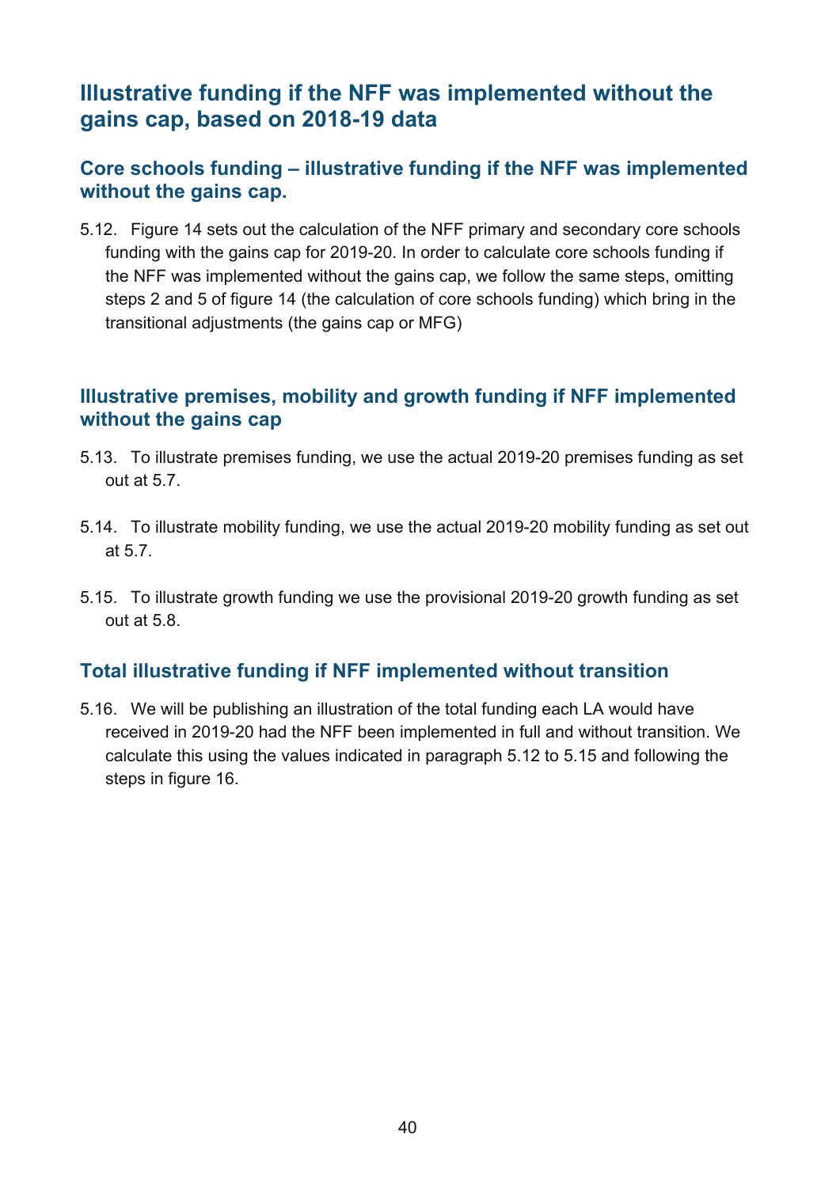## Illustrative funding if the NFF was implemented without the gains cap, based on 2018-19 data

### Core schools funding – illustrative funding if the NFF was implemented without the gains cap.

5.12. Figure 14 sets out the calculation of the NFF primary and secondary core schools funding with the gains cap for 2019-20. In order to calculate core schools funding if the NFF was implemented without the gains cap, we follow the same steps, omitting steps 2 and 5 of figure 14 (the calculation of core schools funding) which bring in the transitional adjustments (the gains cap or MFG)

### Illustrative premises, mobility and growth funding if NFF implemented without the gains cap

5.13. To illustrate premises funding, we use the actual 2019-20 premises funding as set out at 5.7.

5.14. To illustrate mobility funding, we use the actual 2019-20 mobility funding as set out at 5.7.

5.15. To illustrate growth funding we use the provisional 2019-20 growth funding as set out at 5.8.

### Total illustrative funding if NFF implemented without transition

5.16. We will be publishing an illustration of the total funding each LA would have received in 2019-20 had the NFF been implemented in full and without transition. We calculate this using the values indicated in paragraph 5.12 to 5.15 and following the steps in figure 16.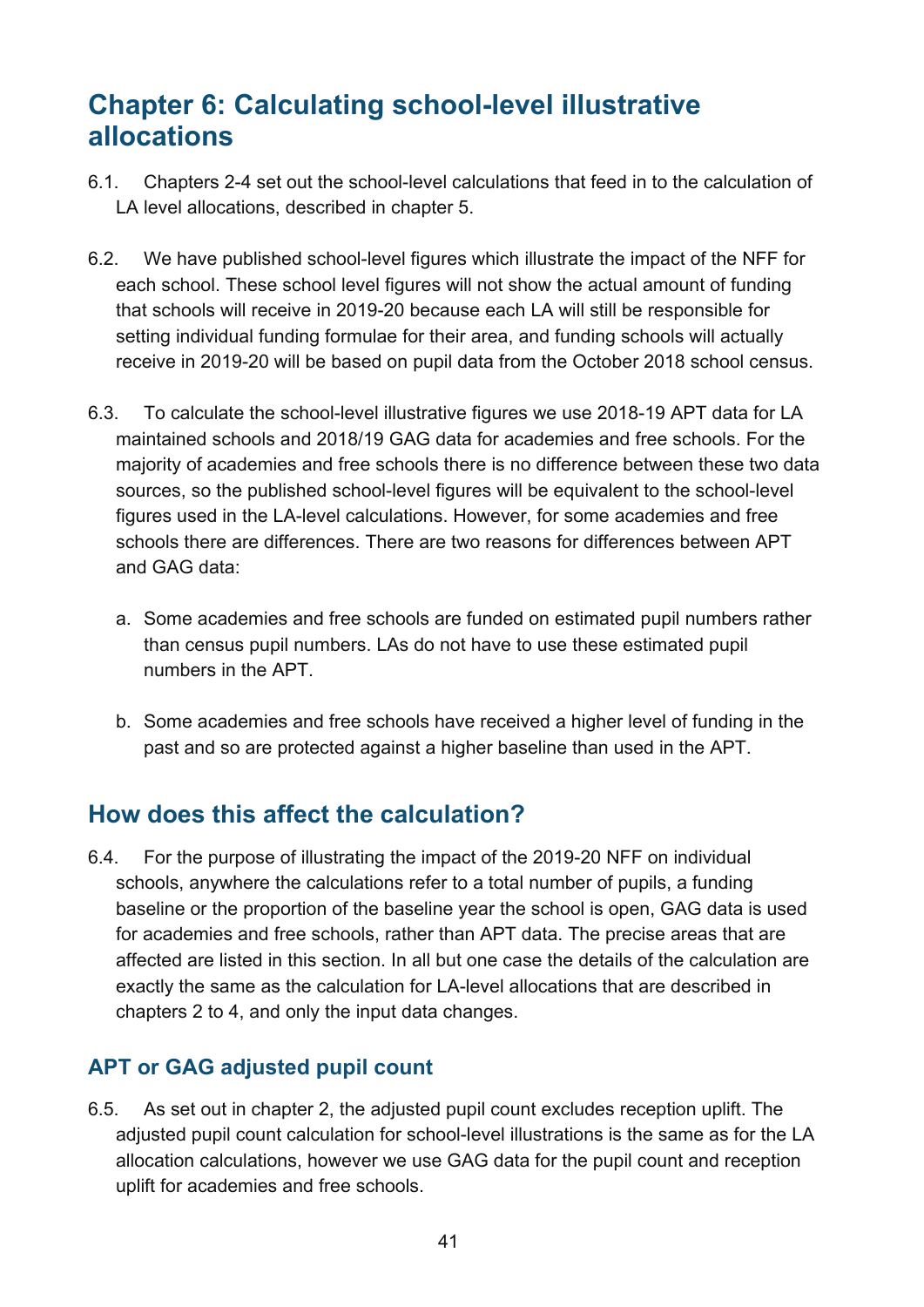# Chapter 6: Calculating school-level illustrative allocations

6.1. Chapters 2-4 set out the school-level calculations that feed in to the calculation of LA level allocations, described in chapter 5.

6.2. We have published school-level figures which illustrate the impact of the NFF for each school. These school level figures will not show the actual amount of funding that schools will receive in 2019-20 because each LA will still be responsible for setting individual funding formulae for their area, and funding schools will actually receive in 2019-20 will be based on pupil data from the October 2018 school census.

6.3. To calculate the school-level illustrative figures we use 2018-19 APT data for LA maintained schools and 2018/19 GAG data for academies and free schools. For the majority of academies and free schools there is no difference between these two data sources, so the published school-level figures will be equivalent to the school-level figures used in the LA-level calculations. However, for some academies and free schools there are differences. There are two reasons for differences between APT and GAG data:

a. Some academies and free schools are funded on estimated pupil numbers rather than census pupil numbers. LAs do not have to use these estimated pupil numbers in the APT.

b. Some academies and free schools have received a higher level of funding in the past and so are protected against a higher baseline than used in the APT.

## How does this affect the calculation?

6.4. For the purpose of illustrating the impact of the 2019-20 NFF on individual schools, anywhere the calculations refer to a total number of pupils, a funding baseline or the proportion of the baseline year the school is open, GAG data is used for academies and free schools, rather than APT data. The precise areas that are affected are listed in this section. In all but one case the details of the calculation are exactly the same as the calculation for LA-level allocations that are described in chapters 2 to 4, and only the input data changes.

### APT or GAG adjusted pupil count

6.5. As set out in chapter 2, the adjusted pupil count excludes reception uplift. The adjusted pupil count calculation for school-level illustrations is the same as for the LA allocation calculations, however we use GAG data for the pupil count and reception uplift for academies and free schools.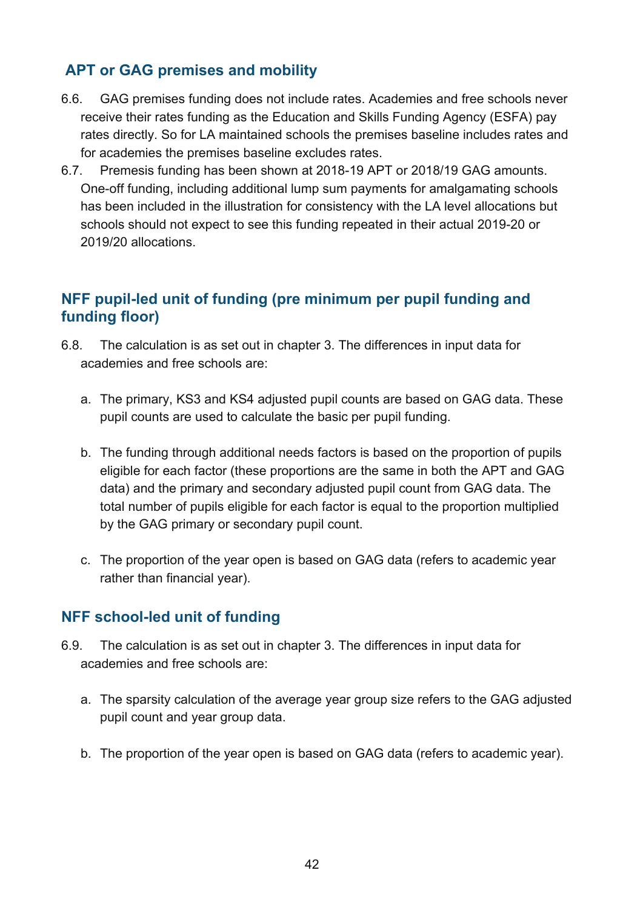## APT or GAG premises and mobility

6.6. GAG premises funding does not include rates. Academies and free schools never receive their rates funding as the Education and Skills Funding Agency (ESFA) pay rates directly. So for LA maintained schools the premises baseline includes rates and for academies the premises baseline excludes rates.

6.7. Premesis funding has been shown at 2018-19 APT or 2018/19 GAG amounts. One-off funding, including additional lump sum payments for amalgamating schools has been included in the illustration for consistency with the LA level allocations but schools should not expect to see this funding repeated in their actual 2019-20 or 2019/20 allocations.

## NFF pupil-led unit of funding (pre minimum per pupil funding and funding floor)

6.8. The calculation is as set out in chapter 3. The differences in input data for academies and free schools are:

a. The primary, KS3 and KS4 adjusted pupil counts are based on GAG data. These pupil counts are used to calculate the basic per pupil funding.

b. The funding through additional needs factors is based on the proportion of pupils eligible for each factor (these proportions are the same in both the APT and GAG data) and the primary and secondary adjusted pupil count from GAG data. The total number of pupils eligible for each factor is equal to the proportion multiplied by the GAG primary or secondary pupil count.

c. The proportion of the year open is based on GAG data (refers to academic year rather than financial year).

## NFF school-led unit of funding

6.9. The calculation is as set out in chapter 3. The differences in input data for academies and free schools are:

a. The sparsity calculation of the average year group size refers to the GAG adjusted pupil count and year group data.

b. The proportion of the year open is based on GAG data (refers to academic year).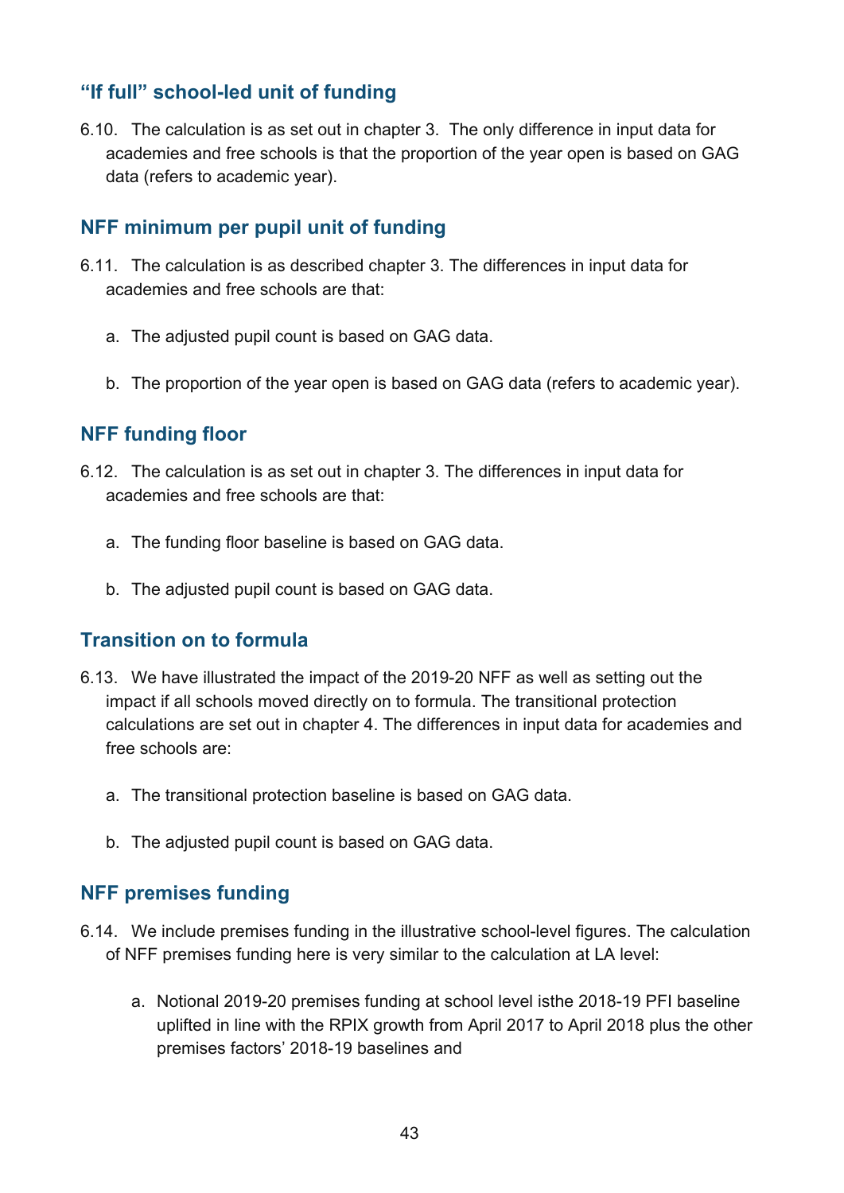## "If full" school-led unit of funding

6.10. The calculation is as set out in chapter 3. The only difference in input data for academies and free schools is that the proportion of the year open is based on GAG data (refers to academic year).

## NFF minimum per pupil unit of funding

6.11. The calculation is as described chapter 3. The differences in input data for academies and free schools are that:

a. The adjusted pupil count is based on GAG data.

b. The proportion of the year open is based on GAG data (refers to academic year).

## NFF funding floor

6.12. The calculation is as set out in chapter 3. The differences in input data for academies and free schools are that:

a. The funding floor baseline is based on GAG data.

b. The adjusted pupil count is based on GAG data.

## Transition on to formula

6.13. We have illustrated the impact of the 2019-20 NFF as well as setting out the impact if all schools moved directly on to formula. The transitional protection calculations are set out in chapter 4. The differences in input data for academies and free schools are:

a. The transitional protection baseline is based on GAG data.

b. The adjusted pupil count is based on GAG data.

## NFF premises funding

6.14. We include premises funding in the illustrative school-level figures. The calculation of NFF premises funding here is very similar to the calculation at LA level:

a. Notional 2019-20 premises funding at school level isthe 2018-19 PFI baseline uplifted in line with the RPIX growth from April 2017 to April 2018 plus the other premises factors' 2018-19 baselines and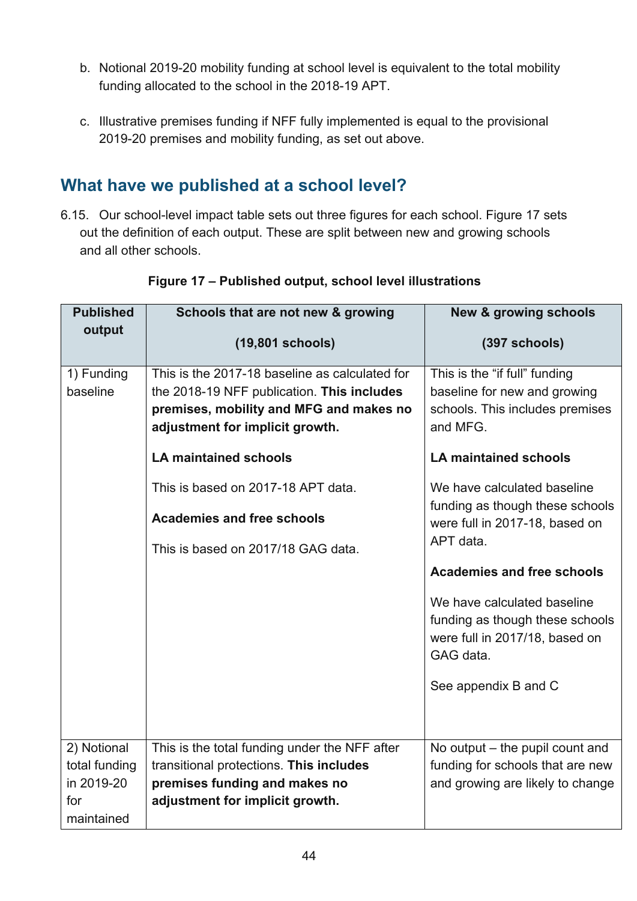b. Notional 2019-20 mobility funding at school level is equivalent to the total mobility funding allocated to the school in the 2018-19 APT.

c. Illustrative premises funding if NFF fully implemented is equal to the provisional 2019-20 premises and mobility funding, as set out above.

## What have we published at a school level?

6.15. Our school-level impact table sets out three figures for each school. Figure 17 sets out the definition of each output. These are split between new and growing schools and all other schools.

**Figure 17 – Published output, school level illustrations**

| Published output | Schools that are not new & growing<br><br>(19,801 schools) | New & growing schools<br><br>(397 schools) |
|---|---|---|
| 1) Funding baseline | This is the 2017-18 baseline as calculated for the 2018-19 NFF publication. **This includes premises, mobility and MFG and makes no adjustment for implicit growth.**<br><br>**LA maintained schools**<br><br>This is based on 2017-18 APT data.<br><br>**Academies and free schools**<br><br>This is based on 2017/18 GAG data. | This is the "if full" funding baseline for new and growing schools. This includes premises and MFG.<br><br>**LA maintained schools**<br><br>We have calculated baseline funding as though these schools were full in 2017-18, based on APT data.<br><br>**Academies and free schools**<br><br>We have calculated baseline funding as though these schools were full in 2017/18, based on GAG data.<br><br>See appendix B and C |
| 2) Notional total funding in 2019-20 for maintained | This is the total funding under the NFF after transitional protections. **This includes premises funding and makes no adjustment for implicit growth.** | No output – the pupil count and funding for schools that are new and growing are likely to change |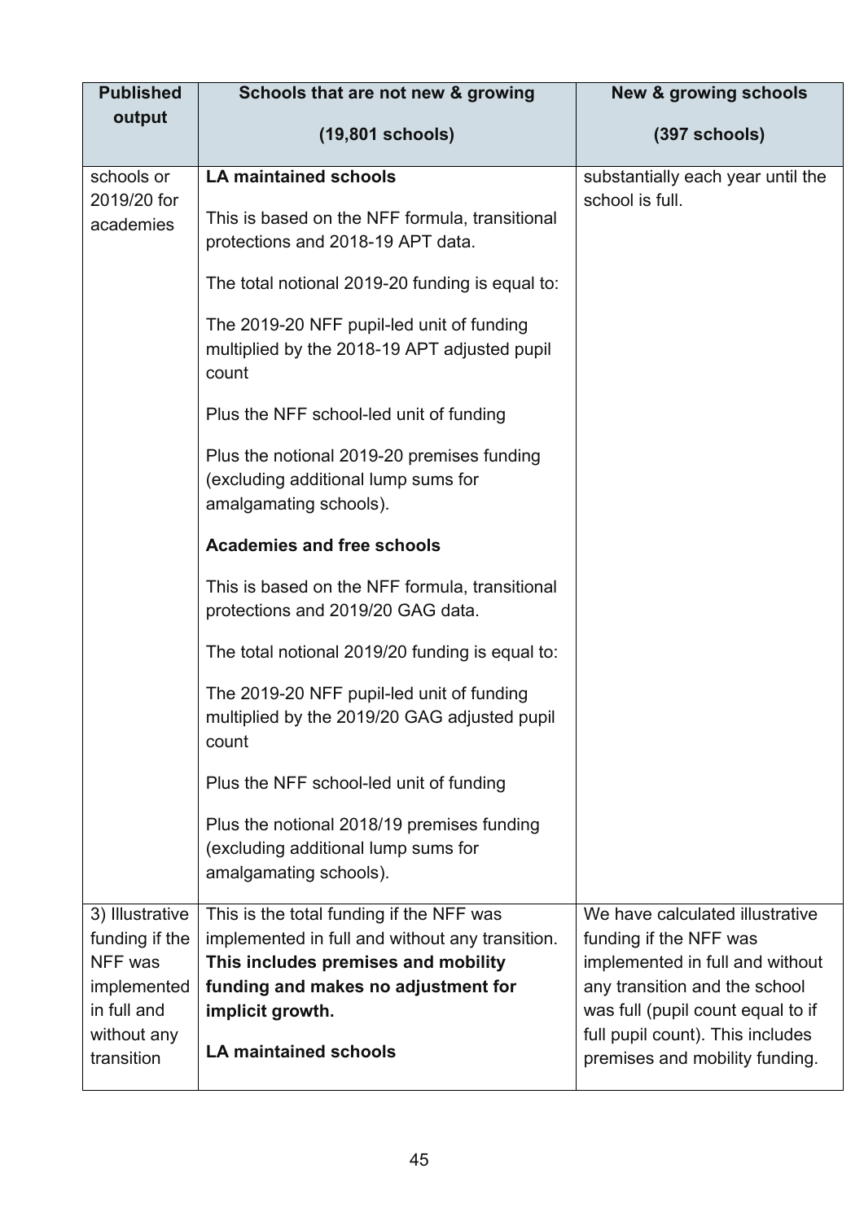| Published output | Schools that are not new & growing (19,801 schools) | New & growing schools (397 schools) |
| --- | --- | --- |
| schools or 2019/20 for academies | **LA maintained schools**<br><br>This is based on the NFF formula, transitional protections and 2018-19 APT data.<br><br>The total notional 2019-20 funding is equal to:<br><br>The 2019-20 NFF pupil-led unit of funding multiplied by the 2018-19 APT adjusted pupil count<br><br>Plus the NFF school-led unit of funding<br><br>Plus the notional 2019-20 premises funding (excluding additional lump sums for amalgamating schools).<br><br>**Academies and free schools**<br><br>This is based on the NFF formula, transitional protections and 2019/20 GAG data.<br><br>The total notional 2019/20 funding is equal to:<br><br>The 2019-20 NFF pupil-led unit of funding multiplied by the 2019/20 GAG adjusted pupil count<br><br>Plus the NFF school-led unit of funding<br><br>Plus the notional 2018/19 premises funding (excluding additional lump sums for amalgamating schools). | substantially each year until the school is full. |
| 3) Illustrative funding if the NFF was implemented in full and without any transition | This is the total funding if the NFF was implemented in full and without any transition. **This includes premises and mobility funding and makes no adjustment for implicit growth.**<br><br>**LA maintained schools** | We have calculated illustrative funding if the NFF was implemented in full and without any transition and the school was full (pupil count equal to if full pupil count). This includes premises and mobility funding. |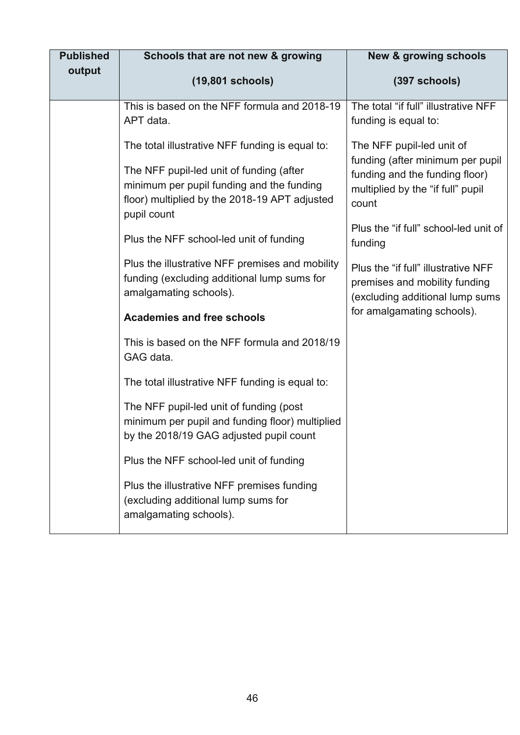| Published output | Schools that are not new & growing (19,801 schools) | New & growing schools (397 schools) |
|---|---|---|
| | This is based on the NFF formula and 2018-19 APT data.<br><br>The total illustrative NFF funding is equal to:<br><br>The NFF pupil-led unit of funding (after minimum per pupil funding and the funding floor) multiplied by the 2018-19 APT adjusted pupil count<br><br>Plus the NFF school-led unit of funding<br><br>Plus the illustrative NFF premises and mobility funding (excluding additional lump sums for amalgamating schools).<br><br>**Academies and free schools**<br><br>This is based on the NFF formula and 2018/19 GAG data.<br><br>The total illustrative NFF funding is equal to:<br><br>The NFF pupil-led unit of funding (post minimum per pupil and funding floor) multiplied by the 2018/19 GAG adjusted pupil count<br><br>Plus the NFF school-led unit of funding<br><br>Plus the illustrative NFF premises funding (excluding additional lump sums for amalgamating schools). | The total "if full" illustrative NFF funding is equal to:<br><br>The NFF pupil-led unit of funding (after minimum per pupil funding and the funding floor) multiplied by the "if full" pupil count<br><br>Plus the "if full" school-led unit of funding<br><br>Plus the "if full" illustrative NFF premises and mobility funding (excluding additional lump sums for amalgamating schools). |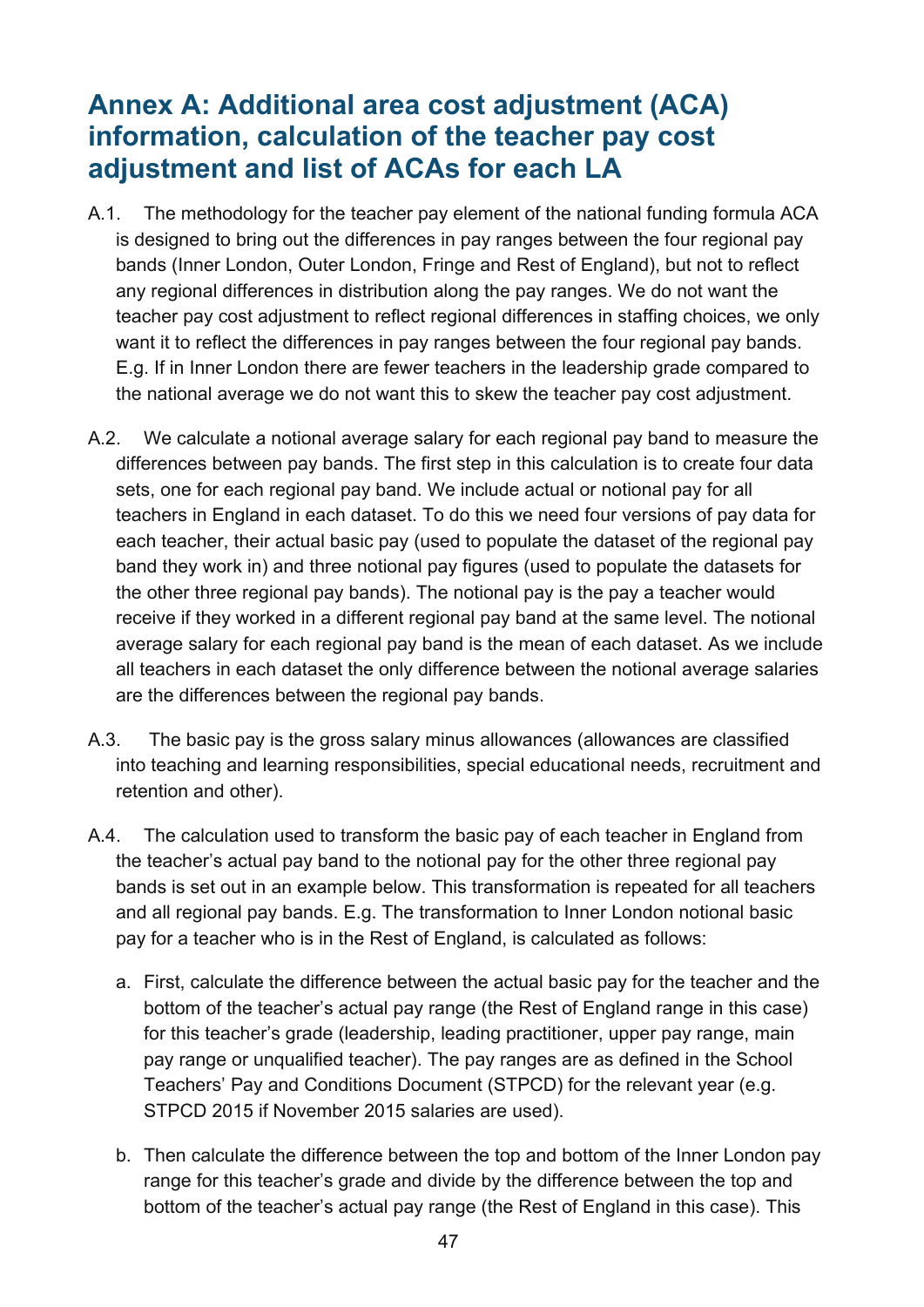# Annex A: Additional area cost adjustment (ACA) information, calculation of the teacher pay cost adjustment and list of ACAs for each LA

A.1. The methodology for the teacher pay element of the national funding formula ACA is designed to bring out the differences in pay ranges between the four regional pay bands (Inner London, Outer London, Fringe and Rest of England), but not to reflect any regional differences in distribution along the pay ranges. We do not want the teacher pay cost adjustment to reflect regional differences in staffing choices, we only want it to reflect the differences in pay ranges between the four regional pay bands. E.g. If in Inner London there are fewer teachers in the leadership grade compared to the national average we do not want this to skew the teacher pay cost adjustment.

A.2. We calculate a notional average salary for each regional pay band to measure the differences between pay bands. The first step in this calculation is to create four data sets, one for each regional pay band. We include actual or notional pay for all teachers in England in each dataset. To do this we need four versions of pay data for each teacher, their actual basic pay (used to populate the dataset of the regional pay band they work in) and three notional pay figures (used to populate the datasets for the other three regional pay bands). The notional pay is the pay a teacher would receive if they worked in a different regional pay band at the same level. The notional average salary for each regional pay band is the mean of each dataset. As we include all teachers in each dataset the only difference between the notional average salaries are the differences between the regional pay bands.

A.3. The basic pay is the gross salary minus allowances (allowances are classified into teaching and learning responsibilities, special educational needs, recruitment and retention and other).

A.4. The calculation used to transform the basic pay of each teacher in England from the teacher's actual pay band to the notional pay for the other three regional pay bands is set out in an example below. This transformation is repeated for all teachers and all regional pay bands. E.g. The transformation to Inner London notional basic pay for a teacher who is in the Rest of England, is calculated as follows:

a. First, calculate the difference between the actual basic pay for the teacher and the bottom of the teacher's actual pay range (the Rest of England range in this case) for this teacher's grade (leadership, leading practitioner, upper pay range, main pay range or unqualified teacher). The pay ranges are as defined in the School Teachers' Pay and Conditions Document (STPCD) for the relevant year (e.g. STPCD 2015 if November 2015 salaries are used).

b. Then calculate the difference between the top and bottom of the Inner London pay range for this teacher's grade and divide by the difference between the top and bottom of the teacher's actual pay range (the Rest of England in this case). This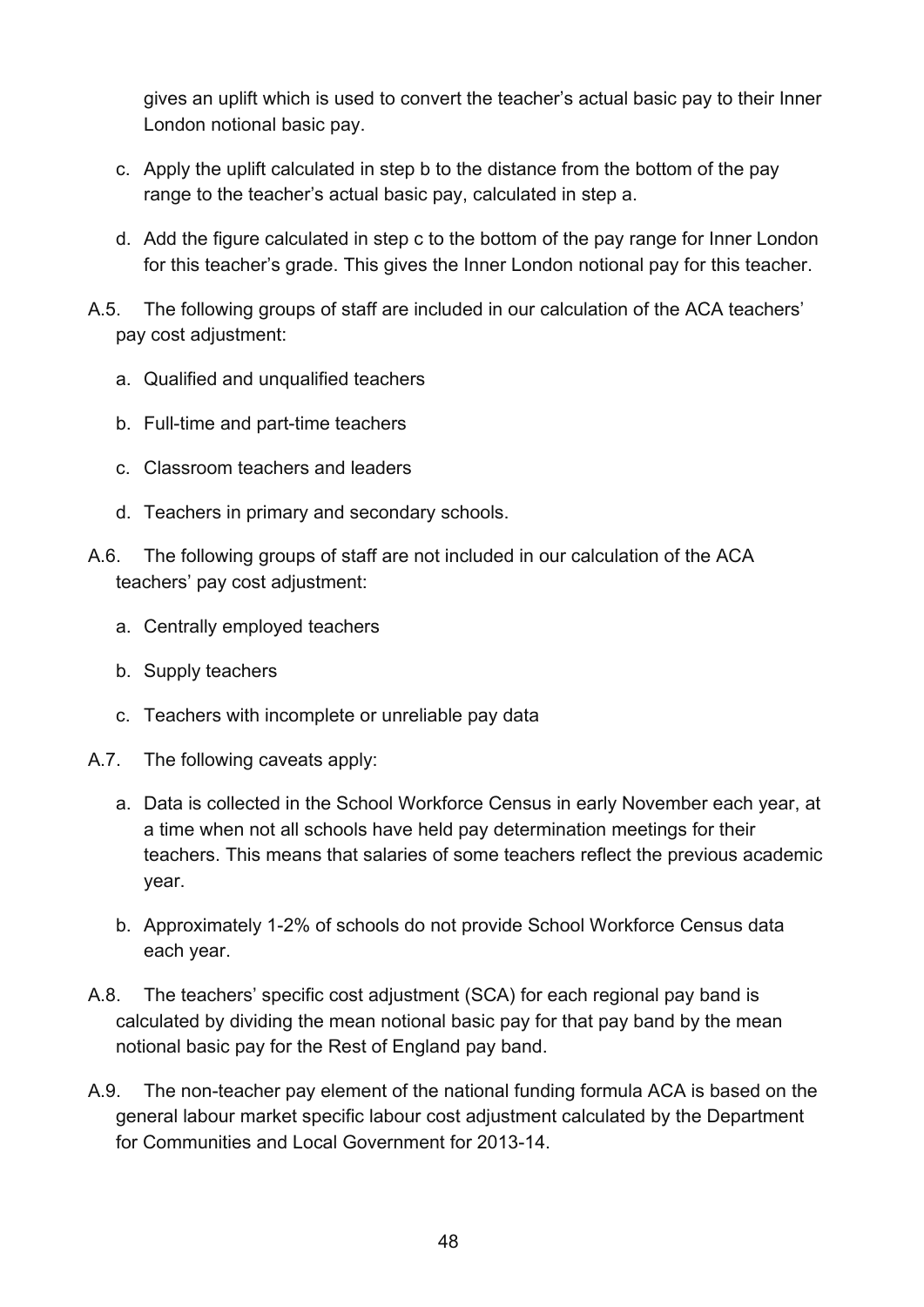gives an uplift which is used to convert the teacher's actual basic pay to their Inner London notional basic pay.

c. Apply the uplift calculated in step b to the distance from the bottom of the pay range to the teacher's actual basic pay, calculated in step a.

d. Add the figure calculated in step c to the bottom of the pay range for Inner London for this teacher's grade. This gives the Inner London notional pay for this teacher.

A.5. The following groups of staff are included in our calculation of the ACA teachers' pay cost adjustment:

a. Qualified and unqualified teachers

b. Full-time and part-time teachers

c. Classroom teachers and leaders

d. Teachers in primary and secondary schools.

A.6. The following groups of staff are not included in our calculation of the ACA teachers' pay cost adjustment:

a. Centrally employed teachers

b. Supply teachers

c. Teachers with incomplete or unreliable pay data

A.7. The following caveats apply:

a. Data is collected in the School Workforce Census in early November each year, at a time when not all schools have held pay determination meetings for their teachers. This means that salaries of some teachers reflect the previous academic year.

b. Approximately 1-2% of schools do not provide School Workforce Census data each year.

A.8. The teachers' specific cost adjustment (SCA) for each regional pay band is calculated by dividing the mean notional basic pay for that pay band by the mean notional basic pay for the Rest of England pay band.

A.9. The non-teacher pay element of the national funding formula ACA is based on the general labour market specific labour cost adjustment calculated by the Department for Communities and Local Government for 2013-14.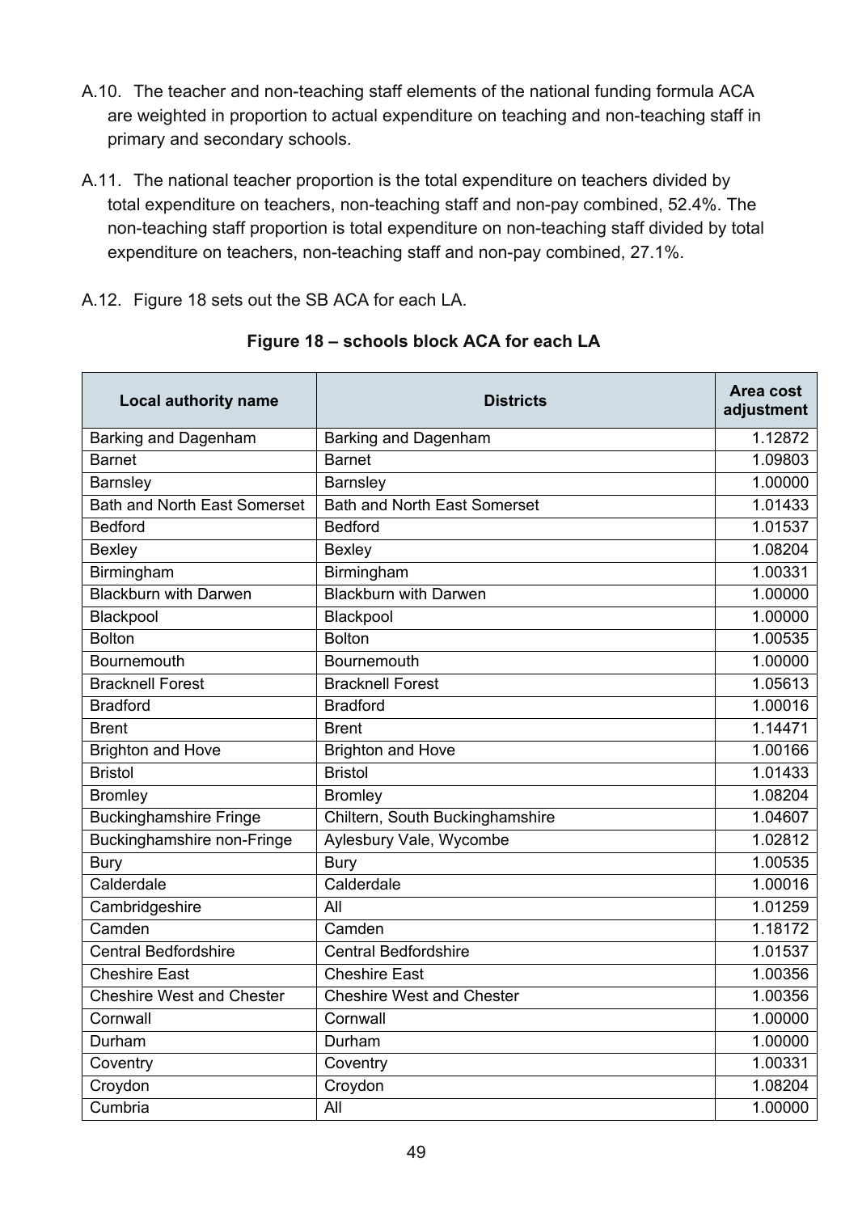A.10. The teacher and non-teaching staff elements of the national funding formula ACA are weighted in proportion to actual expenditure on teaching and non-teaching staff in primary and secondary schools.

A.11. The national teacher proportion is the total expenditure on teachers divided by total expenditure on teachers, non-teaching staff and non-pay combined, 52.4%. The non-teaching staff proportion is total expenditure on non-teaching staff divided by total expenditure on teachers, non-teaching staff and non-pay combined, 27.1%.

A.12. Figure 18 sets out the SB ACA for each LA.

**Figure 18 – schools block ACA for each LA**

| Local authority name | Districts | Area cost adjustment |
|---|---|---|
| Barking and Dagenham | Barking and Dagenham | 1.12872 |
| Barnet | Barnet | 1.09803 |
| Barnsley | Barnsley | 1.00000 |
| Bath and North East Somerset | Bath and North East Somerset | 1.01433 |
| Bedford | Bedford | 1.01537 |
| Bexley | Bexley | 1.08204 |
| Birmingham | Birmingham | 1.00331 |
| Blackburn with Darwen | Blackburn with Darwen | 1.00000 |
| Blackpool | Blackpool | 1.00000 |
| Bolton | Bolton | 1.00535 |
| Bournemouth | Bournemouth | 1.00000 |
| Bracknell Forest | Bracknell Forest | 1.05613 |
| Bradford | Bradford | 1.00016 |
| Brent | Brent | 1.14471 |
| Brighton and Hove | Brighton and Hove | 1.00166 |
| Bristol | Bristol | 1.01433 |
| Bromley | Bromley | 1.08204 |
| Buckinghamshire Fringe | Chiltern, South Buckinghamshire | 1.04607 |
| Buckinghamshire non-Fringe | Aylesbury Vale, Wycombe | 1.02812 |
| Bury | Bury | 1.00535 |
| Calderdale | Calderdale | 1.00016 |
| Cambridgeshire | All | 1.01259 |
| Camden | Camden | 1.18172 |
| Central Bedfordshire | Central Bedfordshire | 1.01537 |
| Cheshire East | Cheshire East | 1.00356 |
| Cheshire West and Chester | Cheshire West and Chester | 1.00356 |
| Cornwall | Cornwall | 1.00000 |
| Durham | Durham | 1.00000 |
| Coventry | Coventry | 1.00331 |
| Croydon | Croydon | 1.08204 |
| Cumbria | All | 1.00000 |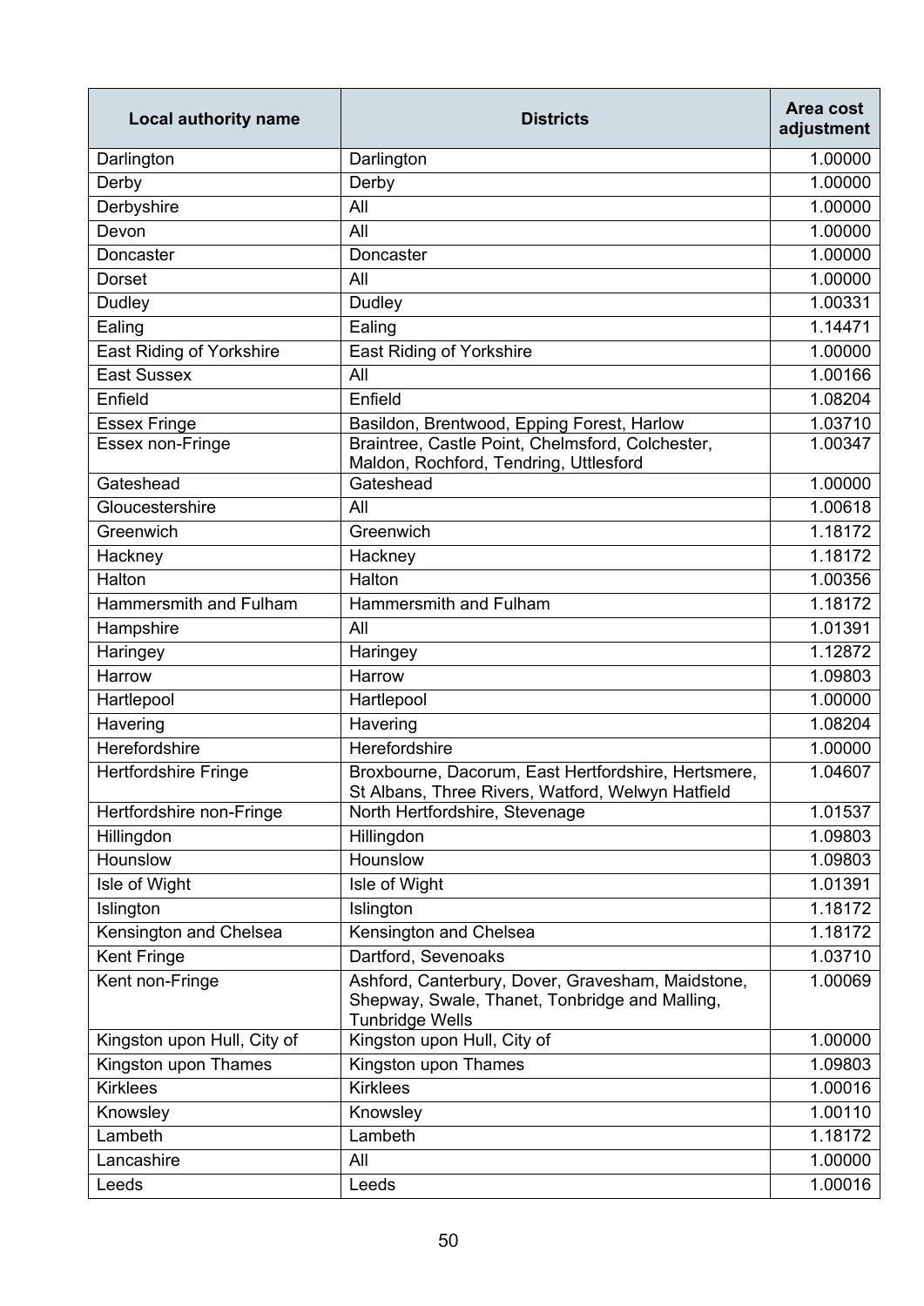| Local authority name | Districts | Area cost adjustment |
|---|---|---|
| Darlington | Darlington | 1.00000 |
| Derby | Derby | 1.00000 |
| Derbyshire | All | 1.00000 |
| Devon | All | 1.00000 |
| Doncaster | Doncaster | 1.00000 |
| Dorset | All | 1.00000 |
| Dudley | Dudley | 1.00331 |
| Ealing | Ealing | 1.14471 |
| East Riding of Yorkshire | East Riding of Yorkshire | 1.00000 |
| East Sussex | All | 1.00166 |
| Enfield | Enfield | 1.08204 |
| Essex Fringe | Basildon, Brentwood, Epping Forest, Harlow | 1.03710 |
| Essex non-Fringe | Braintree, Castle Point, Chelmsford, Colchester, Maldon, Rochford, Tendring, Uttlesford | 1.00347 |
| Gateshead | Gateshead | 1.00000 |
| Gloucestershire | All | 1.00618 |
| Greenwich | Greenwich | 1.18172 |
| Hackney | Hackney | 1.18172 |
| Halton | Halton | 1.00356 |
| Hammersmith and Fulham | Hammersmith and Fulham | 1.18172 |
| Hampshire | All | 1.01391 |
| Haringey | Haringey | 1.12872 |
| Harrow | Harrow | 1.09803 |
| Hartlepool | Hartlepool | 1.00000 |
| Havering | Havering | 1.08204 |
| Herefordshire | Herefordshire | 1.00000 |
| Hertfordshire Fringe | Broxbourne, Dacorum, East Hertfordshire, Hertsmere, St Albans, Three Rivers, Watford, Welwyn Hatfield | 1.04607 |
| Hertfordshire non-Fringe | North Hertfordshire, Stevenage | 1.01537 |
| Hillingdon | Hillingdon | 1.09803 |
| Hounslow | Hounslow | 1.09803 |
| Isle of Wight | Isle of Wight | 1.01391 |
| Islington | Islington | 1.18172 |
| Kensington and Chelsea | Kensington and Chelsea | 1.18172 |
| Kent Fringe | Dartford, Sevenoaks | 1.03710 |
| Kent non-Fringe | Ashford, Canterbury, Dover, Gravesham, Maidstone, Shepway, Swale, Thanet, Tonbridge and Malling, Tunbridge Wells | 1.00069 |
| Kingston upon Hull, City of | Kingston upon Hull, City of | 1.00000 |
| Kingston upon Thames | Kingston upon Thames | 1.09803 |
| Kirklees | Kirklees | 1.00016 |
| Knowsley | Knowsley | 1.00110 |
| Lambeth | Lambeth | 1.18172 |
| Lancashire | All | 1.00000 |
| Leeds | Leeds | 1.00016 |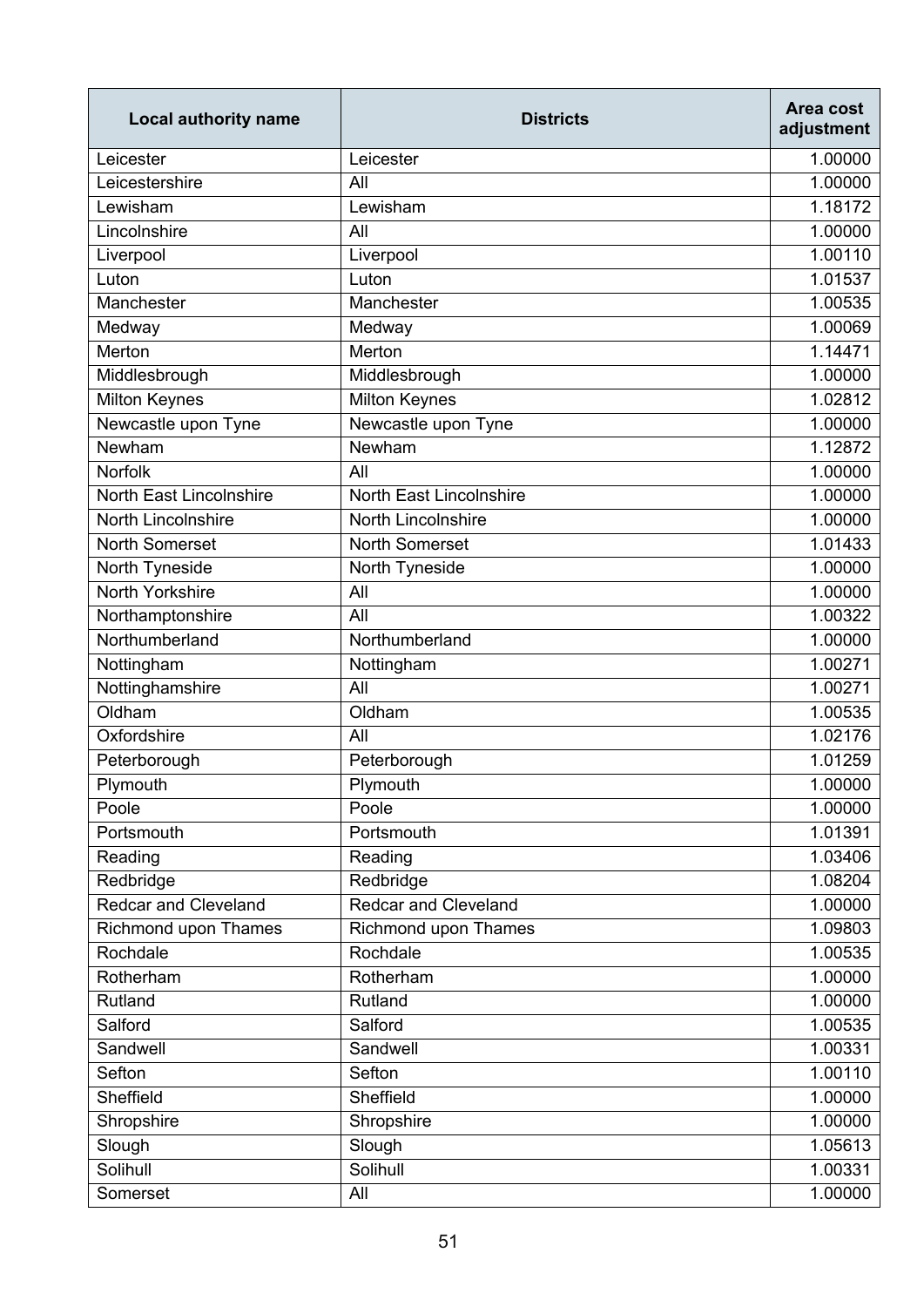| Local authority name | Districts | Area cost adjustment |
|---|---|---|
| Leicester | Leicester | 1.00000 |
| Leicestershire | All | 1.00000 |
| Lewisham | Lewisham | 1.18172 |
| Lincolnshire | All | 1.00000 |
| Liverpool | Liverpool | 1.00110 |
| Luton | Luton | 1.01537 |
| Manchester | Manchester | 1.00535 |
| Medway | Medway | 1.00069 |
| Merton | Merton | 1.14471 |
| Middlesbrough | Middlesbrough | 1.00000 |
| Milton Keynes | Milton Keynes | 1.02812 |
| Newcastle upon Tyne | Newcastle upon Tyne | 1.00000 |
| Newham | Newham | 1.12872 |
| Norfolk | All | 1.00000 |
| North East Lincolnshire | North East Lincolnshire | 1.00000 |
| North Lincolnshire | North Lincolnshire | 1.00000 |
| North Somerset | North Somerset | 1.01433 |
| North Tyneside | North Tyneside | 1.00000 |
| North Yorkshire | All | 1.00000 |
| Northamptonshire | All | 1.00322 |
| Northumberland | Northumberland | 1.00000 |
| Nottingham | Nottingham | 1.00271 |
| Nottinghamshire | All | 1.00271 |
| Oldham | Oldham | 1.00535 |
| Oxfordshire | All | 1.02176 |
| Peterborough | Peterborough | 1.01259 |
| Plymouth | Plymouth | 1.00000 |
| Poole | Poole | 1.00000 |
| Portsmouth | Portsmouth | 1.01391 |
| Reading | Reading | 1.03406 |
| Redbridge | Redbridge | 1.08204 |
| Redcar and Cleveland | Redcar and Cleveland | 1.00000 |
| Richmond upon Thames | Richmond upon Thames | 1.09803 |
| Rochdale | Rochdale | 1.00535 |
| Rotherham | Rotherham | 1.00000 |
| Rutland | Rutland | 1.00000 |
| Salford | Salford | 1.00535 |
| Sandwell | Sandwell | 1.00331 |
| Sefton | Sefton | 1.00110 |
| Sheffield | Sheffield | 1.00000 |
| Shropshire | Shropshire | 1.00000 |
| Slough | Slough | 1.05613 |
| Solihull | Solihull | 1.00331 |
| Somerset | All | 1.00000 |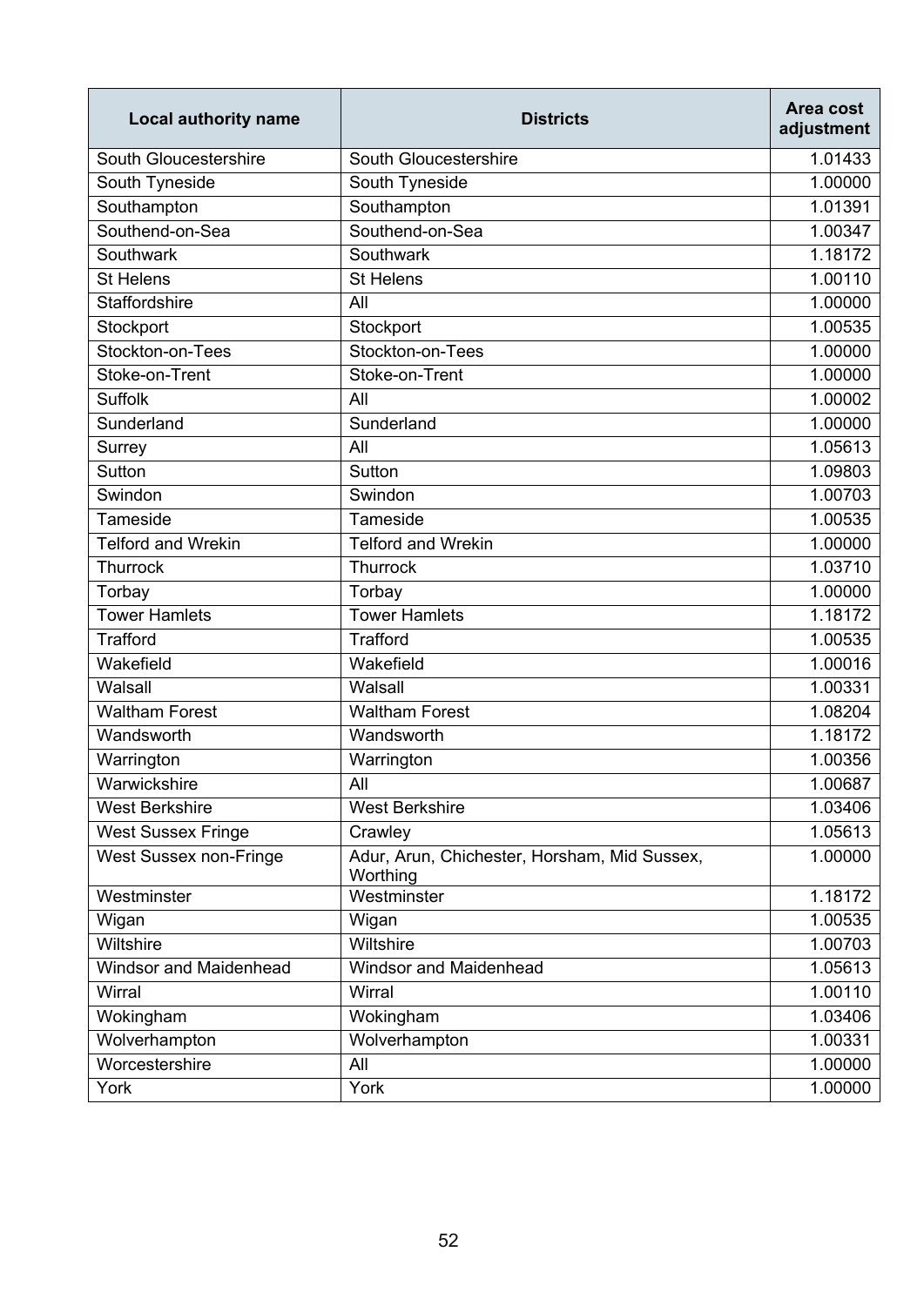| Local authority name | Districts | Area cost adjustment |
|---|---|---|
| South Gloucestershire | South Gloucestershire | 1.01433 |
| South Tyneside | South Tyneside | 1.00000 |
| Southampton | Southampton | 1.01391 |
| Southend-on-Sea | Southend-on-Sea | 1.00347 |
| Southwark | Southwark | 1.18172 |
| St Helens | St Helens | 1.00110 |
| Staffordshire | All | 1.00000 |
| Stockport | Stockport | 1.00535 |
| Stockton-on-Tees | Stockton-on-Tees | 1.00000 |
| Stoke-on-Trent | Stoke-on-Trent | 1.00000 |
| Suffolk | All | 1.00002 |
| Sunderland | Sunderland | 1.00000 |
| Surrey | All | 1.05613 |
| Sutton | Sutton | 1.09803 |
| Swindon | Swindon | 1.00703 |
| Tameside | Tameside | 1.00535 |
| Telford and Wrekin | Telford and Wrekin | 1.00000 |
| Thurrock | Thurrock | 1.03710 |
| Torbay | Torbay | 1.00000 |
| Tower Hamlets | Tower Hamlets | 1.18172 |
| Trafford | Trafford | 1.00535 |
| Wakefield | Wakefield | 1.00016 |
| Walsall | Walsall | 1.00331 |
| Waltham Forest | Waltham Forest | 1.08204 |
| Wandsworth | Wandsworth | 1.18172 |
| Warrington | Warrington | 1.00356 |
| Warwickshire | All | 1.00687 |
| West Berkshire | West Berkshire | 1.03406 |
| West Sussex Fringe | Crawley | 1.05613 |
| West Sussex non-Fringe | Adur, Arun, Chichester, Horsham, Mid Sussex, Worthing | 1.00000 |
| Westminster | Westminster | 1.18172 |
| Wigan | Wigan | 1.00535 |
| Wiltshire | Wiltshire | 1.00703 |
| Windsor and Maidenhead | Windsor and Maidenhead | 1.05613 |
| Wirral | Wirral | 1.00110 |
| Wokingham | Wokingham | 1.03406 |
| Wolverhampton | Wolverhampton | 1.00331 |
| Worcestershire | All | 1.00000 |
| York | York | 1.00000 |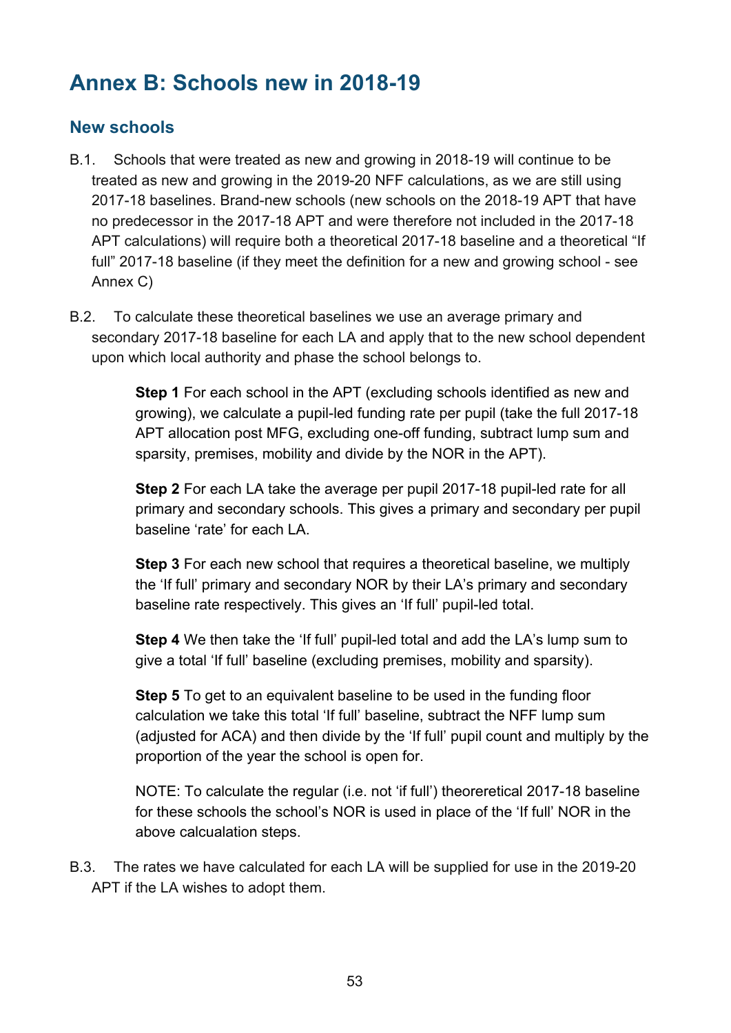# Annex B: Schools new in 2018-19

## New schools

B.1. Schools that were treated as new and growing in 2018-19 will continue to be treated as new and growing in the 2019-20 NFF calculations, as we are still using 2017-18 baselines. Brand-new schools (new schools on the 2018-19 APT that have no predecessor in the 2017-18 APT and were therefore not included in the 2017-18 APT calculations) will require both a theoretical 2017-18 baseline and a theoretical "If full" 2017-18 baseline (if they meet the definition for a new and growing school - see Annex C)

B.2. To calculate these theoretical baselines we use an average primary and secondary 2017-18 baseline for each LA and apply that to the new school dependent upon which local authority and phase the school belongs to.

> **Step 1** For each school in the APT (excluding schools identified as new and growing), we calculate a pupil-led funding rate per pupil (take the full 2017-18 APT allocation post MFG, excluding one-off funding, subtract lump sum and sparsity, premises, mobility and divide by the NOR in the APT).
>
> **Step 2** For each LA take the average per pupil 2017-18 pupil-led rate for all primary and secondary schools. This gives a primary and secondary per pupil baseline 'rate' for each LA.
>
> **Step 3** For each new school that requires a theoretical baseline, we multiply the 'If full' primary and secondary NOR by their LA's primary and secondary baseline rate respectively. This gives an 'If full' pupil-led total.
>
> **Step 4** We then take the 'If full' pupil-led total and add the LA's lump sum to give a total 'If full' baseline (excluding premises, mobility and sparsity).
>
> **Step 5** To get to an equivalent baseline to be used in the funding floor calculation we take this total 'If full' baseline, subtract the NFF lump sum (adjusted for ACA) and then divide by the 'If full' pupil count and multiply by the proportion of the year the school is open for.
>
> NOTE: To calculate the regular (i.e. not 'if full') theoreretical 2017-18 baseline for these schools the school's NOR is used in place of the 'If full' NOR in the above calcualation steps.

B.3. The rates we have calculated for each LA will be supplied for use in the 2019-20 APT if the LA wishes to adopt them.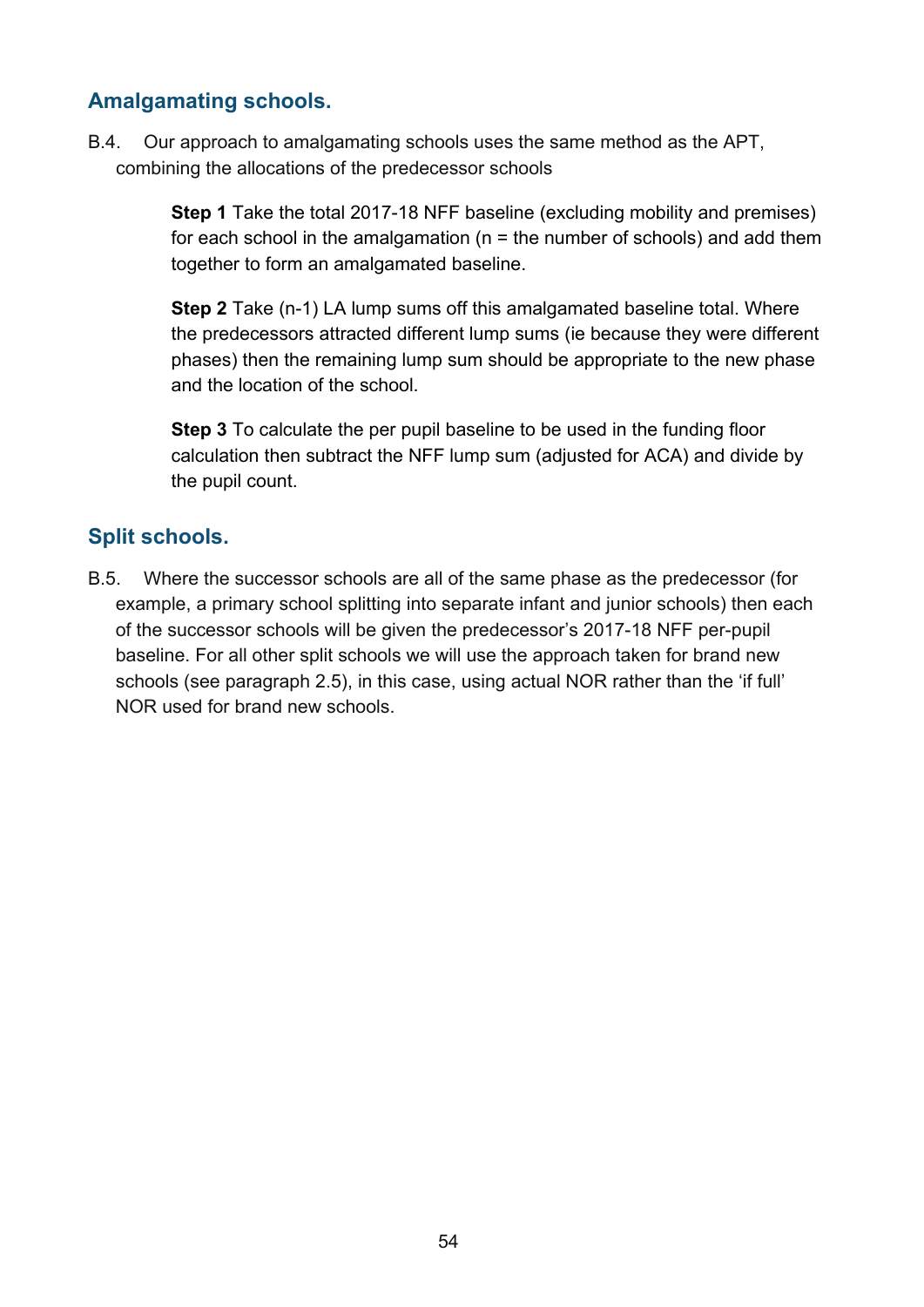## Amalgamating schools.

B.4. Our approach to amalgamating schools uses the same method as the APT, combining the allocations of the predecessor schools

> **Step 1** Take the total 2017-18 NFF baseline (excluding mobility and premises) for each school in the amalgamation (n = the number of schools) and add them together to form an amalgamated baseline.
>
> **Step 2** Take (n-1) LA lump sums off this amalgamated baseline total. Where the predecessors attracted different lump sums (ie because they were different phases) then the remaining lump sum should be appropriate to the new phase and the location of the school.
>
> **Step 3** To calculate the per pupil baseline to be used in the funding floor calculation then subtract the NFF lump sum (adjusted for ACA) and divide by the pupil count.

## Split schools.

B.5. Where the successor schools are all of the same phase as the predecessor (for example, a primary school splitting into separate infant and junior schools) then each of the successor schools will be given the predecessor's 2017-18 NFF per-pupil baseline. For all other split schools we will use the approach taken for brand new schools (see paragraph 2.5), in this case, using actual NOR rather than the 'if full' NOR used for brand new schools.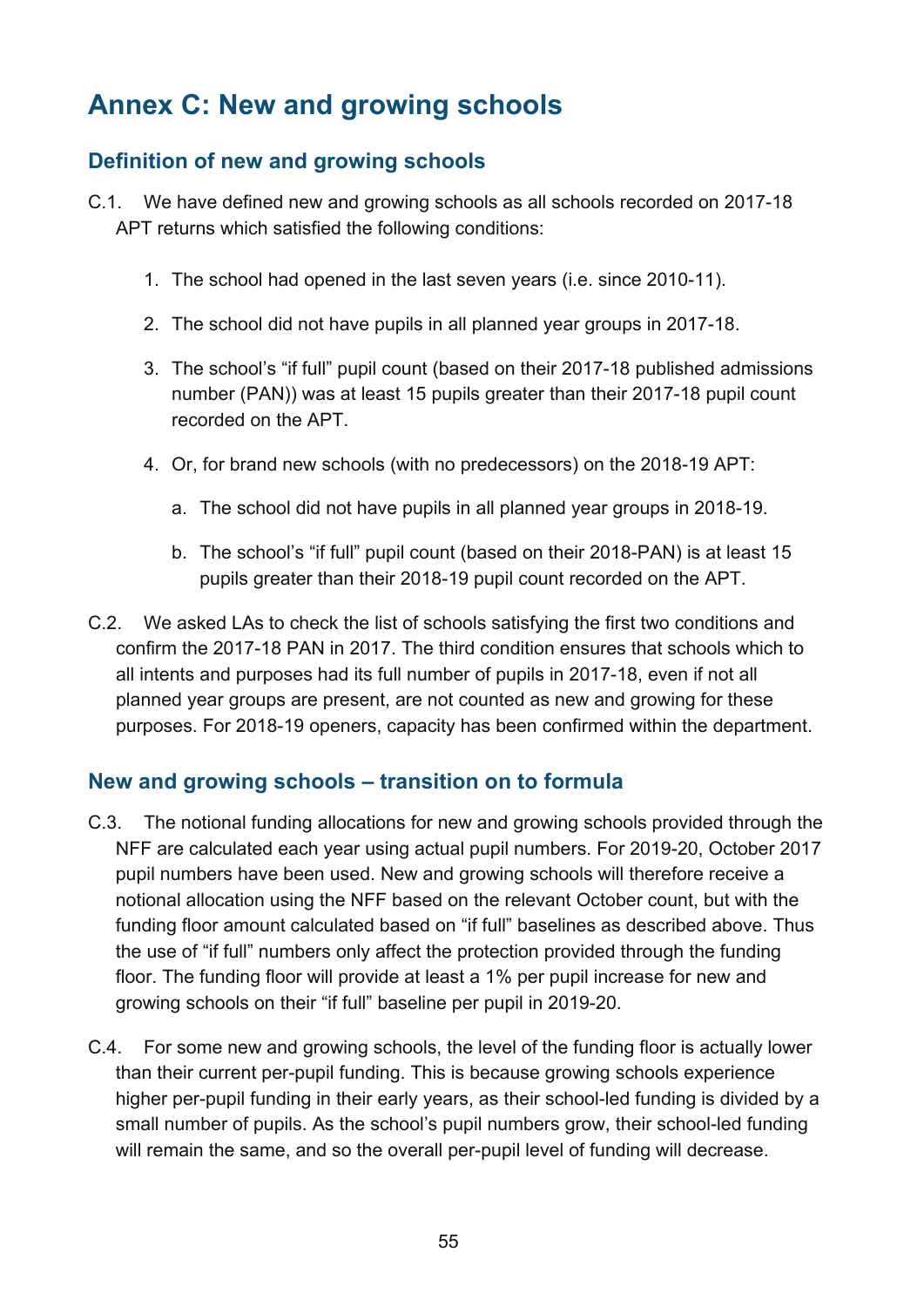# Annex C: New and growing schools

## Definition of new and growing schools

C.1. We have defined new and growing schools as all schools recorded on 2017-18 APT returns which satisfied the following conditions:

1. The school had opened in the last seven years (i.e. since 2010-11).
2. The school did not have pupils in all planned year groups in 2017-18.
3. The school's "if full" pupil count (based on their 2017-18 published admissions number (PAN)) was at least 15 pupils greater than their 2017-18 pupil count recorded on the APT.
4. Or, for brand new schools (with no predecessors) on the 2018-19 APT:
    a. The school did not have pupils in all planned year groups in 2018-19.
    b. The school's "if full" pupil count (based on their 2018-PAN) is at least 15 pupils greater than their 2018-19 pupil count recorded on the APT.

C.2. We asked LAs to check the list of schools satisfying the first two conditions and confirm the 2017-18 PAN in 2017. The third condition ensures that schools which to all intents and purposes had its full number of pupils in 2017-18, even if not all planned year groups are present, are not counted as new and growing for these purposes. For 2018-19 openers, capacity has been confirmed within the department.

## New and growing schools – transition on to formula

C.3. The notional funding allocations for new and growing schools provided through the NFF are calculated each year using actual pupil numbers. For 2019-20, October 2017 pupil numbers have been used. New and growing schools will therefore receive a notional allocation using the NFF based on the relevant October count, but with the funding floor amount calculated based on "if full" baselines as described above. Thus the use of "if full" numbers only affect the protection provided through the funding floor. The funding floor will provide at least a 1% per pupil increase for new and growing schools on their "if full" baseline per pupil in 2019-20.

C.4. For some new and growing schools, the level of the funding floor is actually lower than their current per-pupil funding. This is because growing schools experience higher per-pupil funding in their early years, as their school-led funding is divided by a small number of pupils. As the school's pupil numbers grow, their school-led funding will remain the same, and so the overall per-pupil level of funding will decrease.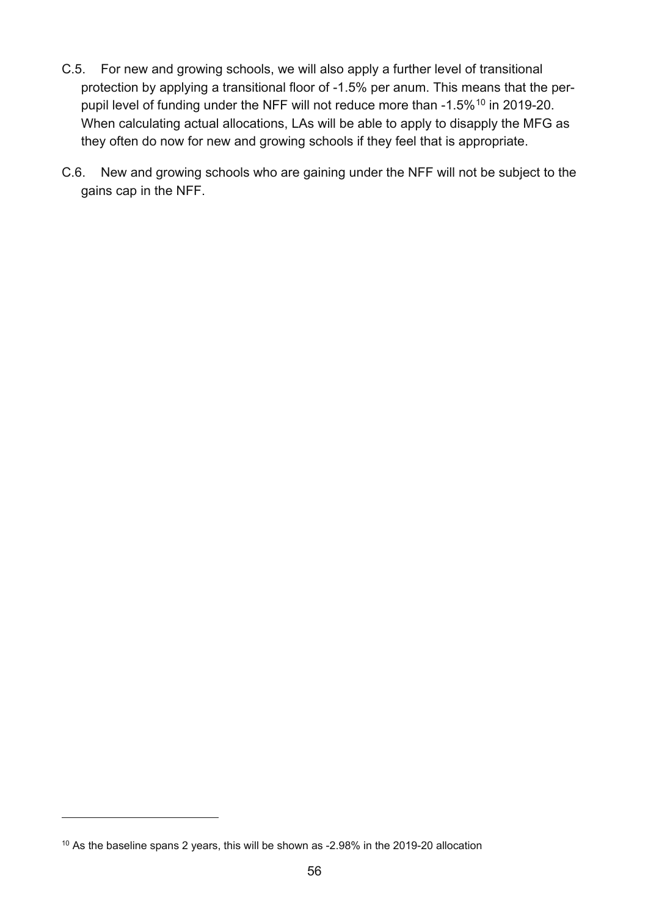C.5. For new and growing schools, we will also apply a further level of transitional protection by applying a transitional floor of -1.5% per anum. This means that the per-pupil level of funding under the NFF will not reduce more than -1.5%[10] in 2019-20. When calculating actual allocations, LAs will be able to apply to disapply the MFG as they often do now for new and growing schools if they feel that is appropriate.

C.6. New and growing schools who are gaining under the NFF will not be subject to the gains cap in the NFF.

---

[10] As the baseline spans 2 years, this will be shown as -2.98% in the 2019-20 allocation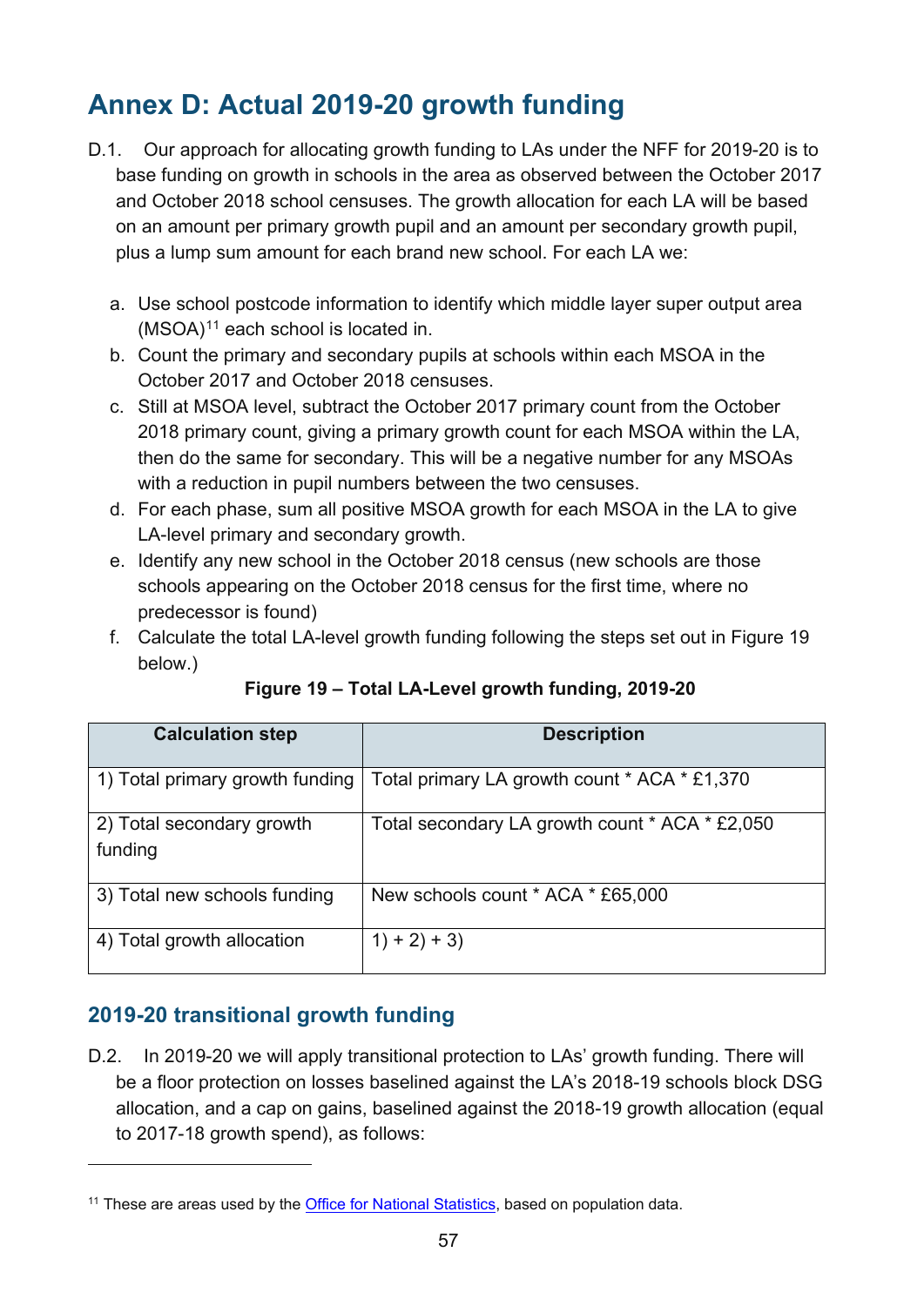# Annex D: Actual 2019-20 growth funding

D.1. Our approach for allocating growth funding to LAs under the NFF for 2019-20 is to base funding on growth in schools in the area as observed between the October 2017 and October 2018 school censuses. The growth allocation for each LA will be based on an amount per primary growth pupil and an amount per secondary growth pupil, plus a lump sum amount for each brand new school. For each LA we:

a. Use school postcode information to identify which middle layer super output area (MSOA)[11] each school is located in.
b. Count the primary and secondary pupils at schools within each MSOA in the October 2017 and October 2018 censuses.
c. Still at MSOA level, subtract the October 2017 primary count from the October 2018 primary count, giving a primary growth count for each MSOA within the LA, then do the same for secondary. This will be a negative number for any MSOAs with a reduction in pupil numbers between the two censuses.
d. For each phase, sum all positive MSOA growth for each MSOA in the LA to give LA-level primary and secondary growth.
e. Identify any new school in the October 2018 census (new schools are those schools appearing on the October 2018 census for the first time, where no predecessor is found)
f. Calculate the total LA-level growth funding following the steps set out in Figure 19 below.)

**Figure 19 – Total LA-Level growth funding, 2019-20**

| Calculation step | Description |
|---|---|
| 1) Total primary growth funding | Total primary LA growth count * ACA * £1,370 |
| 2) Total secondary growth funding | Total secondary LA growth count * ACA * £2,050 |
| 3) Total new schools funding | New schools count * ACA * £65,000 |
| 4) Total growth allocation | 1) + 2) + 3) |

## 2019-20 transitional growth funding

D.2. In 2019-20 we will apply transitional protection to LAs' growth funding. There will be a floor protection on losses baselined against the LA's 2018-19 schools block DSG allocation, and a cap on gains, baselined against the 2018-19 growth allocation (equal to 2017-18 growth spend), as follows:

[11] These are areas used by the Office for National Statistics, based on population data.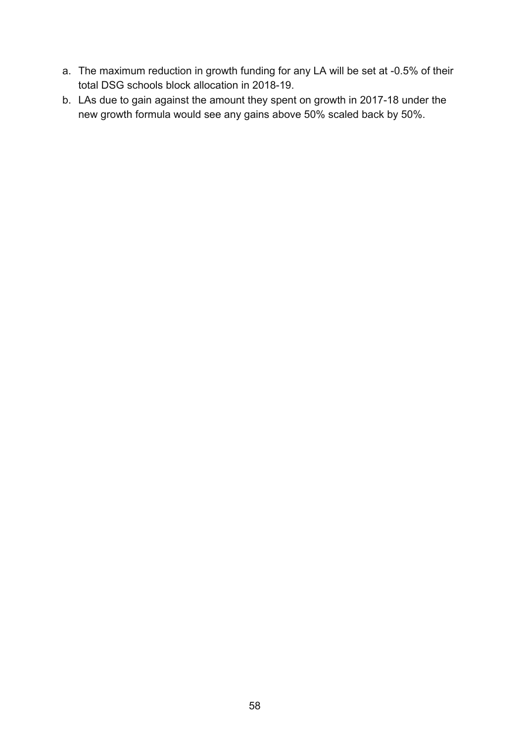a. The maximum reduction in growth funding for any LA will be set at -0.5% of their total DSG schools block allocation in 2018-19.
b. LAs due to gain against the amount they spent on growth in 2017-18 under the new growth formula would see any gains above 50% scaled back by 50%.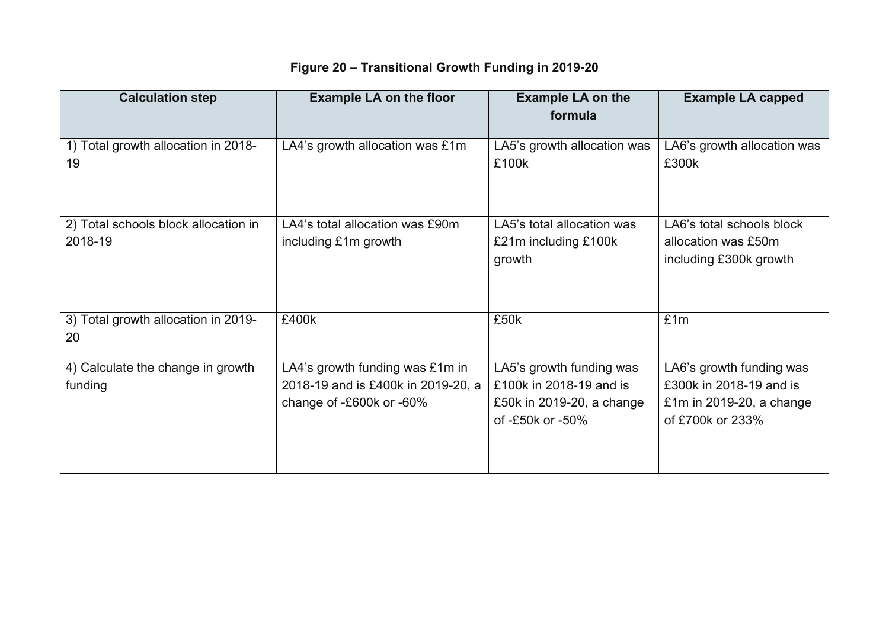**Figure 20 – Transitional Growth Funding in 2019-20**

| Calculation step | Example LA on the floor | Example LA on the formula | Example LA capped |
|---|---|---|---|
| 1) Total growth allocation in 2018-19 | LA4's growth allocation was £1m | LA5's growth allocation was £100k | LA6's growth allocation was £300k |
| 2) Total schools block allocation in 2018-19 | LA4's total allocation was £90m including £1m growth | LA5's total allocation was £21m including £100k growth | LA6's total schools block allocation was £50m including £300k growth |
| 3) Total growth allocation in 2019-20 | £400k | £50k | £1m |
| 4) Calculate the change in growth funding | LA4's growth funding was £1m in 2018-19 and is £400k in 2019-20, a change of -£600k or -60% | LA5's growth funding was £100k in 2018-19 and is £50k in 2019-20, a change of -£50k or -50% | LA6's growth funding was £300k in 2018-19 and is £1m in 2019-20, a change of £700k or 233% |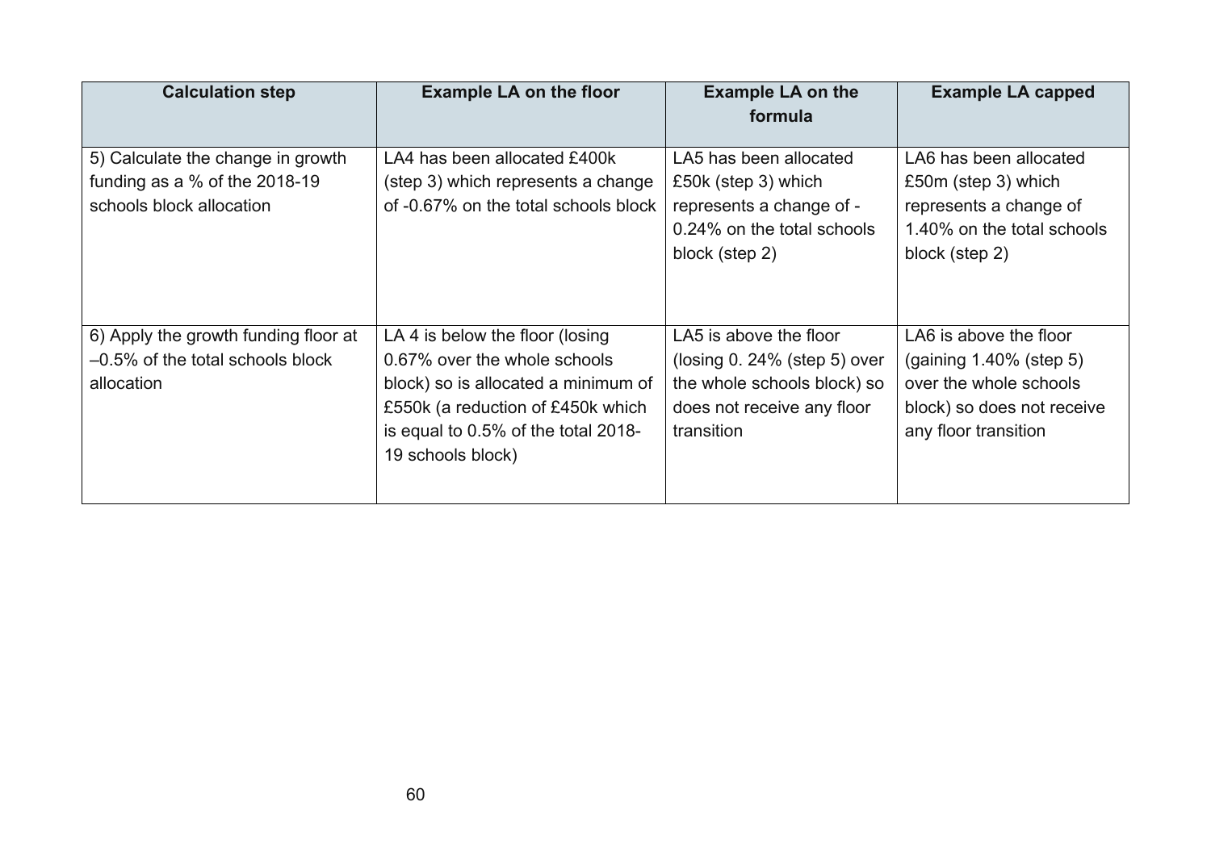| Calculation step | Example LA on the floor | Example LA on the formula | Example LA capped |
|---|---|---|---|
| 5) Calculate the change in growth funding as a % of the 2018-19 schools block allocation | LA4 has been allocated £400k (step 3) which represents a change of -0.67% on the total schools block | LA5 has been allocated £50k (step 3) which represents a change of -0.24% on the total schools block (step 2) | LA6 has been allocated £50m (step 3) which represents a change of 1.40% on the total schools block (step 2) |
| 6) Apply the growth funding floor at –0.5% of the total schools block allocation | LA 4 is below the floor (losing 0.67% over the whole schools block) so is allocated a minimum of £550k (a reduction of £450k which is equal to 0.5% of the total 2018-19 schools block) | LA5 is above the floor (losing 0. 24% (step 5) over the whole schools block) so does not receive any floor transition | LA6 is above the floor (gaining 1.40% (step 5) over the whole schools block) so does not receive any floor transition |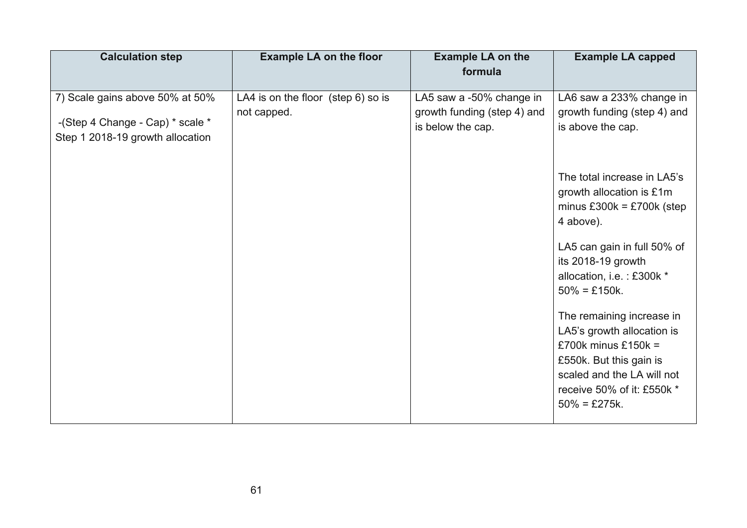| Calculation step | Example LA on the floor | Example LA on the formula | Example LA capped |
| --- | --- | --- | --- |
| 7) Scale gains above 50% at 50%<br><br>-(Step 4 Change - Cap) * scale * Step 1 2018-19 growth allocation | LA4 is on the floor (step 6) so is not capped. | LA5 saw a -50% change in growth funding (step 4) and is below the cap. | LA6 saw a 233% change in growth funding (step 4) and is above the cap.<br><br>The total increase in LA5's growth allocation is £1m minus £300k = £700k (step 4 above).<br><br>LA5 can gain in full 50% of its 2018-19 growth allocation, i.e. : £300k * 50% = £150k.<br><br>The remaining increase in LA5's growth allocation is £700k minus £150k = £550k. But this gain is scaled and the LA will not receive 50% of it: £550k * 50% = £275k. |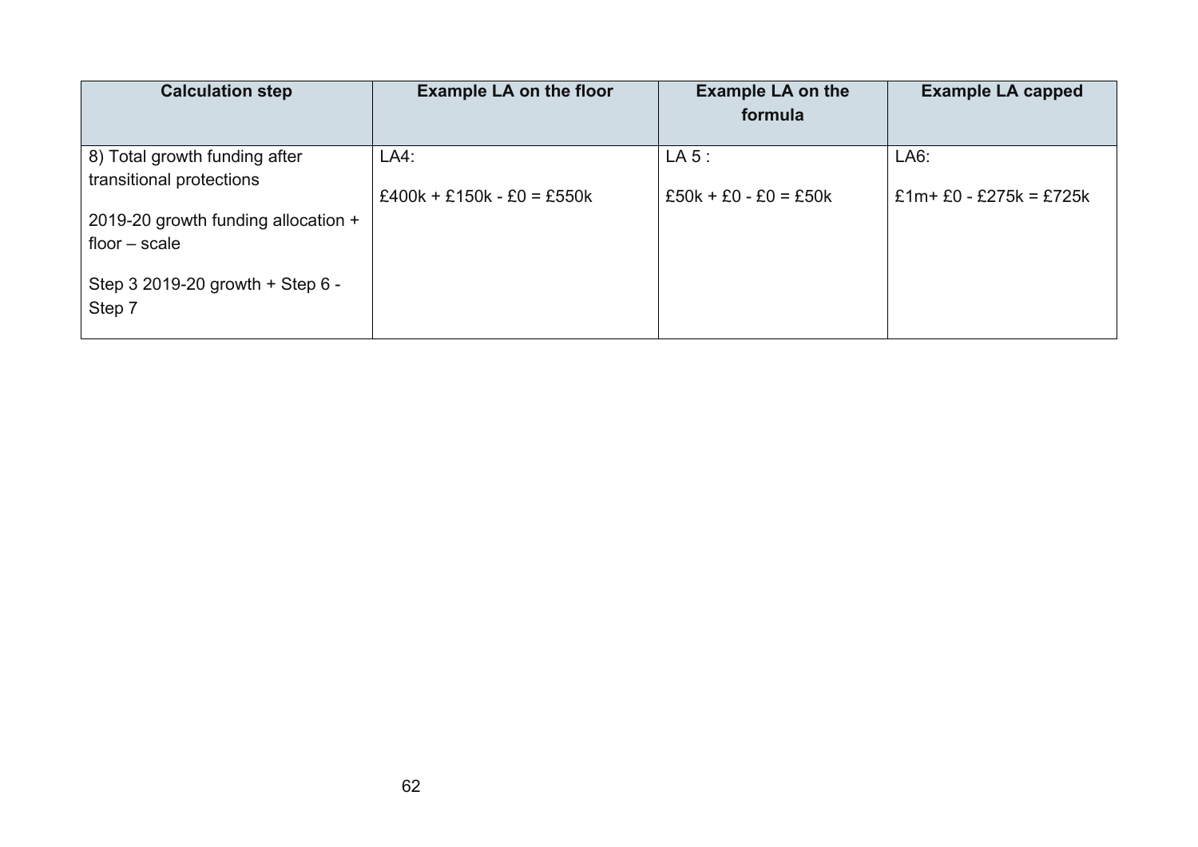| Calculation step | Example LA on the floor | Example LA on the formula | Example LA capped |
|---|---|---|---|
| 8) Total growth funding after transitional protections<br><br>2019-20 growth funding allocation + floor – scale<br><br>Step 3 2019-20 growth + Step 6 - Step 7 | LA4:<br><br>£400k + £150k - £0 = £550k | LA 5 :<br><br>£50k + £0 - £0 = £50k | LA6:<br><br>£1m+ £0 - £275k = £725k |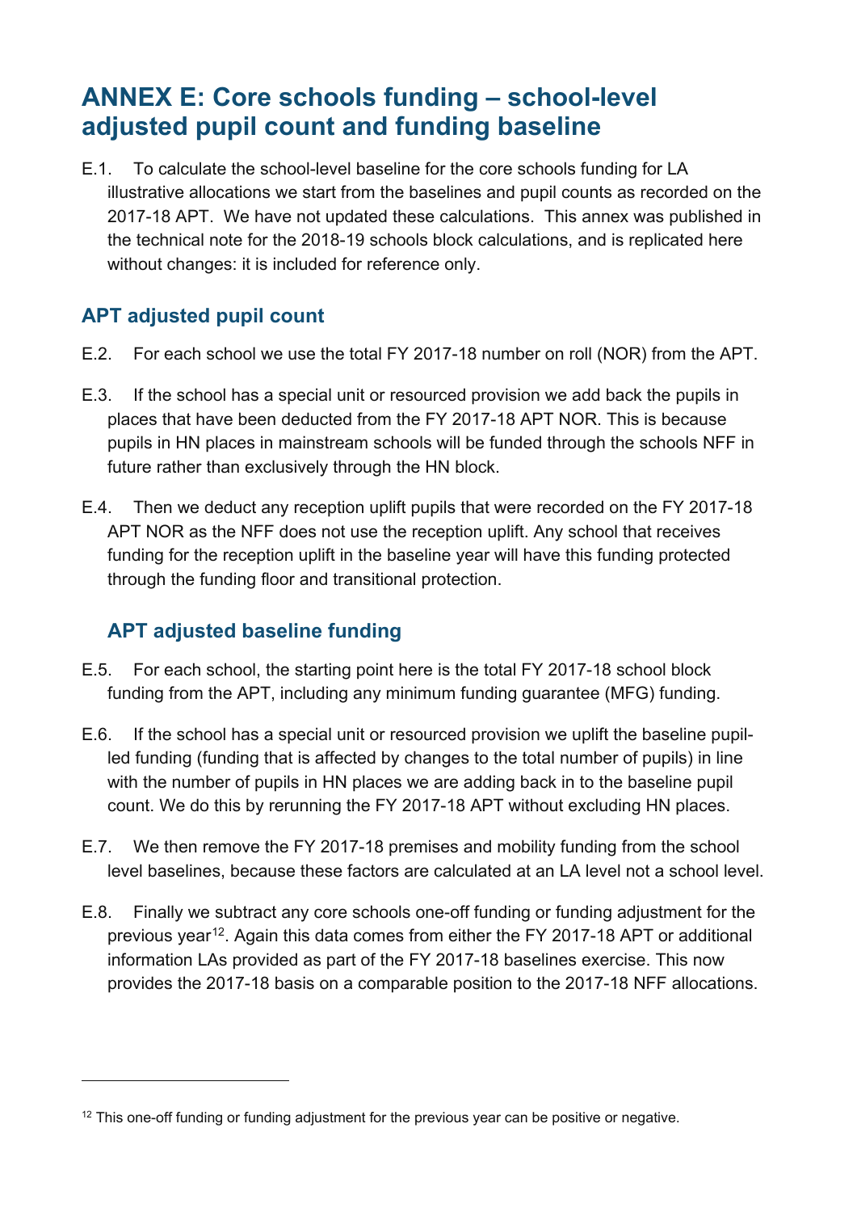# ANNEX E: Core schools funding – school-level adjusted pupil count and funding baseline

E.1. To calculate the school-level baseline for the core schools funding for LA illustrative allocations we start from the baselines and pupil counts as recorded on the 2017-18 APT. We have not updated these calculations. This annex was published in the technical note for the 2018-19 schools block calculations, and is replicated here without changes: it is included for reference only.

## APT adjusted pupil count

E.2. For each school we use the total FY 2017-18 number on roll (NOR) from the APT.

E.3. If the school has a special unit or resourced provision we add back the pupils in places that have been deducted from the FY 2017-18 APT NOR. This is because pupils in HN places in mainstream schools will be funded through the schools NFF in future rather than exclusively through the HN block.

E.4. Then we deduct any reception uplift pupils that were recorded on the FY 2017-18 APT NOR as the NFF does not use the reception uplift. Any school that receives funding for the reception uplift in the baseline year will have this funding protected through the funding floor and transitional protection.

## APT adjusted baseline funding

E.5. For each school, the starting point here is the total FY 2017-18 school block funding from the APT, including any minimum funding guarantee (MFG) funding.

E.6. If the school has a special unit or resourced provision we uplift the baseline pupil-led funding (funding that is affected by changes to the total number of pupils) in line with the number of pupils in HN places we are adding back in to the baseline pupil count. We do this by rerunning the FY 2017-18 APT without excluding HN places.

E.7. We then remove the FY 2017-18 premises and mobility funding from the school level baselines, because these factors are calculated at an LA level not a school level.

E.8. Finally we subtract any core schools one-off funding or funding adjustment for the previous year[12]. Again this data comes from either the FY 2017-18 APT or additional information LAs provided as part of the FY 2017-18 baselines exercise. This now provides the 2017-18 basis on a comparable position to the 2017-18 NFF allocations.

[12] This one-off funding or funding adjustment for the previous year can be positive or negative.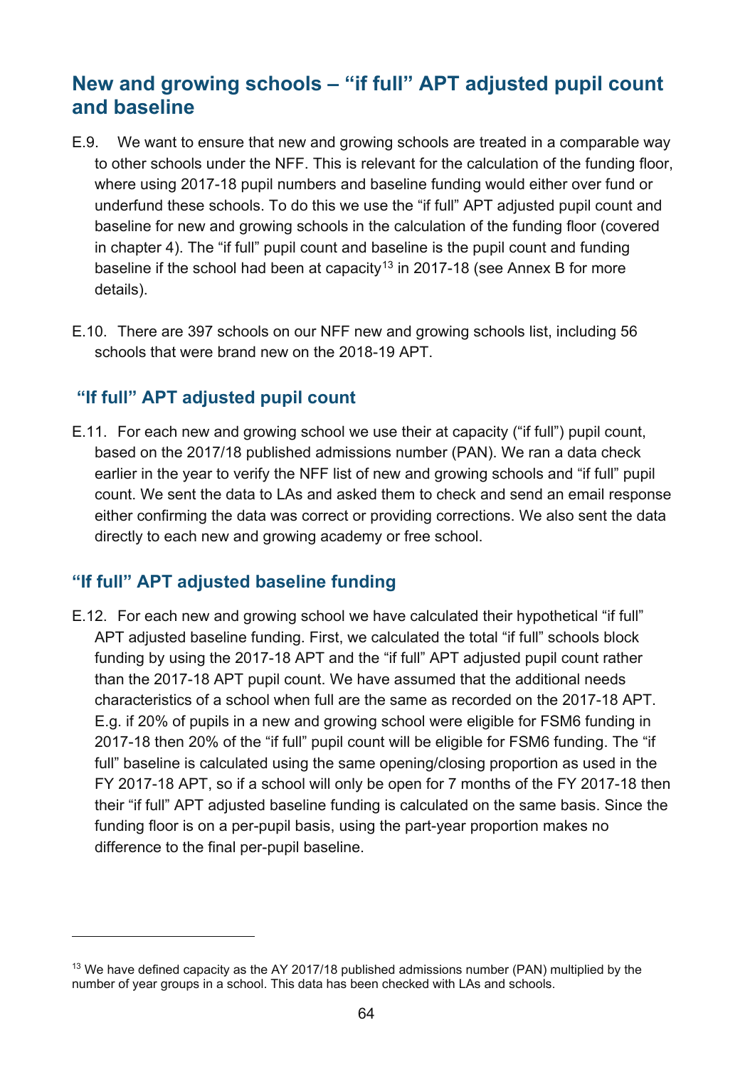## New and growing schools – "if full" APT adjusted pupil count and baseline

E.9. We want to ensure that new and growing schools are treated in a comparable way to other schools under the NFF. This is relevant for the calculation of the funding floor, where using 2017-18 pupil numbers and baseline funding would either over fund or underfund these schools. To do this we use the "if full" APT adjusted pupil count and baseline for new and growing schools in the calculation of the funding floor (covered in chapter 4). The "if full" pupil count and baseline is the pupil count and funding baseline if the school had been at capacity[13] in 2017-18 (see Annex B for more details).

E.10. There are 397 schools on our NFF new and growing schools list, including 56 schools that were brand new on the 2018-19 APT.

### "If full" APT adjusted pupil count

E.11. For each new and growing school we use their at capacity ("if full") pupil count, based on the 2017/18 published admissions number (PAN). We ran a data check earlier in the year to verify the NFF list of new and growing schools and "if full" pupil count. We sent the data to LAs and asked them to check and send an email response either confirming the data was correct or providing corrections. We also sent the data directly to each new and growing academy or free school.

### "If full" APT adjusted baseline funding

E.12. For each new and growing school we have calculated their hypothetical "if full" APT adjusted baseline funding. First, we calculated the total "if full" schools block funding by using the 2017-18 APT and the "if full" APT adjusted pupil count rather than the 2017-18 APT pupil count. We have assumed that the additional needs characteristics of a school when full are the same as recorded on the 2017-18 APT. E.g. if 20% of pupils in a new and growing school were eligible for FSM6 funding in 2017-18 then 20% of the "if full" pupil count will be eligible for FSM6 funding. The "if full" baseline is calculated using the same opening/closing proportion as used in the FY 2017-18 APT, so if a school will only be open for 7 months of the FY 2017-18 then their "if full" APT adjusted baseline funding is calculated on the same basis. Since the funding floor is on a per-pupil basis, using the part-year proportion makes no difference to the final per-pupil baseline.

---

[13] We have defined capacity as the AY 2017/18 published admissions number (PAN) multiplied by the number of year groups in a school. This data has been checked with LAs and schools.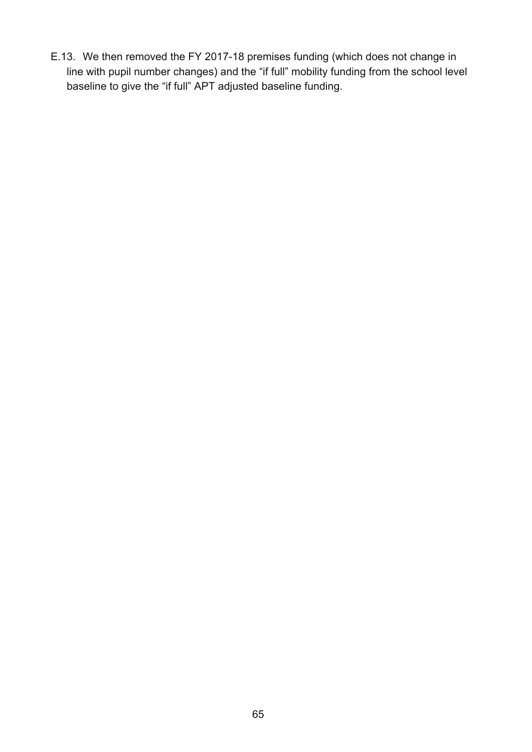E.13. We then removed the FY 2017-18 premises funding (which does not change in line with pupil number changes) and the "if full" mobility funding from the school level baseline to give the "if full" APT adjusted baseline funding.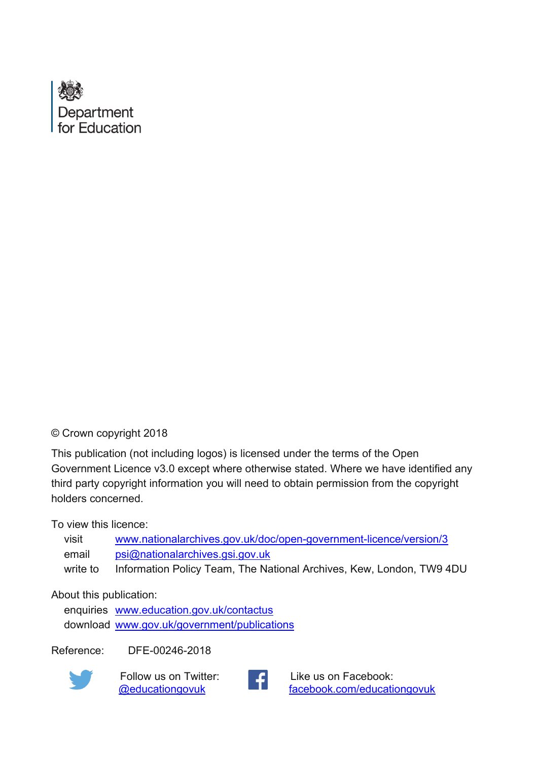Department for Education

© Crown copyright 2018

This publication (not including logos) is licensed under the terms of the Open Government Licence v3.0 except where otherwise stated. Where we have identified any third party copyright information you will need to obtain permission from the copyright holders concerned.

To view this licence:

| | |
|---|---|
| visit | www.nationalarchives.gov.uk/doc/open-government-licence/version/3 |
| email | psi@nationalarchives.gsi.gov.uk |
| write to | Information Policy Team, The National Archives, Kew, London, TW9 4DU |

About this publication:

| | |
|---|---|
| enquiries | www.education.gov.uk/contactus |
| download | www.gov.uk/government/publications |

Reference: DFE-00246-2018

Follow us on Twitter: @educationgovuk

Like us on Facebook: facebook.com/educationgovuk